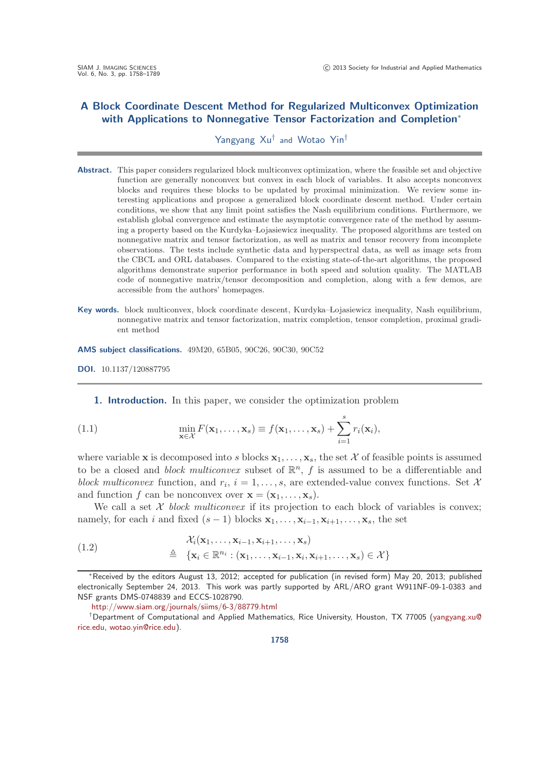# A Block Coordinate Descent Method for Regularized Multiconvex Optimization with Applications to Nonnegative Tensor Factorization and Completion*

Yangyang Xu[†] and Wotao Yin[†]

**Abstract.** This paper considers regularized block multiconvex optimization, where the feasible set and objective function are generally nonconvex but convex in each block of variables. It also accepts nonconvex blocks and requires these blocks to be updated by proximal minimization. We review some interesting applications and propose a generalized block coordinate descent method. Under certain conditions, we show that any limit point satisfies the Nash equilibrium conditions. Furthermore, we establish global convergence and estimate the asymptotic convergence rate of the method by assuming a property based on the Kurdyka–Lojasiewicz inequality. The proposed algorithms are tested on nonnegative matrix and tensor factorization, as well as matrix and tensor recovery from incomplete observations. The tests include synthetic data and hyperspectral data, as well as image sets from the CBCL and ORL databases. Compared to the existing state-of-the-art algorithms, the proposed algorithms demonstrate superior performance in both speed and solution quality. The MATLAB code of nonnegative matrix/tensor decomposition and completion, along with a few demos, are accessible from the authors' homepages.

**Key words.** block multiconvex, block coordinate descent, Kurdyka–Lojasiewicz inequality, Nash equilibrium, nonnegative matrix and tensor factorization, matrix completion, tensor completion, proximal gradient method

**AMS subject classifications.** 49M20, 65B05, 90C26, 90C30, 90C52

**DOI.** 10.1137/120887795

## 1. Introduction.

In this paper, we consider the optimization problem

$$\min_{\mathbf{x}\in\mathcal{X}} F(\mathbf{x}_1,\ldots,\mathbf{x}_s) \equiv f(\mathbf{x}_1,\ldots,\mathbf{x}_s) + \sum_{i=1}^{s} r_i(\mathbf{x}_i), \tag{1.1}$$

where variable $\mathbf{x}$ is decomposed into $s$ blocks $\mathbf{x}_1,\ldots,\mathbf{x}_s$, the set $\mathcal{X}$ of feasible points is assumed to be a closed and *block multiconvex* subset of $\mathbb{R}^n$, $f$ is assumed to be a differentiable and *block multiconvex* function, and $r_i$, $i=1,\ldots,s$, are extended-value convex functions. Set $\mathcal{X}$ and function $f$ can be nonconvex over $\mathbf{x}=(\mathbf{x}_1,\ldots,\mathbf{x}_s)$.

We call a set $\mathcal{X}$ *block multiconvex* if its projection to each block of variables is convex; namely, for each $i$ and fixed $(s-1)$ blocks $\mathbf{x}_1,\ldots,\mathbf{x}_{i-1},\mathbf{x}_{i+1},\ldots,\mathbf{x}_s$, the set

$$\begin{aligned} &\mathcal{X}_i(\mathbf{x}_1,\ldots,\mathbf{x}_{i-1},\mathbf{x}_{i+1},\ldots,\mathbf{x}_s) \\ \triangleq\ &\{\mathbf{x}_i\in\mathbb{R}^{n_i} : (\mathbf{x}_1,\ldots,\mathbf{x}_{i-1},\mathbf{x}_i,\mathbf{x}_{i+1},\ldots,\mathbf{x}_s)\in\mathcal{X}\} \end{aligned} \tag{1.2}$$

---

*Received by the editors August 13, 2012; accepted for publication (in revised form) May 20, 2013; published electronically September 24, 2013. This work was partly supported by ARL/ARO grant W911NF-09-1-0383 and NSF grants DMS-0748839 and ECCS-1028790.

http://www.siam.org/journals/siims/6-3/88779.html

[†]Department of Computational and Applied Mathematics, Rice University, Houston, TX 77005 (yangyang.xu@rice.edu, wotao.yin@rice.edu).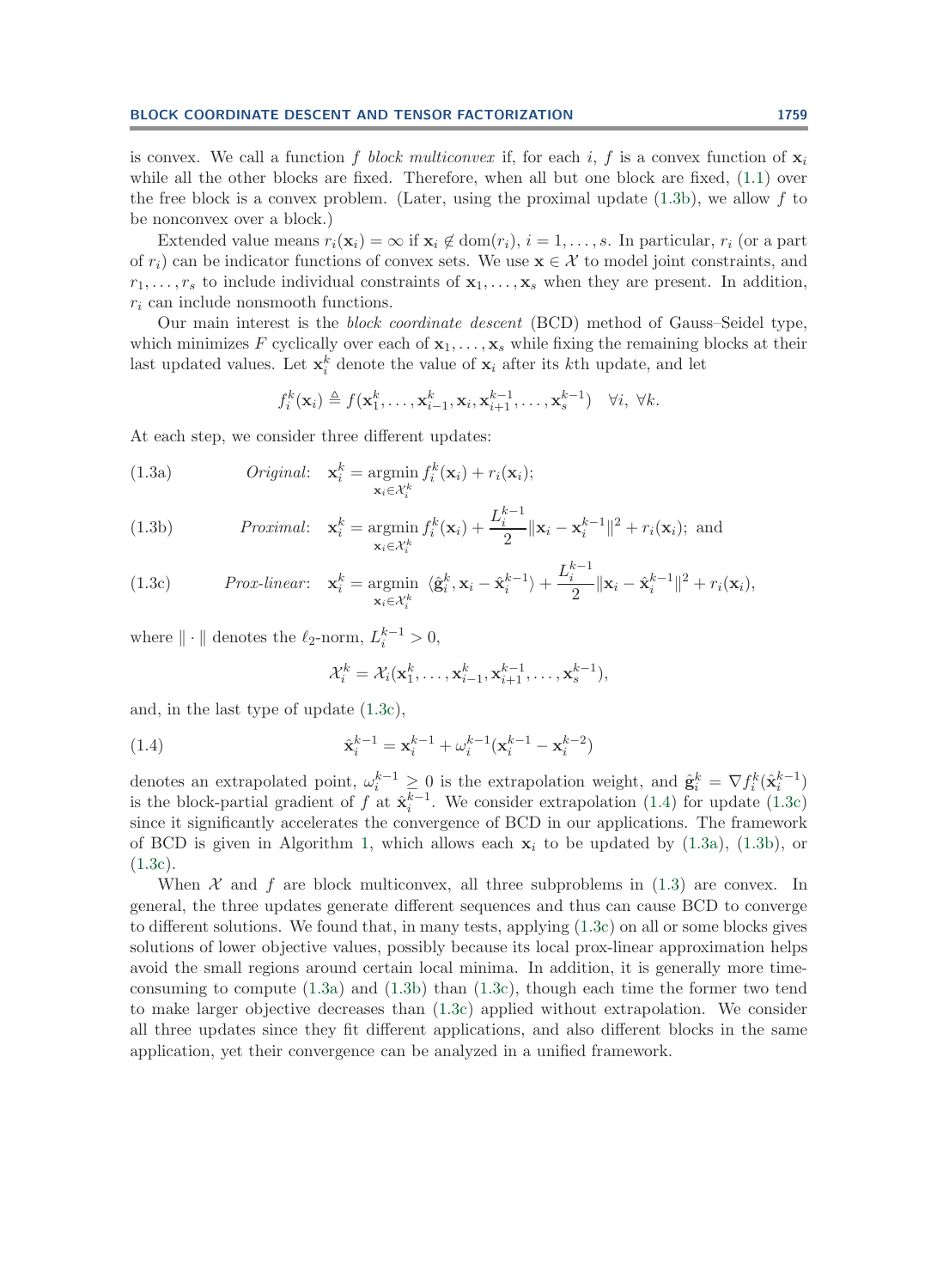is convex. We call a function $f$ *block multiconvex* if, for each $i$, $f$ is a convex function of $\mathbf{x}_i$ while all the other blocks are fixed. Therefore, when all but one block are fixed, (1.1) over the free block is a convex problem. (Later, using the proximal update (1.3b), we allow $f$ to be nonconvex over a block.)

Extended value means $r_i(\mathbf{x}_i) = \infty$ if $\mathbf{x}_i \notin \text{dom}(r_i)$, $i = 1, \ldots, s$. In particular, $r_i$ (or a part of $r_i$) can be indicator functions of convex sets. We use $\mathbf{x} \in \mathcal{X}$ to model joint constraints, and $r_1, \ldots, r_s$ to include individual constraints of $\mathbf{x}_1, \ldots, \mathbf{x}_s$ when they are present. In addition, $r_i$ can include nonsmooth functions.

Our main interest is the *block coordinate descent* (BCD) method of Gauss–Seidel type, which minimizes $F$ cyclically over each of $\mathbf{x}_1, \ldots, \mathbf{x}_s$ while fixing the remaining blocks at their last updated values. Let $\mathbf{x}_i^k$ denote the value of $\mathbf{x}_i$ after its $k$th update, and let

$$f_i^k(\mathbf{x}_i) \triangleq f(\mathbf{x}_1^k, \ldots, \mathbf{x}_{i-1}^k, \mathbf{x}_i, \mathbf{x}_{i+1}^{k-1}, \ldots, \mathbf{x}_s^{k-1}) \quad \forall i, \ \forall k.$$

At each step, we consider three different updates:

$$\text{(1.3a)} \qquad \textit{Original:} \quad \mathbf{x}_i^k = \operatorname*{argmin}_{\mathbf{x}_i \in \mathcal{X}_i^k} f_i^k(\mathbf{x}_i) + r_i(\mathbf{x}_i);$$

$$\text{(1.3b)} \qquad \textit{Proximal:} \quad \mathbf{x}_i^k = \operatorname*{argmin}_{\mathbf{x}_i \in \mathcal{X}_i^k} f_i^k(\mathbf{x}_i) + \frac{L_i^{k-1}}{2}\|\mathbf{x}_i - \mathbf{x}_i^{k-1}\|^2 + r_i(\mathbf{x}_i); \text{ and}$$

$$\text{(1.3c)} \qquad \textit{Prox-linear:} \quad \mathbf{x}_i^k = \operatorname*{argmin}_{\mathbf{x}_i \in \mathcal{X}_i^k} \langle \hat{\mathbf{g}}_i^k, \mathbf{x}_i - \hat{\mathbf{x}}_i^{k-1} \rangle + \frac{L_i^{k-1}}{2}\|\mathbf{x}_i - \hat{\mathbf{x}}_i^{k-1}\|^2 + r_i(\mathbf{x}_i),$$

where $\|\cdot\|$ denotes the $\ell_2$-norm, $L_i^{k-1} > 0$,

$$\mathcal{X}_i^k = \mathcal{X}_i(\mathbf{x}_1^k, \ldots, \mathbf{x}_{i-1}^k, \mathbf{x}_{i+1}^{k-1}, \ldots, \mathbf{x}_s^{k-1}),$$

and, in the last type of update (1.3c),

$$\text{(1.4)} \qquad \hat{\mathbf{x}}_i^{k-1} = \mathbf{x}_i^{k-1} + \omega_i^{k-1}(\mathbf{x}_i^{k-1} - \mathbf{x}_i^{k-2})$$

denotes an extrapolated point, $\omega_i^{k-1} \geq 0$ is the extrapolation weight, and $\hat{\mathbf{g}}_i^k = \nabla f_i^k(\hat{\mathbf{x}}_i^{k-1})$ is the block-partial gradient of $f$ at $\hat{\mathbf{x}}_i^{k-1}$. We consider extrapolation (1.4) for update (1.3c) since it significantly accelerates the convergence of BCD in our applications. The framework of BCD is given in Algorithm 1, which allows each $\mathbf{x}_i$ to be updated by (1.3a), (1.3b), or (1.3c).

When $\mathcal{X}$ and $f$ are block multiconvex, all three subproblems in (1.3) are convex. In general, the three updates generate different sequences and thus can cause BCD to converge to different solutions. We found that, in many tests, applying (1.3c) on all or some blocks gives solutions of lower objective values, possibly because its local prox-linear approximation helps avoid the small regions around certain local minima. In addition, it is generally more time-consuming to compute (1.3a) and (1.3b) than (1.3c), though each time the former two tend to make larger objective decreases than (1.3c) applied without extrapolation. We consider all three updates since they fit different applications, and also different blocks in the same application, yet their convergence can be analyzed in a unified framework.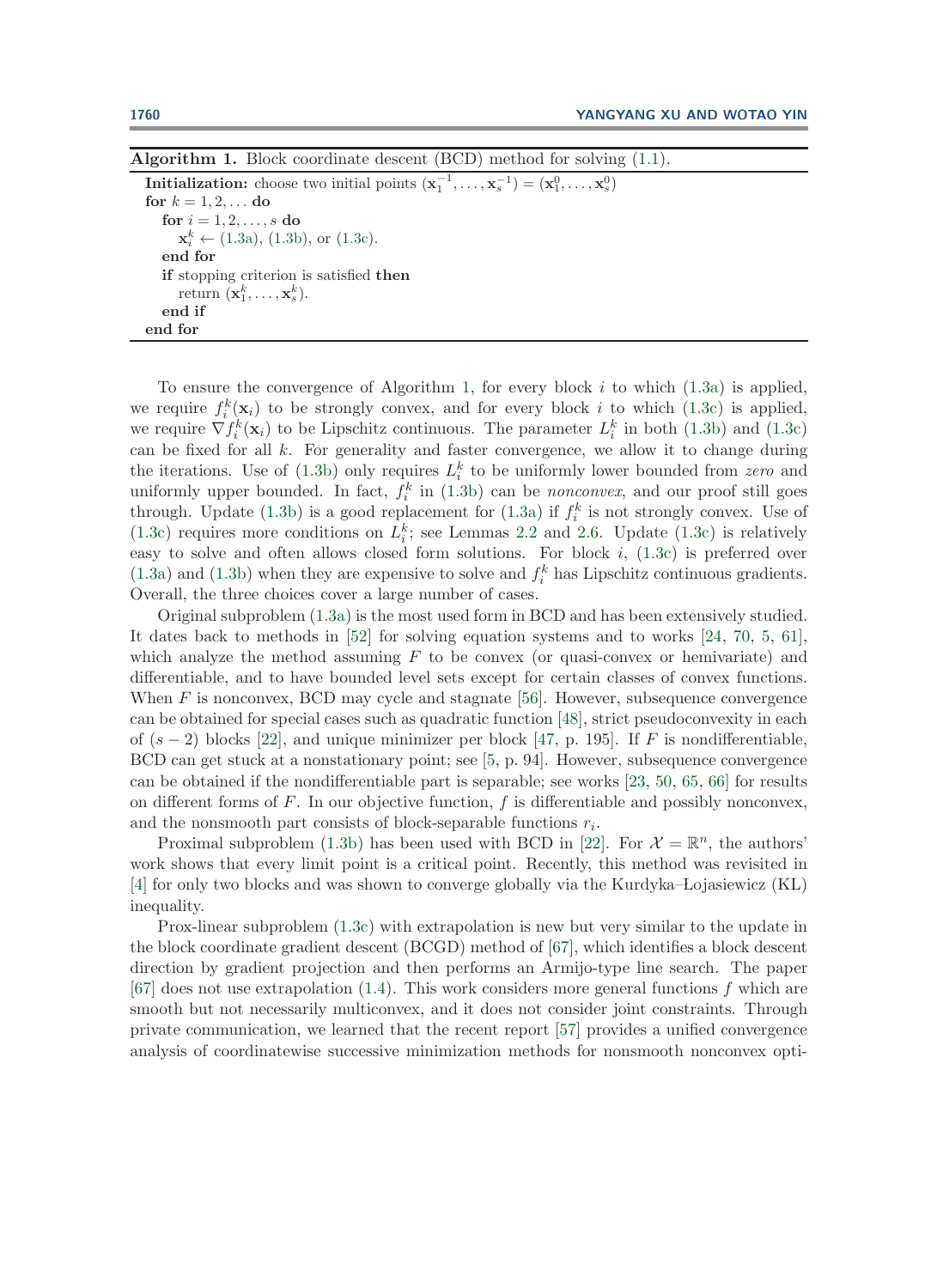**Algorithm 1.** Block coordinate descent (BCD) method for solving (1.1).

```
Initialization: choose two initial points (x_1^{-1}, ..., x_s^{-1}) = (x_1^0, ..., x_s^0)
for k = 1, 2, ... do
    for i = 1, 2, ..., s do
        x_i^k ← (1.3a), (1.3b), or (1.3c).
    end for
    if stopping criterion is satisfied then
        return (x_1^k, ..., x_s^k).
    end if
end for
```

To ensure the convergence of Algorithm 1, for every block $i$ to which (1.3a) is applied, we require $f_i^k(\mathbf{x}_i)$ to be strongly convex, and for every block $i$ to which (1.3c) is applied, we require $\nabla f_i^k(\mathbf{x}_i)$ to be Lipschitz continuous. The parameter $L_i^k$ in both (1.3b) and (1.3c) can be fixed for all $k$. For generality and faster convergence, we allow it to change during the iterations. Use of (1.3b) only requires $L_i^k$ to be uniformly lower bounded from *zero* and uniformly upper bounded. In fact, $f_i^k$ in (1.3b) can be *nonconvex*, and our proof still goes through. Update (1.3b) is a good replacement for (1.3a) if $f_i^k$ is not strongly convex. Use of (1.3c) requires more conditions on $L_i^k$; see Lemmas 2.2 and 2.6. Update (1.3c) is relatively easy to solve and often allows closed form solutions. For block $i$, (1.3c) is preferred over (1.3a) and (1.3b) when they are expensive to solve and $f_i^k$ has Lipschitz continuous gradients. Overall, the three choices cover a large number of cases.

Original subproblem (1.3a) is the most used form in BCD and has been extensively studied. It dates back to methods in [52] for solving equation systems and to works [24, 70, 5, 61], which analyze the method assuming $F$ to be convex (or quasi-convex or hemivariate) and differentiable, and to have bounded level sets except for certain classes of convex functions. When $F$ is nonconvex, BCD may cycle and stagnate [56]. However, subsequence convergence can be obtained for special cases such as quadratic function [48], strict pseudoconvexity in each of $(s-2)$ blocks [22], and unique minimizer per block [47, p. 195]. If $F$ is nondifferentiable, BCD can get stuck at a nonstationary point; see [5, p. 94]. However, subsequence convergence can be obtained if the nondifferentiable part is separable; see works [23, 50, 65, 66] for results on different forms of $F$. In our objective function, $f$ is differentiable and possibly nonconvex, and the nonsmooth part consists of block-separable functions $r_i$.

Proximal subproblem (1.3b) has been used with BCD in [22]. For $\mathcal{X} = \mathbb{R}^n$, the authors' work shows that every limit point is a critical point. Recently, this method was revisited in [4] for only two blocks and was shown to converge globally via the Kurdyka–Łojasiewicz (KL) inequality.

Prox-linear subproblem (1.3c) with extrapolation is new but very similar to the update in the block coordinate gradient descent (BCGD) method of [67], which identifies a block descent direction by gradient projection and then performs an Armijo-type line search. The paper [67] does not use extrapolation (1.4). This work considers more general functions $f$ which are smooth but not necessarily multiconvex, and it does not consider joint constraints. Through private communication, we learned that the recent report [57] provides a unified convergence analysis of coordinatewise successive minimization methods for nonsmooth nonconvex opti-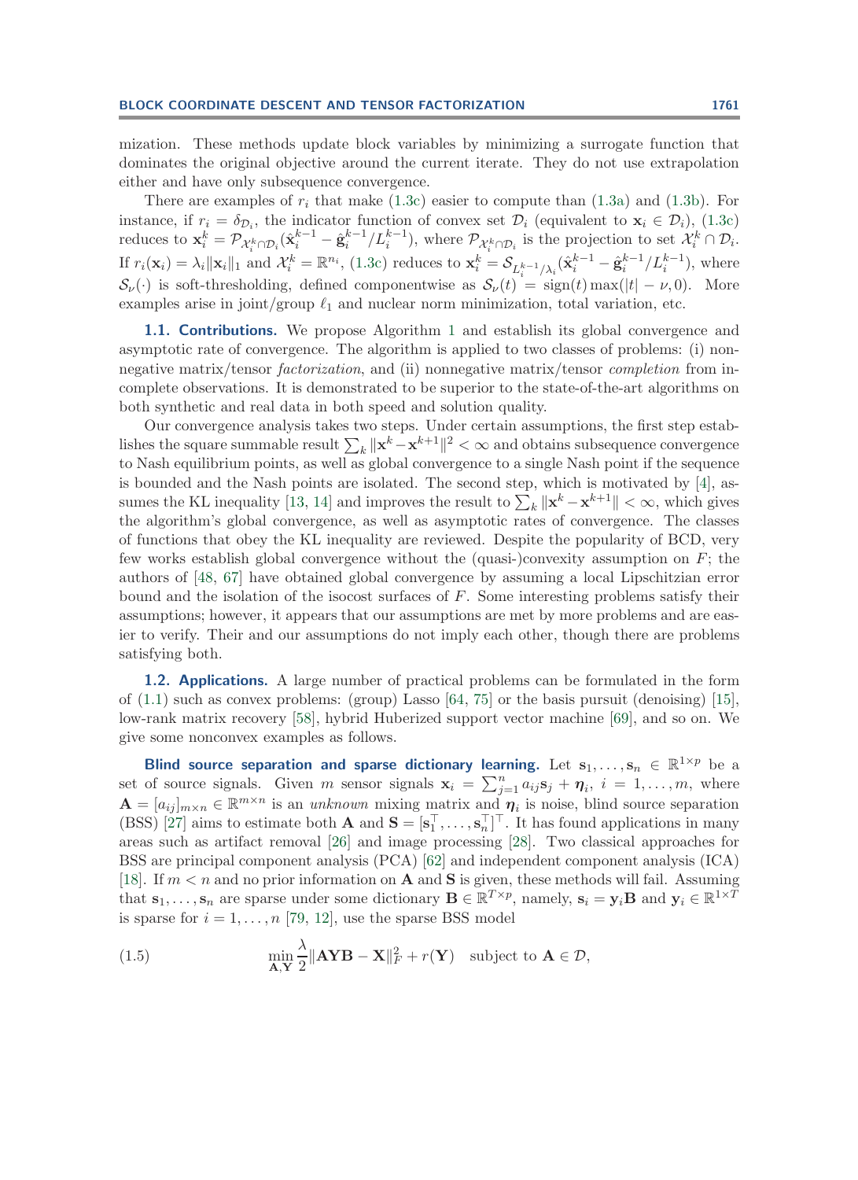mization. These methods update block variables by minimizing a surrogate function that dominates the original objective around the current iterate. They do not use extrapolation either and have only subsequence convergence.

There are examples of $r_i$ that make (1.3c) easier to compute than (1.3a) and (1.3b). For instance, if $r_i = \delta_{\mathcal{D}_i}$, the indicator function of convex set $\mathcal{D}_i$ (equivalent to $\mathbf{x}_i \in \mathcal{D}_i$), (1.3c) reduces to $\mathbf{x}_i^k = \mathcal{P}_{\mathcal{X}_i^k \cap \mathcal{D}_i}(\hat{\mathbf{x}}_i^{k-1} - \hat{\mathbf{g}}_i^{k-1}/L_i^{k-1})$, where $\mathcal{P}_{\mathcal{X}_i^k \cap \mathcal{D}_i}$ is the projection to set $\mathcal{X}_i^k \cap \mathcal{D}_i$. If $r_i(\mathbf{x}_i) = \lambda_i \|\mathbf{x}_i\|_1$ and $\mathcal{X}_i^k = \mathbb{R}^{n_i}$, (1.3c) reduces to $\mathbf{x}_i^k = \mathcal{S}_{L_i^{k-1}/\lambda_i}(\hat{\mathbf{x}}_i^{k-1} - \hat{\mathbf{g}}_i^{k-1}/L_i^{k-1})$, where $\mathcal{S}_\nu(\cdot)$ is soft-thresholding, defined componentwise as $\mathcal{S}_\nu(t) = \mathrm{sign}(t)\max(|t| - \nu, 0)$. More examples arise in joint/group $\ell_1$ and nuclear norm minimization, total variation, etc.

## 1.1. Contributions.

We propose Algorithm 1 and establish its global convergence and asymptotic rate of convergence. The algorithm is applied to two classes of problems: (i) nonnegative matrix/tensor *factorization*, and (ii) nonnegative matrix/tensor *completion* from incomplete observations. It is demonstrated to be superior to the state-of-the-art algorithms on both synthetic and real data in both speed and solution quality.

Our convergence analysis takes two steps. Under certain assumptions, the first step establishes the square summable result $\sum_k \|\mathbf{x}^k - \mathbf{x}^{k+1}\|^2 < \infty$ and obtains subsequence convergence to Nash equilibrium points, as well as global convergence to a single Nash point if the sequence is bounded and the Nash points are isolated. The second step, which is motivated by [4], assumes the KL inequality [13, 14] and improves the result to $\sum_k \|\mathbf{x}^k - \mathbf{x}^{k+1}\| < \infty$, which gives the algorithm's global convergence, as well as asymptotic rates of convergence. The classes of functions that obey the KL inequality are reviewed. Despite the popularity of BCD, very few works establish global convergence without the (quasi-)convexity assumption on $F$; the authors of [48, 67] have obtained global convergence by assuming a local Lipschitzian error bound and the isolation of the isocost surfaces of $F$. Some interesting problems satisfy their assumptions; however, it appears that our assumptions are met by more problems and are easier to verify. Their and our assumptions do not imply each other, though there are problems satisfying both.

## 1.2. Applications.

A large number of practical problems can be formulated in the form of (1.1) such as convex problems: (group) Lasso [64, 75] or the basis pursuit (denoising) [15], low-rank matrix recovery [58], hybrid Huberized support vector machine [69], and so on. We give some nonconvex examples as follows.

**Blind source separation and sparse dictionary learning.** Let $\mathbf{s}_1, \ldots, \mathbf{s}_n \in \mathbb{R}^{1\times p}$ be a set of source signals. Given $m$ sensor signals $\mathbf{x}_i = \sum_{j=1}^n a_{ij}\mathbf{s}_j + \boldsymbol{\eta}_i$, $i = 1, \ldots, m$, where $\mathbf{A} = [a_{ij}]_{m\times n} \in \mathbb{R}^{m\times n}$ is an *unknown* mixing matrix and $\boldsymbol{\eta}_i$ is noise, blind source separation (BSS) [27] aims to estimate both $\mathbf{A}$ and $\mathbf{S} = [\mathbf{s}_1^\top, \ldots, \mathbf{s}_n^\top]^\top$. It has found applications in many areas such as artifact removal [26] and image processing [28]. Two classical approaches for BSS are principal component analysis (PCA) [62] and independent component analysis (ICA) [18]. If $m < n$ and no prior information on $\mathbf{A}$ and $\mathbf{S}$ is given, these methods will fail. Assuming that $\mathbf{s}_1, \ldots, \mathbf{s}_n$ are sparse under some dictionary $\mathbf{B} \in \mathbb{R}^{T\times p}$, namely, $\mathbf{s}_i = \mathbf{y}_i\mathbf{B}$ and $\mathbf{y}_i \in \mathbb{R}^{1\times T}$ is sparse for $i = 1, \ldots, n$ [79, 12], use the sparse BSS model

$$\min_{\mathbf{A},\mathbf{Y}} \frac{\lambda}{2}\|\mathbf{AYB} - \mathbf{X}\|_F^2 + r(\mathbf{Y}) \quad \text{subject to } \mathbf{A} \in \mathcal{D}, \tag{1.5}$$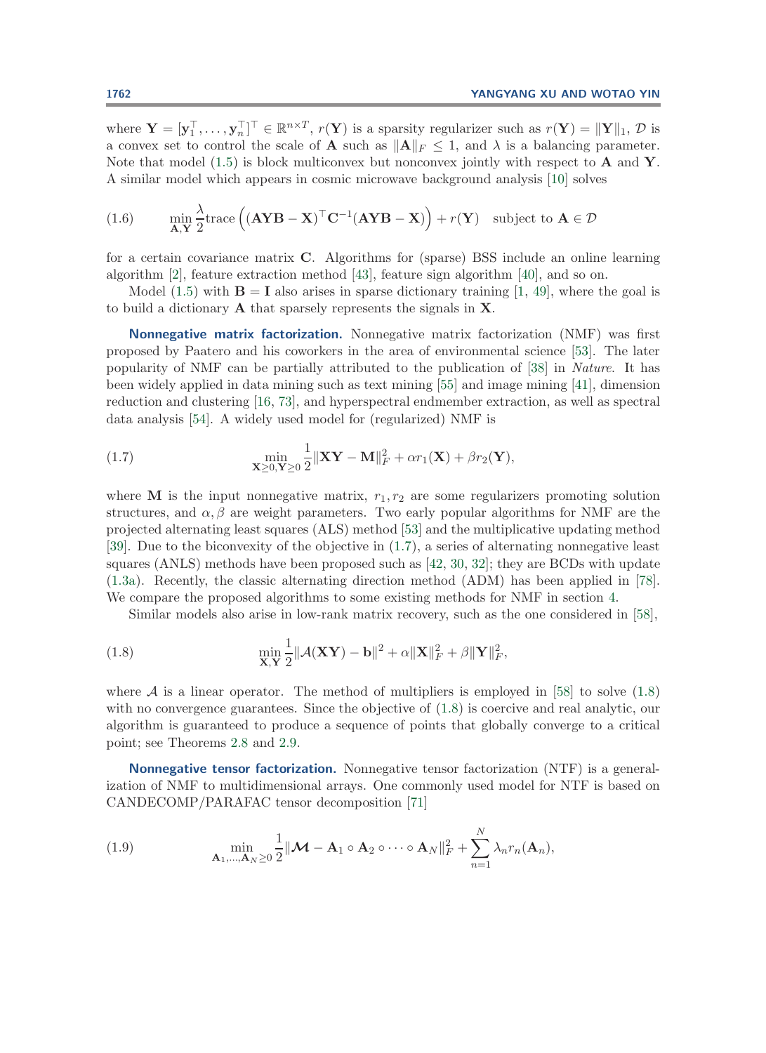where $\mathbf{Y} = [\mathbf{y}_1^\top, \ldots, \mathbf{y}_n^\top]^\top \in \mathbb{R}^{n\times T}$, $r(\mathbf{Y})$ is a sparsity regularizer such as $r(\mathbf{Y}) = \|\mathbf{Y}\|_1$, $\mathcal{D}$ is a convex set to control the scale of $\mathbf{A}$ such as $\|\mathbf{A}\|_F \leq 1$, and $\lambda$ is a balancing parameter. Note that model (1.5) is block multiconvex but nonconvex jointly with respect to $\mathbf{A}$ and $\mathbf{Y}$. A similar model which appears in cosmic microwave background analysis [10] solves

$$\min_{\mathbf{A},\mathbf{Y}} \frac{\lambda}{2}\mathrm{trace}\left((\mathbf{AYB}-\mathbf{X})^\top \mathbf{C}^{-1}(\mathbf{AYB}-\mathbf{X})\right) + r(\mathbf{Y}) \quad \text{subject to } \mathbf{A} \in \mathcal{D} \tag{1.6}$$

for a certain covariance matrix $\mathbf{C}$. Algorithms for (sparse) BSS include an online learning algorithm [2], feature extraction method [43], feature sign algorithm [40], and so on.

Model (1.5) with $\mathbf{B} = \mathbf{I}$ also arises in sparse dictionary training [1, 49], where the goal is to build a dictionary $\mathbf{A}$ that sparsely represents the signals in $\mathbf{X}$.

**Nonnegative matrix factorization.** Nonnegative matrix factorization (NMF) was first proposed by Paatero and his coworkers in the area of environmental science [53]. The later popularity of NMF can be partially attributed to the publication of [38] in *Nature*. It has been widely applied in data mining such as text mining [55] and image mining [41], dimension reduction and clustering [16, 73], and hyperspectral endmember extraction, as well as spectral data analysis [54]. A widely used model for (regularized) NMF is

$$\min_{\mathbf{X}\geq 0,\mathbf{Y}\geq 0} \frac{1}{2}\|\mathbf{XY}-\mathbf{M}\|_F^2 + \alpha r_1(\mathbf{X}) + \beta r_2(\mathbf{Y}), \tag{1.7}$$

where $\mathbf{M}$ is the input nonnegative matrix, $r_1, r_2$ are some regularizers promoting solution structures, and $\alpha, \beta$ are weight parameters. Two early popular algorithms for NMF are the projected alternating least squares (ALS) method [53] and the multiplicative updating method [39]. Due to the biconvexity of the objective in (1.7), a series of alternating nonnegative least squares (ANLS) methods have been proposed such as [42, 30, 32]; they are BCDs with update (1.3a). Recently, the classic alternating direction method (ADM) has been applied in [78]. We compare the proposed algorithms to some existing methods for NMF in section 4.

Similar models also arise in low-rank matrix recovery, such as the one considered in [58],

$$\min_{\mathbf{X},\mathbf{Y}} \frac{1}{2}\|\mathcal{A}(\mathbf{XY})-\mathbf{b}\|^2 + \alpha\|\mathbf{X}\|_F^2 + \beta\|\mathbf{Y}\|_F^2, \tag{1.8}$$

where $\mathcal{A}$ is a linear operator. The method of multipliers is employed in [58] to solve (1.8) with no convergence guarantees. Since the objective of (1.8) is coercive and real analytic, our algorithm is guaranteed to produce a sequence of points that globally converge to a critical point; see Theorems 2.8 and 2.9.

**Nonnegative tensor factorization.** Nonnegative tensor factorization (NTF) is a generalization of NMF to multidimensional arrays. One commonly used model for NTF is based on CANDECOMP/PARAFAC tensor decomposition [71]

$$\min_{\mathbf{A}_1,\ldots,\mathbf{A}_N\geq 0} \frac{1}{2}\|\boldsymbol{\mathcal{M}} - \mathbf{A}_1 \circ \mathbf{A}_2 \circ \cdots \circ \mathbf{A}_N\|_F^2 + \sum_{n=1}^{N}\lambda_n r_n(\mathbf{A}_n), \tag{1.9}$$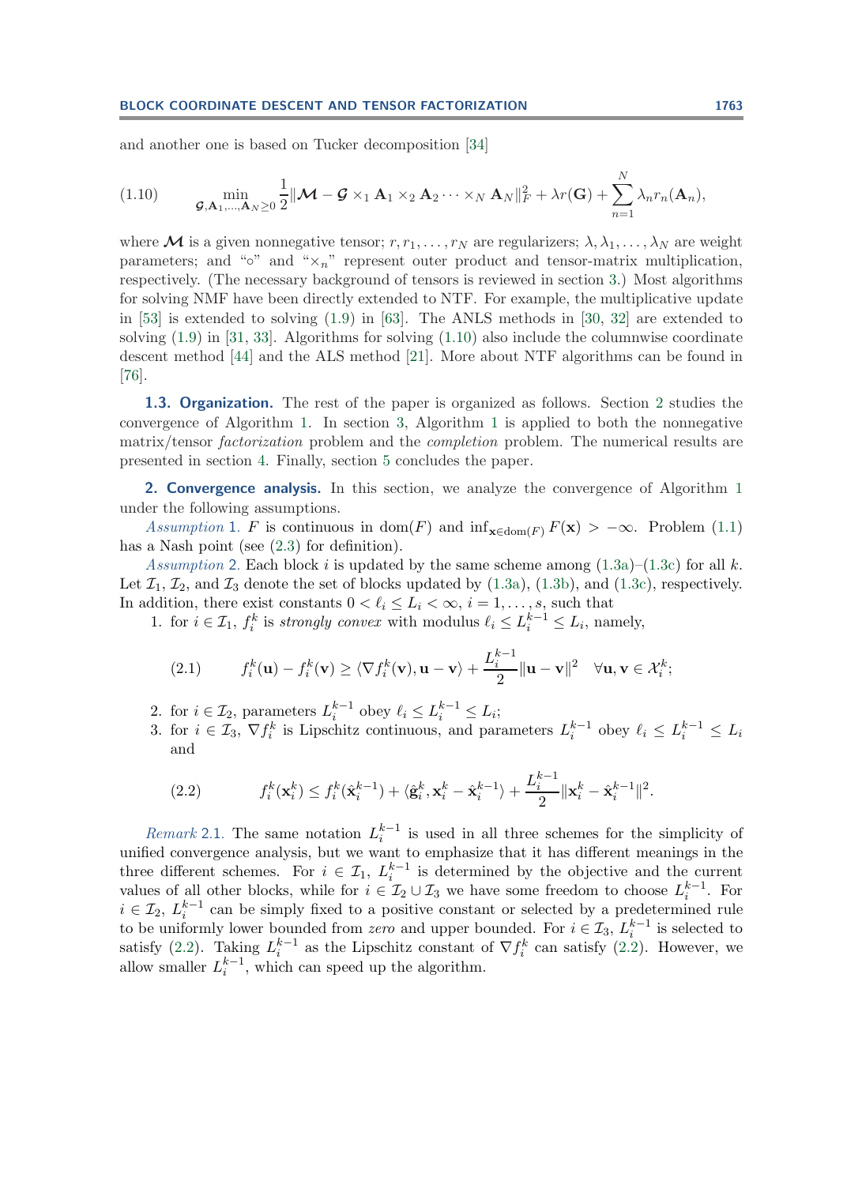and another one is based on Tucker decomposition [34]

$$(1.10)\qquad \min_{\mathcal{G},\mathbf{A}_1,\ldots,\mathbf{A}_N\geq 0} \frac{1}{2}\|\mathcal{M}-\mathcal{G}\times_1 \mathbf{A}_1\times_2 \mathbf{A}_2\cdots\times_N \mathbf{A}_N\|_F^2+\lambda r(\mathbf{G})+\sum_{n=1}^N \lambda_n r_n(\mathbf{A}_n),$$

where $\mathcal{M}$ is a given nonnegative tensor; $r, r_1, \ldots, r_N$ are regularizers; $\lambda, \lambda_1, \ldots, \lambda_N$ are weight parameters; and "$\circ$" and "$\times_n$" represent outer product and tensor-matrix multiplication, respectively. (The necessary background of tensors is reviewed in section 3.) Most algorithms for solving NMF have been directly extended to NTF. For example, the multiplicative update in [53] is extended to solving (1.9) in [63]. The ANLS methods in [30, 32] are extended to solving (1.9) in [31, 33]. Algorithms for solving (1.10) also include the columnwise coordinate descent method [44] and the ALS method [21]. More about NTF algorithms can be found in [76].

### 1.3. Organization.

The rest of the paper is organized as follows. Section 2 studies the convergence of Algorithm 1. In section 3, Algorithm 1 is applied to both the nonnegative matrix/tensor *factorization* problem and the *completion* problem. The numerical results are presented in section 4. Finally, section 5 concludes the paper.

## 2. Convergence analysis.

In this section, we analyze the convergence of Algorithm 1 under the following assumptions.

*Assumption* 1. $F$ is continuous in $\text{dom}(F)$ and $\inf_{\mathbf{x}\in\text{dom}(F)} F(\mathbf{x}) > -\infty$. Problem (1.1) has a Nash point (see (2.3) for definition).

*Assumption* 2. Each block $i$ is updated by the same scheme among (1.3a)–(1.3c) for all $k$. Let $\mathcal{I}_1$, $\mathcal{I}_2$, and $\mathcal{I}_3$ denote the set of blocks updated by (1.3a), (1.3b), and (1.3c), respectively. In addition, there exist constants $0 < \ell_i \leq L_i < \infty$, $i = 1, \ldots, s$, such that

1. for $i \in \mathcal{I}_1$, $f_i^k$ is *strongly convex* with modulus $\ell_i \leq L_i^{k-1} \leq L_i$, namely,

$$(2.1)\qquad f_i^k(\mathbf{u}) - f_i^k(\mathbf{v}) \geq \langle \nabla f_i^k(\mathbf{v}), \mathbf{u}-\mathbf{v}\rangle + \frac{L_i^{k-1}}{2}\|\mathbf{u}-\mathbf{v}\|^2 \quad \forall \mathbf{u},\mathbf{v}\in\mathcal{X}_i^k;$$

2. for $i \in \mathcal{I}_2$, parameters $L_i^{k-1}$ obey $\ell_i \leq L_i^{k-1} \leq L_i$;
3. for $i \in \mathcal{I}_3$, $\nabla f_i^k$ is Lipschitz continuous, and parameters $L_i^{k-1}$ obey $\ell_i \leq L_i^{k-1} \leq L_i$ and

$$(2.2)\qquad f_i^k(\mathbf{x}_i^k) \leq f_i^k(\hat{\mathbf{x}}_i^{k-1}) + \langle \hat{\mathbf{g}}_i^k, \mathbf{x}_i^k - \hat{\mathbf{x}}_i^{k-1}\rangle + \frac{L_i^{k-1}}{2}\|\mathbf{x}_i^k - \hat{\mathbf{x}}_i^{k-1}\|^2.$$

*Remark* 2.1. The same notation $L_i^{k-1}$ is used in all three schemes for the simplicity of unified convergence analysis, but we want to emphasize that it has different meanings in the three different schemes. For $i \in \mathcal{I}_1$, $L_i^{k-1}$ is determined by the objective and the current values of all other blocks, while for $i \in \mathcal{I}_2 \cup \mathcal{I}_3$ we have some freedom to choose $L_i^{k-1}$. For $i \in \mathcal{I}_2$, $L_i^{k-1}$ can be simply fixed to a positive constant or selected by a predetermined rule to be uniformly lower bounded from *zero* and upper bounded. For $i \in \mathcal{I}_3$, $L_i^{k-1}$ is selected to satisfy (2.2). Taking $L_i^{k-1}$ as the Lipschitz constant of $\nabla f_i^k$ can satisfy (2.2). However, we allow smaller $L_i^{k-1}$, which can speed up the algorithm.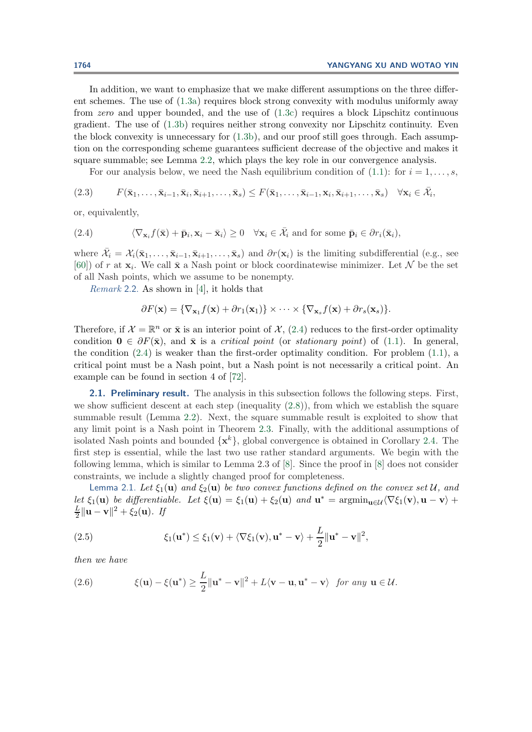In addition, we want to emphasize that we make different assumptions on the three different schemes. The use of (1.3a) requires block strong convexity with modulus uniformly away from *zero* and upper bounded, and the use of (1.3c) requires a block Lipschitz continuous gradient. The use of (1.3b) requires neither strong convexity nor Lipschitz continuity. Even the block convexity is unnecessary for (1.3b), and our proof still goes through. Each assumption on the corresponding scheme guarantees sufficient decrease of the objective and makes it square summable; see Lemma 2.2, which plays the key role in our convergence analysis.

For our analysis below, we need the Nash equilibrium condition of (1.1): for $i = 1, \ldots, s$,

$$F(\bar{\mathbf{x}}_1, \ldots, \bar{\mathbf{x}}_{i-1}, \bar{\mathbf{x}}_i, \bar{\mathbf{x}}_{i+1}, \ldots, \bar{\mathbf{x}}_s) \leq F(\bar{\mathbf{x}}_1, \ldots, \bar{\mathbf{x}}_{i-1}, \mathbf{x}_i, \bar{\mathbf{x}}_{i+1}, \ldots, \bar{\mathbf{x}}_s) \quad \forall \mathbf{x}_i \in \bar{\mathcal{X}}_i, \tag{2.3}$$

or, equivalently,

$$\langle \nabla_{\mathbf{x}_i} f(\bar{\mathbf{x}}) + \bar{\mathbf{p}}_i, \mathbf{x}_i - \bar{\mathbf{x}}_i \rangle \geq 0 \quad \forall \mathbf{x}_i \in \bar{\mathcal{X}}_i \text{ and for some } \bar{\mathbf{p}}_i \in \partial r_i(\bar{\mathbf{x}}_i), \tag{2.4}$$

where $\bar{\mathcal{X}}_i = \mathcal{X}_i(\bar{\mathbf{x}}_1, \ldots, \bar{\mathbf{x}}_{i-1}, \bar{\mathbf{x}}_{i+1}, \ldots, \bar{\mathbf{x}}_s)$ and $\partial r(\mathbf{x}_i)$ is the limiting subdifferential (e.g., see [60]) of $r$ at $\mathbf{x}_i$. We call $\bar{\mathbf{x}}$ a Nash point or block coordinatewise minimizer. Let $\mathcal{N}$ be the set of all Nash points, which we assume to be nonempty.

*Remark* 2.2. As shown in [4], it holds that

$$\partial F(\mathbf{x}) = \{\nabla_{\mathbf{x}_1} f(\mathbf{x}) + \partial r_1(\mathbf{x}_1)\} \times \cdots \times \{\nabla_{\mathbf{x}_s} f(\mathbf{x}) + \partial r_s(\mathbf{x}_s)\}.$$

Therefore, if $\mathcal{X} = \mathbb{R}^n$ or $\bar{\mathbf{x}}$ is an interior point of $\mathcal{X}$, (2.4) reduces to the first-order optimality condition $\mathbf{0} \in \partial F(\bar{\mathbf{x}})$, and $\bar{\mathbf{x}}$ is a *critical point* (or *stationary point*) of (1.1). In general, the condition (2.4) is weaker than the first-order optimality condition. For problem (1.1), a critical point must be a Nash point, but a Nash point is not necessarily a critical point. An example can be found in section 4 of [72].

### 2.1. Preliminary result.

The analysis in this subsection follows the following steps. First, we show sufficient descent at each step (inequality (2.8)), from which we establish the square summable result (Lemma 2.2). Next, the square summable result is exploited to show that any limit point is a Nash point in Theorem 2.3. Finally, with the additional assumptions of isolated Nash points and bounded $\{\mathbf{x}^k\}$, global convergence is obtained in Corollary 2.4. The first step is essential, while the last two use rather standard arguments. We begin with the following lemma, which is similar to Lemma 2.3 of [8]. Since the proof in [8] does not consider constraints, we include a slightly changed proof for completeness.

Lemma 2.1. *Let $\xi_1(\mathbf{u})$ and $\xi_2(\mathbf{u})$ be two convex functions defined on the convex set $\mathcal{U}$, and let $\xi_1(\mathbf{u})$ be differentiable. Let $\xi(\mathbf{u}) = \xi_1(\mathbf{u}) + \xi_2(\mathbf{u})$ and $\mathbf{u}^* = \operatorname{argmin}_{\mathbf{u}\in\mathcal{U}} \langle \nabla \xi_1(\mathbf{v}), \mathbf{u} - \mathbf{v}\rangle + \frac{L}{2}\|\mathbf{u} - \mathbf{v}\|^2 + \xi_2(\mathbf{u})$. If*

$$\xi_1(\mathbf{u}^*) \leq \xi_1(\mathbf{v}) + \langle \nabla \xi_1(\mathbf{v}), \mathbf{u}^* - \mathbf{v}\rangle + \frac{L}{2}\|\mathbf{u}^* - \mathbf{v}\|^2, \tag{2.5}$$

*then we have*

$$\xi(\mathbf{u}) - \xi(\mathbf{u}^*) \geq \frac{L}{2}\|\mathbf{u}^* - \mathbf{v}\|^2 + L\langle \mathbf{v} - \mathbf{u}, \mathbf{u}^* - \mathbf{v}\rangle \quad \textit{for any } \mathbf{u} \in \mathcal{U}. \tag{2.6}$$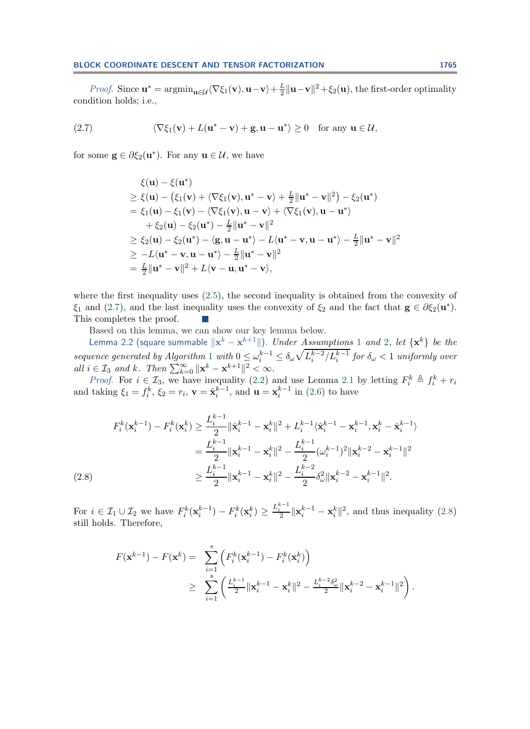*Proof.* Since $\mathbf{u}^* = \operatorname{argmin}_{\mathbf{u}\in\mathcal{U}} \langle \nabla\xi_1(\mathbf{v}), \mathbf{u}-\mathbf{v}\rangle + \frac{L}{2}\|\mathbf{u}-\mathbf{v}\|^2 + \xi_2(\mathbf{u})$, the first-order optimality condition holds; i.e.,

$$\langle \nabla\xi_1(\mathbf{v}) + L(\mathbf{u}^* - \mathbf{v}) + \mathbf{g}, \mathbf{u} - \mathbf{u}^*\rangle \geq 0 \quad \text{for any } \mathbf{u} \in \mathcal{U}, \tag{2.7}$$

for some $\mathbf{g} \in \partial\xi_2(\mathbf{u}^*)$. For any $\mathbf{u} \in \mathcal{U}$, we have

$$\begin{aligned}
&\xi(\mathbf{u}) - \xi(\mathbf{u}^*)\\
&\geq \xi(\mathbf{u}) - \left(\xi_1(\mathbf{v}) + \langle \nabla\xi_1(\mathbf{v}), \mathbf{u}^* - \mathbf{v}\rangle + \tfrac{L}{2}\|\mathbf{u}^* - \mathbf{v}\|^2\right) - \xi_2(\mathbf{u}^*)\\
&= \xi_1(\mathbf{u}) - \xi_1(\mathbf{v}) - \langle \nabla\xi_1(\mathbf{v}), \mathbf{u} - \mathbf{v}\rangle + \langle \nabla\xi_1(\mathbf{v}), \mathbf{u} - \mathbf{u}^*\rangle\\
&\quad + \xi_2(\mathbf{u}) - \xi_2(\mathbf{u}^*) - \tfrac{L}{2}\|\mathbf{u}^* - \mathbf{v}\|^2\\
&\geq \xi_2(\mathbf{u}) - \xi_2(\mathbf{u}^*) - \langle \mathbf{g}, \mathbf{u} - \mathbf{u}^*\rangle - L\langle \mathbf{u}^* - \mathbf{v}, \mathbf{u} - \mathbf{u}^*\rangle - \tfrac{L}{2}\|\mathbf{u}^* - \mathbf{v}\|^2\\
&\geq -L\langle \mathbf{u}^* - \mathbf{v}, \mathbf{u} - \mathbf{u}^*\rangle - \tfrac{L}{2}\|\mathbf{u}^* - \mathbf{v}\|^2\\
&= \tfrac{L}{2}\|\mathbf{u}^* - \mathbf{v}\|^2 + L\langle \mathbf{v} - \mathbf{u}, \mathbf{u}^* - \mathbf{v}\rangle,
\end{aligned}$$

where the first inequality uses (2.5), the second inequality is obtained from the convexity of $\xi_1$ and (2.7), and the last inequality uses the convexity of $\xi_2$ and the fact that $\mathbf{g} \in \partial\xi_2(\mathbf{u}^*)$. This completes the proof. ∎

Based on this lemma, we can show our key lemma below.

**Lemma 2.2** (square summable $\|\mathbf{x}^k - \mathbf{x}^{k+1}\|$). *Under Assumptions 1 and 2, let $\{\mathbf{x}^k\}$ be the sequence generated by Algorithm 1 with $0 \leq \omega_i^{k-1} \leq \delta_\omega\sqrt{L_i^{k-2}/L_i^{k-1}}$ for $\delta_\omega < 1$ uniformly over all $i \in \mathcal{I}_3$ and $k$. Then $\sum_{k=0}^\infty \|\mathbf{x}^k - \mathbf{x}^{k+1}\|^2 < \infty$.*

*Proof.* For $i \in \mathcal{I}_3$, we have inequality (2.2) and use Lemma 2.1 by letting $F_i^k \triangleq f_i^k + r_i$ and taking $\xi_1 = f_i^k$, $\xi_2 = r_i$, $\mathbf{v} = \hat{\mathbf{x}}_i^{k-1}$, and $\mathbf{u} = \mathbf{x}_i^{k-1}$ in (2.6) to have

$$\begin{aligned}
F_i^k(\mathbf{x}_i^{k-1}) - F_i^k(\mathbf{x}_i^k) &\geq \frac{L_i^{k-1}}{2}\|\hat{\mathbf{x}}_i^{k-1} - \mathbf{x}_i^k\|^2 + L_i^{k-1}\langle \hat{\mathbf{x}}_i^{k-1} - \mathbf{x}_i^{k-1}, \mathbf{x}_i^k - \hat{\mathbf{x}}_i^{k-1}\rangle\\
&= \frac{L_i^{k-1}}{2}\|\mathbf{x}_i^{k-1} - \mathbf{x}_i^k\|^2 - \frac{L_i^{k-1}}{2}(\omega_i^{k-1})^2\|\mathbf{x}_i^{k-2} - \mathbf{x}_i^{k-1}\|^2\\
&\geq \frac{L_i^{k-1}}{2}\|\mathbf{x}_i^{k-1} - \mathbf{x}_i^k\|^2 - \frac{L_i^{k-2}}{2}\delta_\omega^2\|\mathbf{x}_i^{k-2} - \mathbf{x}_i^{k-1}\|^2.
\end{aligned} \tag{2.8}$$

For $i \in \mathcal{I}_1 \cup \mathcal{I}_2$ we have $F_i^k(\mathbf{x}_i^{k-1}) - F_i^k(\mathbf{x}_i^k) \geq \frac{L_i^{k-1}}{2}\|\mathbf{x}_i^{k-1} - \mathbf{x}_i^k\|^2$, and thus inequality (2.8) still holds. Therefore,

$$\begin{aligned}
F(\mathbf{x}^{k-1}) - F(\mathbf{x}^k) = &\sum_{i=1}^s \left(F_i^k(\mathbf{x}_i^{k-1}) - F_i^k(\mathbf{x}_i^k)\right)\\
\geq &\sum_{i=1}^s \left(\tfrac{L_i^{k-1}}{2}\|\mathbf{x}_i^{k-1} - \mathbf{x}_i^k\|^2 - \tfrac{L_i^{k-2}\delta_\omega^2}{2}\|\mathbf{x}_i^{k-2} - \mathbf{x}_i^{k-1}\|^2\right).
\end{aligned}$$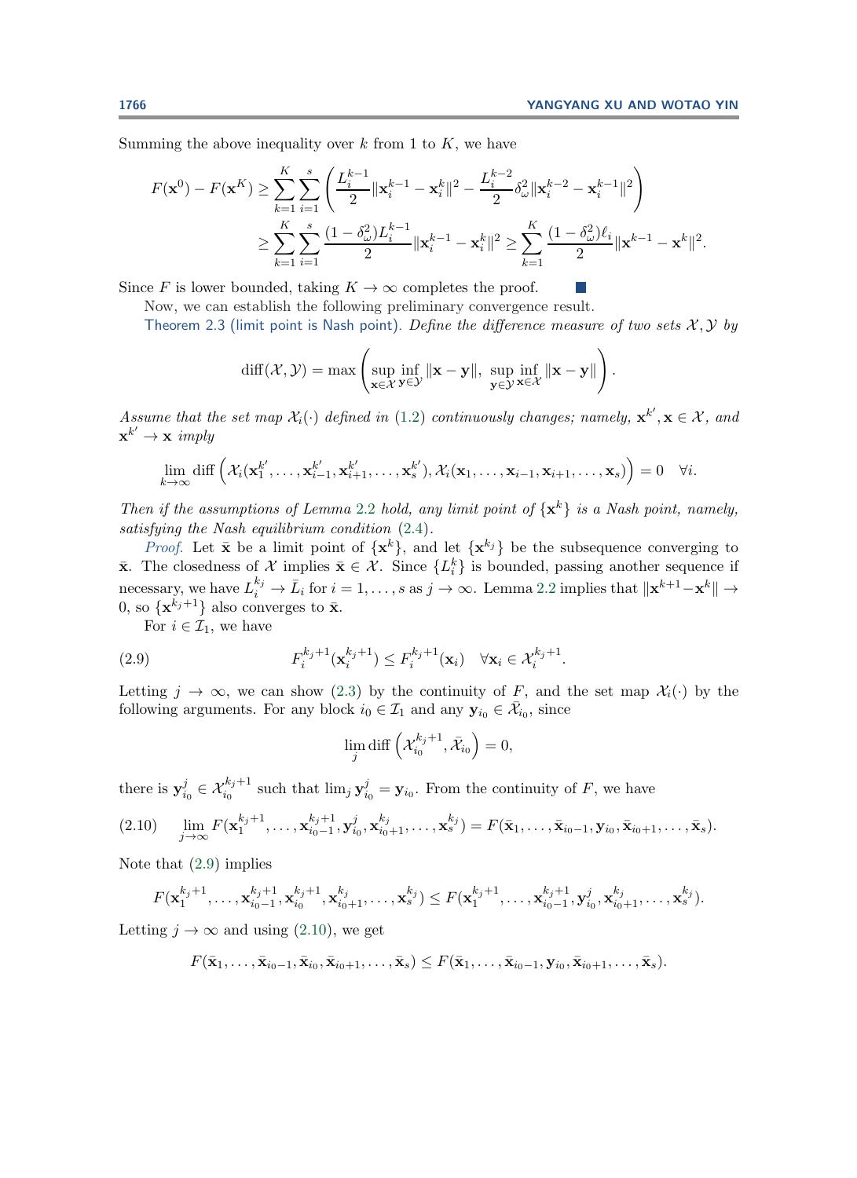Summing the above inequality over $k$ from 1 to $K$, we have

$$
\begin{aligned}
F(\mathbf{x}^0) - F(\mathbf{x}^K) &\geq \sum_{k=1}^{K}\sum_{i=1}^{s}\left(\frac{L_i^{k-1}}{2}\|\mathbf{x}_i^{k-1}-\mathbf{x}_i^k\|^2 - \frac{L_i^{k-2}}{2}\delta_\omega^2\|\mathbf{x}_i^{k-2}-\mathbf{x}_i^{k-1}\|^2\right)\\
&\geq \sum_{k=1}^{K}\sum_{i=1}^{s}\frac{(1-\delta_\omega^2)L_i^{k-1}}{2}\|\mathbf{x}_i^{k-1}-\mathbf{x}_i^k\|^2 \geq \sum_{k=1}^{K}\frac{(1-\delta_\omega^2)\ell_i}{2}\|\mathbf{x}^{k-1}-\mathbf{x}^k\|^2.
\end{aligned}
$$

Since $F$ is lower bounded, taking $K\to\infty$ completes the proof. ∎

Now, we can establish the following preliminary convergence result.

**Theorem 2.3 (limit point is Nash point).** *Define the difference measure of two sets $\mathcal{X},\mathcal{Y}$ by*

$$
\mathrm{diff}(\mathcal{X},\mathcal{Y}) = \max\left(\sup_{\mathbf{x}\in\mathcal{X}}\inf_{\mathbf{y}\in\mathcal{Y}}\|\mathbf{x}-\mathbf{y}\|,\ \sup_{\mathbf{y}\in\mathcal{Y}}\inf_{\mathbf{x}\in\mathcal{X}}\|\mathbf{x}-\mathbf{y}\|\right).
$$

*Assume that the set map $\mathcal{X}_i(\cdot)$ defined in (1.2) continuously changes; namely, $\mathbf{x}^{k'},\mathbf{x}\in\mathcal{X}$, and $\mathbf{x}^{k'}\to\mathbf{x}$ imply*

$$
\lim_{k\to\infty}\mathrm{diff}\left(\mathcal{X}_i(\mathbf{x}_1^{k'},\ldots,\mathbf{x}_{i-1}^{k'},\mathbf{x}_{i+1}^{k'},\ldots,\mathbf{x}_s^{k'}),\mathcal{X}_i(\mathbf{x}_1,\ldots,\mathbf{x}_{i-1},\mathbf{x}_{i+1},\ldots,\mathbf{x}_s)\right)=0\quad\forall i.
$$

*Then if the assumptions of Lemma 2.2 hold, any limit point of $\{\mathbf{x}^k\}$ is a Nash point, namely, satisfying the Nash equilibrium condition (2.4).*

*Proof.* Let $\bar{\mathbf{x}}$ be a limit point of $\{\mathbf{x}^k\}$, and let $\{\mathbf{x}^{k_j}\}$ be the subsequence converging to $\bar{\mathbf{x}}$. The closedness of $\mathcal{X}$ implies $\bar{\mathbf{x}}\in\mathcal{X}$. Since $\{L_i^k\}$ is bounded, passing another sequence if necessary, we have $L_i^{k_j}\to\bar{L}_i$ for $i=1,\ldots,s$ as $j\to\infty$. Lemma 2.2 implies that $\|\mathbf{x}^{k+1}-\mathbf{x}^k\|\to 0$, so $\{\mathbf{x}^{k_j+1}\}$ also converges to $\bar{\mathbf{x}}$.

For $i\in\mathcal{I}_1$, we have

$$
F_i^{k_j+1}(\mathbf{x}_i^{k_j+1}) \leq F_i^{k_j+1}(\mathbf{x}_i)\quad \forall \mathbf{x}_i\in\mathcal{X}_i^{k_j+1}. \tag{2.9}
$$

Letting $j\to\infty$, we can show (2.3) by the continuity of $F$, and the set map $\mathcal{X}_i(\cdot)$ by the following arguments. For any block $i_0\in\mathcal{I}_1$ and any $\mathbf{y}_{i_0}\in\bar{\mathcal{X}}_{i_0}$, since

$$
\lim_j \mathrm{diff}\left(\mathcal{X}_{i_0}^{k_j+1},\bar{\mathcal{X}}_{i_0}\right)=0,
$$

there is $\mathbf{y}_{i_0}^j\in\mathcal{X}_{i_0}^{k_j+1}$ such that $\lim_j \mathbf{y}_{i_0}^j=\mathbf{y}_{i_0}$. From the continuity of $F$, we have

$$
\lim_{j\to\infty}F(\mathbf{x}_1^{k_j+1},\ldots,\mathbf{x}_{i_0-1}^{k_j+1},\mathbf{y}_{i_0}^j,\mathbf{x}_{i_0+1}^{k_j},\ldots,\mathbf{x}_s^{k_j}) = F(\bar{\mathbf{x}}_1,\ldots,\bar{\mathbf{x}}_{i_0-1},\mathbf{y}_{i_0},\bar{\mathbf{x}}_{i_0+1},\ldots,\bar{\mathbf{x}}_s). \tag{2.10}
$$

Note that (2.9) implies

$$
F(\mathbf{x}_1^{k_j+1},\ldots,\mathbf{x}_{i_0-1}^{k_j+1},\mathbf{x}_{i_0}^{k_j+1},\mathbf{x}_{i_0+1}^{k_j},\ldots,\mathbf{x}_s^{k_j}) \leq F(\mathbf{x}_1^{k_j+1},\ldots,\mathbf{x}_{i_0-1}^{k_j+1},\mathbf{y}_{i_0}^j,\mathbf{x}_{i_0+1}^{k_j},\ldots,\mathbf{x}_s^{k_j}).
$$

Letting $j\to\infty$ and using (2.10), we get

$$
F(\bar{\mathbf{x}}_1,\ldots,\bar{\mathbf{x}}_{i_0-1},\bar{\mathbf{x}}_{i_0},\bar{\mathbf{x}}_{i_0+1},\ldots,\bar{\mathbf{x}}_s) \leq F(\bar{\mathbf{x}}_1,\ldots,\bar{\mathbf{x}}_{i_0-1},\mathbf{y}_{i_0},\bar{\mathbf{x}}_{i_0+1},\ldots,\bar{\mathbf{x}}_s).
$$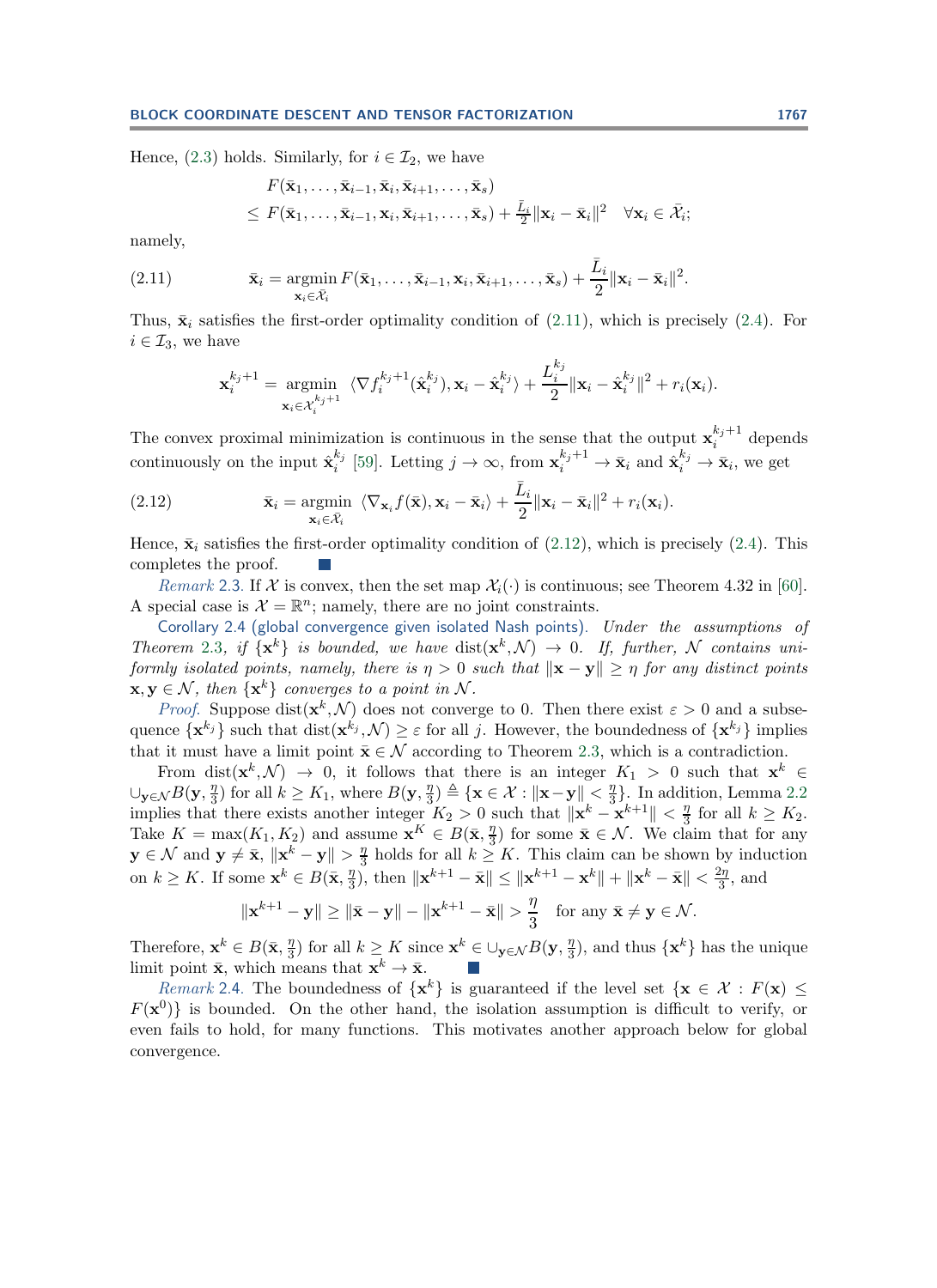Hence, (2.3) holds. Similarly, for $i \in \mathcal{I}_2$, we have

$$
\begin{aligned}
&F(\bar{\mathbf{x}}_1, \ldots, \bar{\mathbf{x}}_{i-1}, \bar{\mathbf{x}}_i, \bar{\mathbf{x}}_{i+1}, \ldots, \bar{\mathbf{x}}_s) \\
&\leq F(\bar{\mathbf{x}}_1, \ldots, \bar{\mathbf{x}}_{i-1}, \mathbf{x}_i, \bar{\mathbf{x}}_{i+1}, \ldots, \bar{\mathbf{x}}_s) + \tfrac{\bar{L}_i}{2}\|\mathbf{x}_i - \bar{\mathbf{x}}_i\|^2 \quad \forall \mathbf{x}_i \in \bar{\mathcal{X}}_i;
\end{aligned}
$$

namely,

$$
\bar{\mathbf{x}}_i = \operatorname*{argmin}_{\mathbf{x}_i \in \bar{\mathcal{X}}_i} F(\bar{\mathbf{x}}_1, \ldots, \bar{\mathbf{x}}_{i-1}, \mathbf{x}_i, \bar{\mathbf{x}}_{i+1}, \ldots, \bar{\mathbf{x}}_s) + \frac{\bar{L}_i}{2}\|\mathbf{x}_i - \bar{\mathbf{x}}_i\|^2. \tag{2.11}
$$

Thus, $\bar{\mathbf{x}}_i$ satisfies the first-order optimality condition of (2.11), which is precisely (2.4). For $i \in \mathcal{I}_3$, we have

$$
\mathbf{x}_i^{k_j+1} = \operatorname*{argmin}_{\mathbf{x}_i \in \mathcal{X}_i^{k_j+1}} \langle \nabla f_i^{k_j+1}(\hat{\mathbf{x}}_i^{k_j}), \mathbf{x}_i - \hat{\mathbf{x}}_i^{k_j} \rangle + \frac{L_i^{k_j}}{2}\|\mathbf{x}_i - \hat{\mathbf{x}}_i^{k_j}\|^2 + r_i(\mathbf{x}_i).
$$

The convex proximal minimization is continuous in the sense that the output $\mathbf{x}_i^{k_j+1}$ depends continuously on the input $\hat{\mathbf{x}}_i^{k_j}$ [59]. Letting $j \to \infty$, from $\mathbf{x}_i^{k_j+1} \to \bar{\mathbf{x}}_i$ and $\hat{\mathbf{x}}_i^{k_j} \to \bar{\mathbf{x}}_i$, we get

$$
\bar{\mathbf{x}}_i = \operatorname*{argmin}_{\mathbf{x}_i \in \bar{\mathcal{X}}_i} \langle \nabla_{\mathbf{x}_i} f(\bar{\mathbf{x}}), \mathbf{x}_i - \bar{\mathbf{x}}_i \rangle + \frac{\bar{L}_i}{2}\|\mathbf{x}_i - \bar{\mathbf{x}}_i\|^2 + r_i(\mathbf{x}_i). \tag{2.12}
$$

Hence, $\bar{\mathbf{x}}_i$ satisfies the first-order optimality condition of (2.12), which is precisely (2.4). This completes the proof. ∎

*Remark* 2.3. If $\mathcal{X}$ is convex, then the set map $\mathcal{X}_i(\cdot)$ is continuous; see Theorem 4.32 in [60]. A special case is $\mathcal{X} = \mathbb{R}^n$; namely, there are no joint constraints.

**Corollary 2.4 (global convergence given isolated Nash points).** *Under the assumptions of Theorem 2.3, if $\{\mathbf{x}^k\}$ is bounded, we have $\operatorname{dist}(\mathbf{x}^k, \mathcal{N}) \to 0$. If, further, $\mathcal{N}$ contains uniformly isolated points, namely, there is $\eta > 0$ such that $\|\mathbf{x} - \mathbf{y}\| \geq \eta$ for any distinct points $\mathbf{x}, \mathbf{y} \in \mathcal{N}$, then $\{\mathbf{x}^k\}$ converges to a point in $\mathcal{N}$.*

*Proof.* Suppose $\operatorname{dist}(\mathbf{x}^k, \mathcal{N})$ does not converge to 0. Then there exist $\varepsilon > 0$ and a subsequence $\{\mathbf{x}^{k_j}\}$ such that $\operatorname{dist}(\mathbf{x}^{k_j}, \mathcal{N}) \geq \varepsilon$ for all $j$. However, the boundedness of $\{\mathbf{x}^{k_j}\}$ implies that it must have a limit point $\bar{\mathbf{x}} \in \mathcal{N}$ according to Theorem 2.3, which is a contradiction.

From $\operatorname{dist}(\mathbf{x}^k, \mathcal{N}) \to 0$, it follows that there is an integer $K_1 > 0$ such that $\mathbf{x}^k \in \cup_{\mathbf{y} \in \mathcal{N}} B(\mathbf{y}, \frac{\eta}{3})$ for all $k \geq K_1$, where $B(\mathbf{y}, \frac{\eta}{3}) \triangleq \{\mathbf{x} \in \mathcal{X} : \|\mathbf{x} - \mathbf{y}\| < \frac{\eta}{3}\}$. In addition, Lemma 2.2 implies that there exists another integer $K_2 > 0$ such that $\|\mathbf{x}^k - \mathbf{x}^{k+1}\| < \frac{\eta}{3}$ for all $k \geq K_2$. Take $K = \max(K_1, K_2)$ and assume $\mathbf{x}^K \in B(\bar{\mathbf{x}}, \frac{\eta}{3})$ for some $\bar{\mathbf{x}} \in \mathcal{N}$. We claim that for any $\mathbf{y} \in \mathcal{N}$ and $\mathbf{y} \neq \bar{\mathbf{x}}$, $\|\mathbf{x}^k - \mathbf{y}\| > \frac{\eta}{3}$ holds for all $k \geq K$. This claim can be shown by induction on $k \geq K$. If some $\mathbf{x}^k \in B(\bar{\mathbf{x}}, \frac{\eta}{3})$, then $\|\mathbf{x}^{k+1} - \bar{\mathbf{x}}\| \leq \|\mathbf{x}^{k+1} - \mathbf{x}^k\| + \|\mathbf{x}^k - \bar{\mathbf{x}}\| < \frac{2\eta}{3}$, and

$$
\|\mathbf{x}^{k+1} - \mathbf{y}\| \geq \|\bar{\mathbf{x}} - \mathbf{y}\| - \|\mathbf{x}^{k+1} - \bar{\mathbf{x}}\| > \frac{\eta}{3} \quad \text{for any } \bar{\mathbf{x}} \neq \mathbf{y} \in \mathcal{N}.
$$

Therefore, $\mathbf{x}^k \in B(\bar{\mathbf{x}}, \frac{\eta}{3})$ for all $k \geq K$ since $\mathbf{x}^k \in \cup_{\mathbf{y} \in \mathcal{N}} B(\mathbf{y}, \frac{\eta}{3})$, and thus $\{\mathbf{x}^k\}$ has the unique limit point $\bar{\mathbf{x}}$, which means that $\mathbf{x}^k \to \bar{\mathbf{x}}$. ∎

*Remark* 2.4. The boundedness of $\{\mathbf{x}^k\}$ is guaranteed if the level set $\{\mathbf{x} \in \mathcal{X} : F(\mathbf{x}) \leq F(\mathbf{x}^0)\}$ is bounded. On the other hand, the isolation assumption is difficult to verify, or even fails to hold, for many functions. This motivates another approach below for global convergence.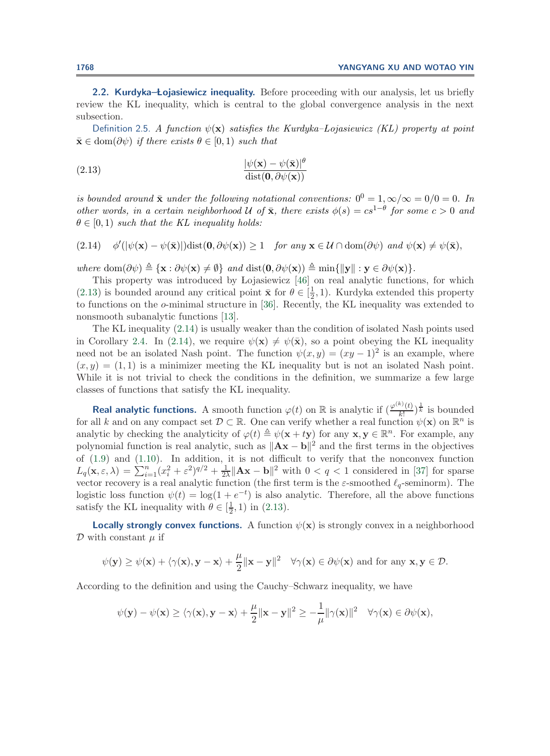### 2.2. Kurdyka–Łojasiewicz inequality.

Before proceeding with our analysis, let us briefly review the KL inequality, which is central to the global convergence analysis in the next subsection.

*Definition 2.5. A function $\psi(\mathbf{x})$ satisfies the Kurdyka–Lojasiewicz (KL) property at point $\bar{\mathbf{x}} \in \mathrm{dom}(\partial\psi)$ if there exists $\theta \in [0, 1)$ such that*

$$\frac{|\psi(\mathbf{x}) - \psi(\bar{\mathbf{x}})|^{\theta}}{\mathrm{dist}(\mathbf{0}, \partial\psi(\mathbf{x}))} \tag{2.13}$$

*is bounded around $\bar{\mathbf{x}}$ under the following notational conventions: $0^0 = 1, \infty/\infty = 0/0 = 0$. In other words, in a certain neighborhood $\mathcal{U}$ of $\bar{\mathbf{x}}$, there exists $\phi(s) = cs^{1-\theta}$ for some $c > 0$ and $\theta \in [0, 1)$ such that the KL inequality holds:*

$$\phi'(|\psi(\mathbf{x}) - \psi(\bar{\mathbf{x}})|)\mathrm{dist}(\mathbf{0}, \partial\psi(\mathbf{x})) \geq 1 \quad \textit{for any } \mathbf{x} \in \mathcal{U} \cap \mathrm{dom}(\partial\psi) \textit{ and } \psi(\mathbf{x}) \neq \psi(\bar{\mathbf{x}}), \tag{2.14}$$

*where $\mathrm{dom}(\partial\psi) \triangleq \{\mathbf{x} : \partial\psi(\mathbf{x}) \neq \emptyset\}$ and $\mathrm{dist}(\mathbf{0}, \partial\psi(\mathbf{x})) \triangleq \min\{\|\mathbf{y}\| : \mathbf{y} \in \partial\psi(\mathbf{x})\}$.*

This property was introduced by Lojasiewicz [46] on real analytic functions, for which (2.13) is bounded around any critical point $\bar{\mathbf{x}}$ for $\theta \in [\frac{1}{2}, 1)$. Kurdyka extended this property to functions on the $o$-minimal structure in [36]. Recently, the KL inequality was extended to nonsmooth subanalytic functions [13].

The KL inequality (2.14) is usually weaker than the condition of isolated Nash points used in Corollary 2.4. In (2.14), we require $\psi(\mathbf{x}) \neq \psi(\bar{\mathbf{x}})$, so a point obeying the KL inequality need not be an isolated Nash point. The function $\psi(x, y) = (xy - 1)^2$ is an example, where $(x, y) = (1, 1)$ is a minimizer meeting the KL inequality but is not an isolated Nash point. While it is not trivial to check the conditions in the definition, we summarize a few large classes of functions that satisfy the KL inequality.

**Real analytic functions.** A smooth function $\varphi(t)$ on $\mathbb{R}$ is analytic if $(\frac{\varphi^{(k)}(t)}{k!})^{\frac{1}{k}}$ is bounded for all $k$ and on any compact set $\mathcal{D} \subset \mathbb{R}$. One can verify whether a real function $\psi(\mathbf{x})$ on $\mathbb{R}^n$ is analytic by checking the analyticity of $\varphi(t) \triangleq \psi(\mathbf{x} + t\mathbf{y})$ for any $\mathbf{x}, \mathbf{y} \in \mathbb{R}^n$. For example, any polynomial function is real analytic, such as $\|\mathbf{A}\mathbf{x} - \mathbf{b}\|^2$ and the first terms in the objectives of (1.9) and (1.10). In addition, it is not difficult to verify that the nonconvex function $L_q(\mathbf{x}, \varepsilon, \lambda) = \sum_{i=1}^{n}(x_i^2 + \varepsilon^2)^{q/2} + \frac{1}{2\lambda}\|\mathbf{A}\mathbf{x} - \mathbf{b}\|^2$ with $0 < q < 1$ considered in [37] for sparse vector recovery is a real analytic function (the first term is the $\varepsilon$-smoothed $\ell_q$-seminorm). The logistic loss function $\psi(t) = \log(1 + e^{-t})$ is also analytic. Therefore, all the above functions satisfy the KL inequality with $\theta \in [\frac{1}{2}, 1)$ in (2.13).

**Locally strongly convex functions.** A function $\psi(\mathbf{x})$ is strongly convex in a neighborhood $\mathcal{D}$ with constant $\mu$ if

$$\psi(\mathbf{y}) \geq \psi(\mathbf{x}) + \langle\gamma(\mathbf{x}), \mathbf{y} - \mathbf{x}\rangle + \frac{\mu}{2}\|\mathbf{x} - \mathbf{y}\|^2 \quad \forall\gamma(\mathbf{x}) \in \partial\psi(\mathbf{x}) \text{ and for any } \mathbf{x}, \mathbf{y} \in \mathcal{D}.$$

According to the definition and using the Cauchy–Schwarz inequality, we have

$$\psi(\mathbf{y}) - \psi(\mathbf{x}) \geq \langle\gamma(\mathbf{x}), \mathbf{y} - \mathbf{x}\rangle + \frac{\mu}{2}\|\mathbf{x} - \mathbf{y}\|^2 \geq -\frac{1}{\mu}\|\gamma(\mathbf{x})\|^2 \quad \forall\gamma(\mathbf{x}) \in \partial\psi(\mathbf{x}),$$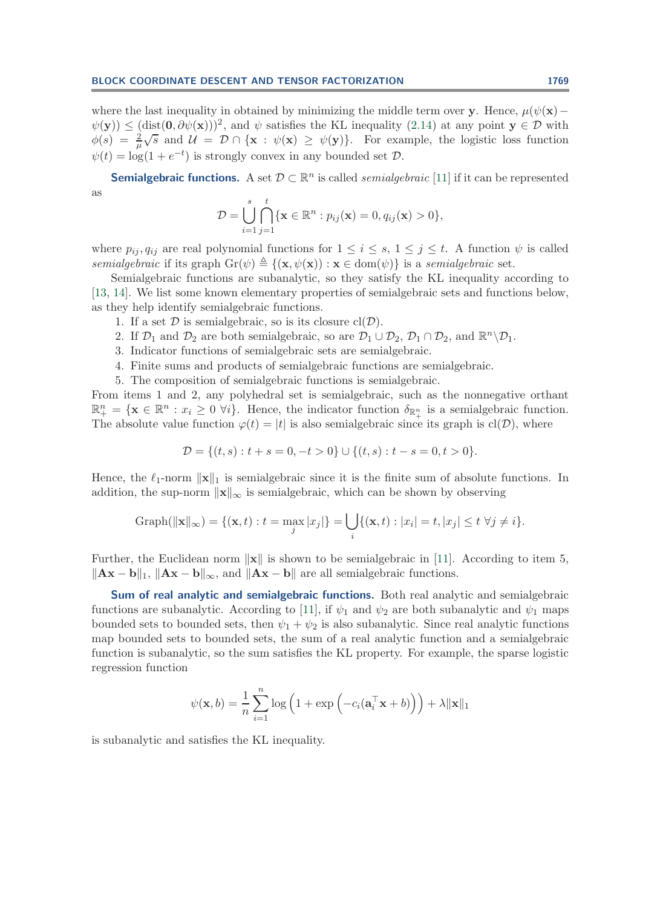where the last inequality in obtained by minimizing the middle term over $\mathbf{y}$. Hence, $\mu(\psi(\mathbf{x}) - \psi(\mathbf{y})) \leq (\text{dist}(\mathbf{0}, \partial\psi(\mathbf{x})))^2$, and $\psi$ satisfies the KL inequality (2.14) at any point $\mathbf{y} \in \mathcal{D}$ with $\phi(s) = \frac{2}{\mu}\sqrt{s}$ and $\mathcal{U} = \mathcal{D} \cap \{\mathbf{x} : \psi(\mathbf{x}) \geq \psi(\mathbf{y})\}$. For example, the logistic loss function $\psi(t) = \log(1 + e^{-t})$ is strongly convex in any bounded set $\mathcal{D}$.

**Semialgebraic functions.** A set $\mathcal{D} \subset \mathbb{R}^n$ is called *semialgebraic* [11] if it can be represented as

$$\mathcal{D} = \bigcup_{i=1}^{s} \bigcap_{j=1}^{t} \{\mathbf{x} \in \mathbb{R}^n : p_{ij}(\mathbf{x}) = 0, q_{ij}(\mathbf{x}) > 0\},$$

where $p_{ij}, q_{ij}$ are real polynomial functions for $1 \leq i \leq s$, $1 \leq j \leq t$. A function $\psi$ is called *semialgebraic* if its graph $\text{Gr}(\psi) \triangleq \{(\mathbf{x}, \psi(\mathbf{x})) : \mathbf{x} \in \text{dom}(\psi)\}$ is a *semialgebraic* set.

Semialgebraic functions are subanalytic, so they satisfy the KL inequality according to [13, 14]. We list some known elementary properties of semialgebraic sets and functions below, as they help identify semialgebraic functions.

1. If a set $\mathcal{D}$ is semialgebraic, so is its closure $\text{cl}(\mathcal{D})$.
2. If $\mathcal{D}_1$ and $\mathcal{D}_2$ are both semialgebraic, so are $\mathcal{D}_1 \cup \mathcal{D}_2$, $\mathcal{D}_1 \cap \mathcal{D}_2$, and $\mathbb{R}^n \backslash \mathcal{D}_1$.
3. Indicator functions of semialgebraic sets are semialgebraic.
4. Finite sums and products of semialgebraic functions are semialgebraic.
5. The composition of semialgebraic functions is semialgebraic.

From items 1 and 2, any polyhedral set is semialgebraic, such as the nonnegative orthant $\mathbb{R}^n_+ = \{\mathbf{x} \in \mathbb{R}^n : x_i \geq 0 \ \forall i\}$. Hence, the indicator function $\delta_{\mathbb{R}^n_+}$ is a semialgebraic function. The absolute value function $\varphi(t) = |t|$ is also semialgebraic since its graph is $\text{cl}(\mathcal{D})$, where

$$\mathcal{D} = \{(t, s) : t + s = 0, -t > 0\} \cup \{(t, s) : t - s = 0, t > 0\}.$$

Hence, the $\ell_1$-norm $\|\mathbf{x}\|_1$ is semialgebraic since it is the finite sum of absolute functions. In addition, the sup-norm $\|\mathbf{x}\|_\infty$ is semialgebraic, which can be shown by observing

$$\text{Graph}(\|\mathbf{x}\|_\infty) = \{(\mathbf{x}, t) : t = \max_j |x_j|\} = \bigcup_i \{(\mathbf{x}, t) : |x_i| = t, |x_j| \leq t \ \forall j \neq i\}.$$

Further, the Euclidean norm $\|\mathbf{x}\|$ is shown to be semialgebraic in [11]. According to item 5, $\|\mathbf{A}\mathbf{x} - \mathbf{b}\|_1$, $\|\mathbf{A}\mathbf{x} - \mathbf{b}\|_\infty$, and $\|\mathbf{A}\mathbf{x} - \mathbf{b}\|$ are all semialgebraic functions.

**Sum of real analytic and semialgebraic functions.** Both real analytic and semialgebraic functions are subanalytic. According to [11], if $\psi_1$ and $\psi_2$ are both subanalytic and $\psi_1$ maps bounded sets to bounded sets, then $\psi_1 + \psi_2$ is also subanalytic. Since real analytic functions map bounded sets to bounded sets, the sum of a real analytic function and a semialgebraic function is subanalytic, so the sum satisfies the KL property. For example, the sparse logistic regression function

$$\psi(\mathbf{x}, b) = \frac{1}{n} \sum_{i=1}^{n} \log\left(1 + \exp\left(-c_i(\mathbf{a}_i^\top \mathbf{x} + b)\right)\right) + \lambda\|\mathbf{x}\|_1$$

is subanalytic and satisfies the KL inequality.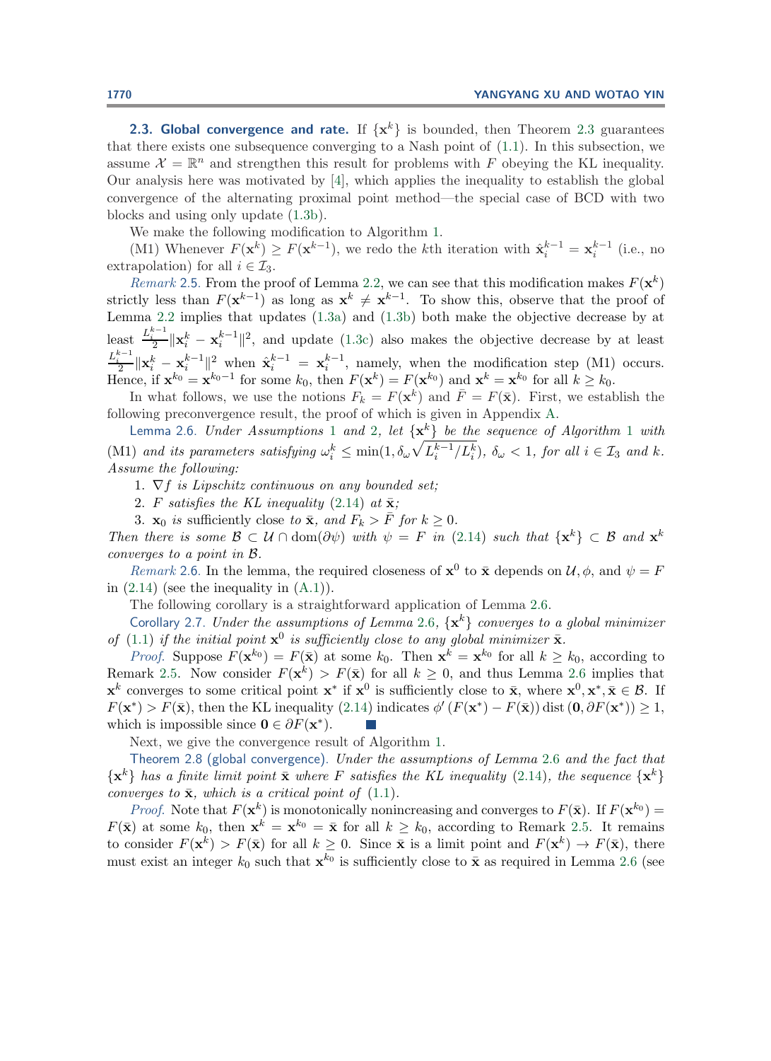### 2.3. Global convergence and rate.

If $\{\mathbf{x}^k\}$ is bounded, then Theorem 2.3 guarantees that there exists one subsequence converging to a Nash point of (1.1). In this subsection, we assume $\mathcal{X} = \mathbb{R}^n$ and strengthen this result for problems with $F$ obeying the KL inequality. Our analysis here was motivated by [4], which applies the inequality to establish the global convergence of the alternating proximal point method—the special case of BCD with two blocks and using only update (1.3b).

We make the following modification to Algorithm 1.

(M1) Whenever $F(\mathbf{x}^k) \geq F(\mathbf{x}^{k-1})$, we redo the $k$th iteration with $\hat{\mathbf{x}}_i^{k-1} = \mathbf{x}_i^{k-1}$ (i.e., no extrapolation) for all $i \in \mathcal{I}_3$.

*Remark* 2.5. From the proof of Lemma 2.2, we can see that this modification makes $F(\mathbf{x}^k)$ strictly less than $F(\mathbf{x}^{k-1})$ as long as $\mathbf{x}^k \neq \mathbf{x}^{k-1}$. To show this, observe that the proof of Lemma 2.2 implies that updates (1.3a) and (1.3b) both make the objective decrease by at least $\frac{L_i^{k-1}}{2}\|\mathbf{x}_i^k - \mathbf{x}_i^{k-1}\|^2$, and update (1.3c) also makes the objective decrease by at least $\frac{L_i^{k-1}}{2}\|\mathbf{x}_i^k - \mathbf{x}_i^{k-1}\|^2$ when $\hat{\mathbf{x}}_i^{k-1} = \mathbf{x}_i^{k-1}$, namely, when the modification step (M1) occurs. Hence, if $\mathbf{x}^{k_0} = \mathbf{x}^{k_0-1}$ for some $k_0$, then $F(\mathbf{x}^k) = F(\mathbf{x}^{k_0})$ and $\mathbf{x}^k = \mathbf{x}^{k_0}$ for all $k \geq k_0$.

In what follows, we use the notions $F_k = F(\mathbf{x}^k)$ and $\bar{F} = F(\bar{\mathbf{x}})$. First, we establish the following preconvergence result, the proof of which is given in Appendix A.

Lemma 2.6. *Under Assumptions 1 and 2, let $\{\mathbf{x}^k\}$ be the sequence of Algorithm 1 with (M1) and its parameters satisfying $\omega_i^k \leq \min(1, \delta_\omega\sqrt{L_i^{k-1}/L_i^k})$, $\delta_\omega < 1$, for all $i \in \mathcal{I}_3$ and $k$. Assume the following:*

1. *$\nabla f$ is Lipschitz continuous on any bounded set;*
2. *$F$ satisfies the KL inequality (2.14) at $\bar{\mathbf{x}}$;*
3. *$\mathbf{x}_0$ is* sufficiently *close to $\bar{\mathbf{x}}$, and $F_k > \bar{F}$ for $k \geq 0$.*

*Then there is some $\mathcal{B} \subset \mathcal{U} \cap \mathrm{dom}(\partial\psi)$ with $\psi = F$ in (2.14) such that $\{\mathbf{x}^k\} \subset \mathcal{B}$ and $\mathbf{x}^k$ converges to a point in $\mathcal{B}$.*

*Remark* 2.6. In the lemma, the required closeness of $\mathbf{x}^0$ to $\bar{\mathbf{x}}$ depends on $\mathcal{U}, \phi$, and $\psi = F$ in (2.14) (see the inequality in (A.1)).

The following corollary is a straightforward application of Lemma 2.6.

Corollary 2.7. *Under the assumptions of Lemma 2.6, $\{\mathbf{x}^k\}$ converges to a global minimizer of (1.1) if the initial point $\mathbf{x}^0$ is sufficiently close to any global minimizer $\bar{\mathbf{x}}$.*

*Proof.* Suppose $F(\mathbf{x}^{k_0}) = F(\bar{\mathbf{x}})$ at some $k_0$. Then $\mathbf{x}^k = \mathbf{x}^{k_0}$ for all $k \geq k_0$, according to Remark 2.5. Now consider $F(\mathbf{x}^k) > F(\bar{\mathbf{x}})$ for all $k \geq 0$, and thus Lemma 2.6 implies that $\mathbf{x}^k$ converges to some critical point $\mathbf{x}^*$ if $\mathbf{x}^0$ is sufficiently close to $\bar{\mathbf{x}}$, where $\mathbf{x}^0, \mathbf{x}^*, \bar{\mathbf{x}} \in \mathcal{B}$. If $F(\mathbf{x}^*) > F(\bar{\mathbf{x}})$, then the KL inequality (2.14) indicates $\phi'\left(F(\mathbf{x}^*) - F(\bar{\mathbf{x}})\right) \mathrm{dist}\left(\mathbf{0}, \partial F(\mathbf{x}^*)\right) \geq 1$, which is impossible since $\mathbf{0} \in \partial F(\mathbf{x}^*)$. ∎

Next, we give the convergence result of Algorithm 1.

Theorem 2.8 (global convergence). *Under the assumptions of Lemma 2.6 and the fact that $\{\mathbf{x}^k\}$ has a finite limit point $\bar{\mathbf{x}}$ where $F$ satisfies the KL inequality (2.14), the sequence $\{\mathbf{x}^k\}$ converges to $\bar{\mathbf{x}}$, which is a critical point of (1.1).*

*Proof.* Note that $F(\mathbf{x}^k)$ is monotonically nonincreasing and converges to $F(\bar{\mathbf{x}})$. If $F(\mathbf{x}^{k_0}) = F(\bar{\mathbf{x}})$ at some $k_0$, then $\mathbf{x}^k = \mathbf{x}^{k_0} = \bar{\mathbf{x}}$ for all $k \geq k_0$, according to Remark 2.5. It remains to consider $F(\mathbf{x}^k) > F(\bar{\mathbf{x}})$ for all $k \geq 0$. Since $\bar{\mathbf{x}}$ is a limit point and $F(\mathbf{x}^k) \to F(\bar{\mathbf{x}})$, there must exist an integer $k_0$ such that $\mathbf{x}^{k_0}$ is sufficiently close to $\bar{\mathbf{x}}$ as required in Lemma 2.6 (see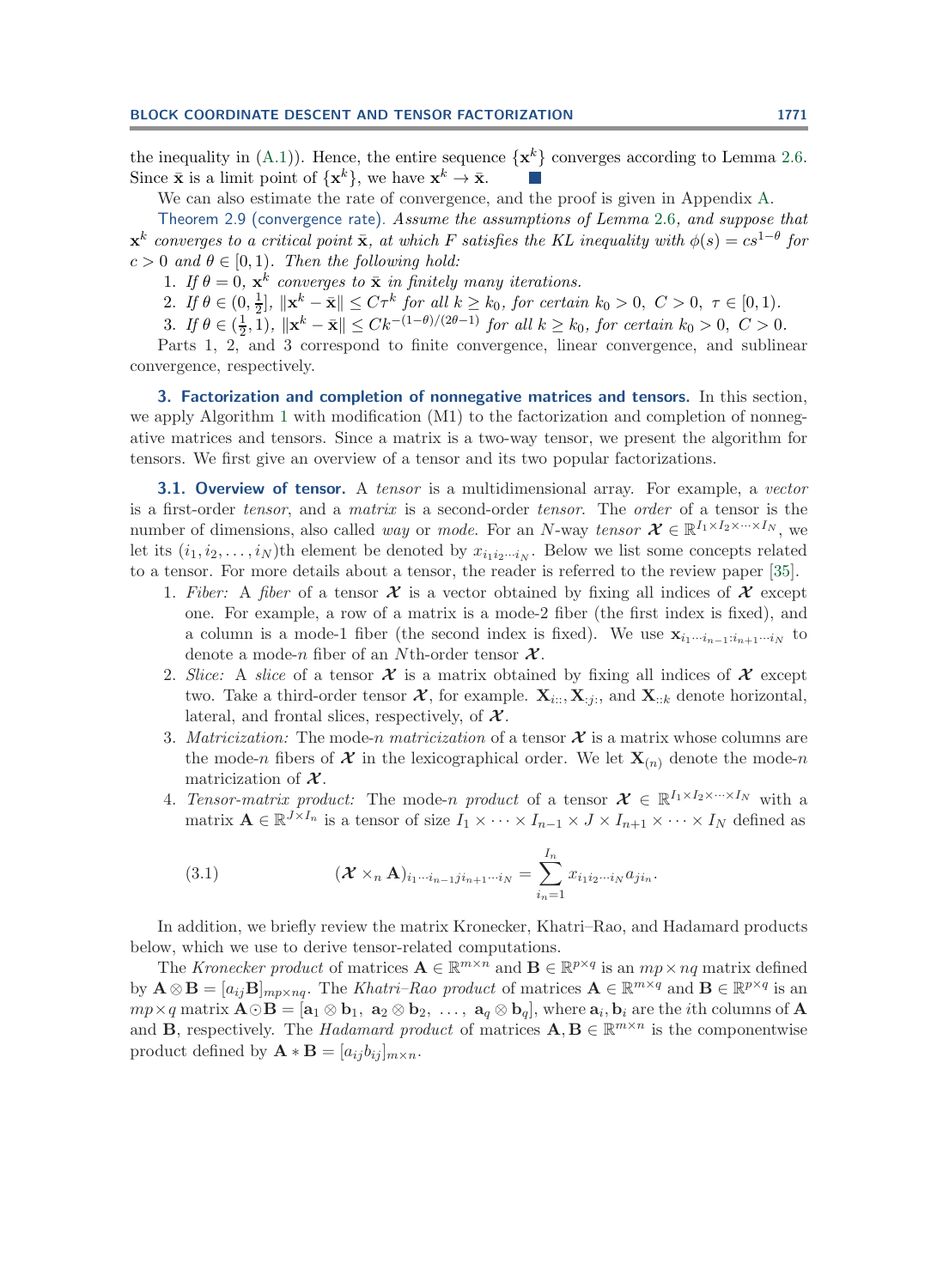the inequality in (A.1)). Hence, the entire sequence $\{\mathbf{x}^k\}$ converges according to Lemma 2.6. Since $\bar{\mathbf{x}}$ is a limit point of $\{\mathbf{x}^k\}$, we have $\mathbf{x}^k \to \bar{\mathbf{x}}$. ■

We can also estimate the rate of convergence, and the proof is given in Appendix A.

Theorem 2.9 (convergence rate). *Assume the assumptions of Lemma 2.6, and suppose that $\mathbf{x}^k$ converges to a critical point $\bar{\mathbf{x}}$, at which $F$ satisfies the KL inequality with $\phi(s) = cs^{1-\theta}$ for $c > 0$ and $\theta \in [0, 1)$. Then the following hold:*

1. *If $\theta = 0$, $\mathbf{x}^k$ converges to $\bar{\mathbf{x}}$ in finitely many iterations.*
2. *If $\theta \in (0, \frac{1}{2}]$, $\|\mathbf{x}^k - \bar{\mathbf{x}}\| \leq C\tau^k$ for all $k \geq k_0$, for certain $k_0 > 0$, $C > 0$, $\tau \in [0, 1)$.*
3. *If $\theta \in (\frac{1}{2}, 1)$, $\|\mathbf{x}^k - \bar{\mathbf{x}}\| \leq Ck^{-(1-\theta)/(2\theta-1)}$ for all $k \geq k_0$, for certain $k_0 > 0$, $C > 0$.*

Parts 1, 2, and 3 correspond to finite convergence, linear convergence, and sublinear convergence, respectively.

## 3. Factorization and completion of nonnegative matrices and tensors.

In this section, we apply Algorithm 1 with modification (M1) to the factorization and completion of nonnegative matrices and tensors. Since a matrix is a two-way tensor, we present the algorithm for tensors. We first give an overview of a tensor and its two popular factorizations.

### 3.1. Overview of tensor.

A *tensor* is a multidimensional array. For example, a *vector* is a first-order *tensor*, and a *matrix* is a second-order *tensor*. The *order* of a tensor is the number of dimensions, also called *way* or *mode*. For an $N$-way *tensor* $\boldsymbol{\mathcal{X}} \in \mathbb{R}^{I_1 \times I_2 \times \cdots \times I_N}$, we let its $(i_1, i_2, \ldots, i_N)$th element be denoted by $x_{i_1 i_2 \cdots i_N}$. Below we list some concepts related to a tensor. For more details about a tensor, the reader is referred to the review paper [35].

1. *Fiber:* A *fiber* of a tensor $\boldsymbol{\mathcal{X}}$ is a vector obtained by fixing all indices of $\boldsymbol{\mathcal{X}}$ except one. For example, a row of a matrix is a mode-2 fiber (the first index is fixed), and a column is a mode-1 fiber (the second index is fixed). We use $\mathbf{x}_{i_1 \cdots i_{n-1} : i_{n+1} \cdots i_N}$ to denote a mode-$n$ fiber of an $N$th-order tensor $\boldsymbol{\mathcal{X}}$.
2. *Slice:* A *slice* of a tensor $\boldsymbol{\mathcal{X}}$ is a matrix obtained by fixing all indices of $\boldsymbol{\mathcal{X}}$ except two. Take a third-order tensor $\boldsymbol{\mathcal{X}}$, for example. $\mathbf{X}_{i::}, \mathbf{X}_{:j:}$, and $\mathbf{X}_{::k}$ denote horizontal, lateral, and frontal slices, respectively, of $\boldsymbol{\mathcal{X}}$.
3. *Matricization:* The mode-$n$ *matricization* of a tensor $\boldsymbol{\mathcal{X}}$ is a matrix whose columns are the mode-$n$ fibers of $\boldsymbol{\mathcal{X}}$ in the lexicographical order. We let $\mathbf{X}_{(n)}$ denote the mode-$n$ matricization of $\boldsymbol{\mathcal{X}}$.
4. *Tensor-matrix product:* The mode-$n$ *product* of a tensor $\boldsymbol{\mathcal{X}} \in \mathbb{R}^{I_1 \times I_2 \times \cdots \times I_N}$ with a matrix $\mathbf{A} \in \mathbb{R}^{J \times I_n}$ is a tensor of size $I_1 \times \cdots \times I_{n-1} \times J \times I_{n+1} \times \cdots \times I_N$ defined as

$$(\boldsymbol{\mathcal{X}} \times_n \mathbf{A})_{i_1 \cdots i_{n-1} j i_{n+1} \cdots i_N} = \sum_{i_n=1}^{I_n} x_{i_1 i_2 \cdots i_N} a_{j i_n}. \tag{3.1}$$

In addition, we briefly review the matrix Kronecker, Khatri–Rao, and Hadamard products below, which we use to derive tensor-related computations.

The *Kronecker product* of matrices $\mathbf{A} \in \mathbb{R}^{m \times n}$ and $\mathbf{B} \in \mathbb{R}^{p \times q}$ is an $mp \times nq$ matrix defined by $\mathbf{A} \otimes \mathbf{B} = [a_{ij}\mathbf{B}]_{mp \times nq}$. The *Khatri–Rao product* of matrices $\mathbf{A} \in \mathbb{R}^{m \times q}$ and $\mathbf{B} \in \mathbb{R}^{p \times q}$ is an $mp \times q$ matrix $\mathbf{A} \odot \mathbf{B} = [\mathbf{a}_1 \otimes \mathbf{b}_1,\ \mathbf{a}_2 \otimes \mathbf{b}_2,\ \ldots,\ \mathbf{a}_q \otimes \mathbf{b}_q]$, where $\mathbf{a}_i, \mathbf{b}_i$ are the $i$th columns of $\mathbf{A}$ and $\mathbf{B}$, respectively. The *Hadamard product* of matrices $\mathbf{A}, \mathbf{B} \in \mathbb{R}^{m \times n}$ is the componentwise product defined by $\mathbf{A} * \mathbf{B} = [a_{ij} b_{ij}]_{m \times n}$.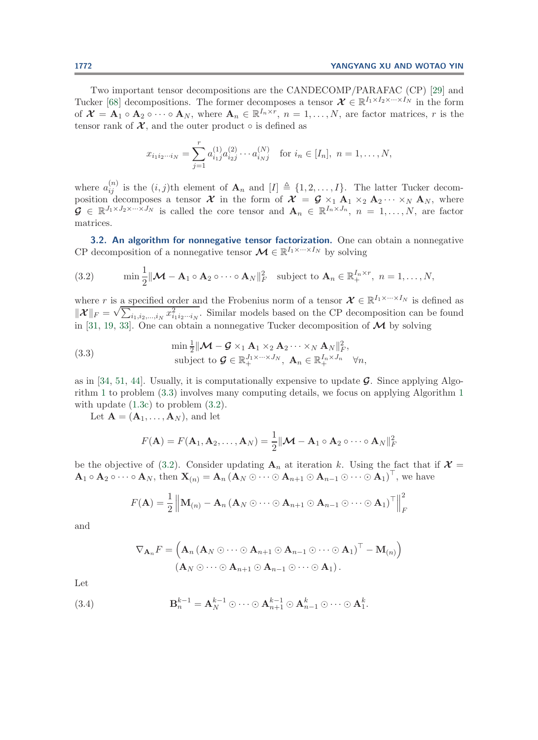Two important tensor decompositions are the CANDECOMP/PARAFAC (CP) [29] and Tucker [68] decompositions. The former decomposes a tensor $\boldsymbol{\mathcal{X}} \in \mathbb{R}^{I_1 \times I_2 \times \cdots \times I_N}$ in the form of $\boldsymbol{\mathcal{X}} = \mathbf{A}_1 \circ \mathbf{A}_2 \circ \cdots \circ \mathbf{A}_N$, where $\mathbf{A}_n \in \mathbb{R}^{I_n \times r}$, $n = 1, \ldots, N$, are factor matrices, $r$ is the tensor rank of $\boldsymbol{\mathcal{X}}$, and the outer product $\circ$ is defined as

$$x_{i_1 i_2 \cdots i_N} = \sum_{j=1}^{r} a_{i_1 j}^{(1)} a_{i_2 j}^{(2)} \cdots a_{i_N j}^{(N)} \quad \text{for } i_n \in [I_n],\ n = 1, \ldots, N,$$

where $a_{ij}^{(n)}$ is the $(i,j)$th element of $\mathbf{A}_n$ and $[I] \triangleq \{1, 2, \ldots, I\}$. The latter Tucker decomposition decomposes a tensor $\boldsymbol{\mathcal{X}}$ in the form of $\boldsymbol{\mathcal{X}} = \boldsymbol{\mathcal{G}} \times_1 \mathbf{A}_1 \times_2 \mathbf{A}_2 \cdots \times_N \mathbf{A}_N$, where $\boldsymbol{\mathcal{G}} \in \mathbb{R}^{J_1 \times J_2 \times \cdots \times J_N}$ is called the core tensor and $\mathbf{A}_n \in \mathbb{R}^{I_n \times J_n}$, $n = 1, \ldots, N$, are factor matrices.

### 3.2. An algorithm for nonnegative tensor factorization.

One can obtain a nonnegative CP decomposition of a nonnegative tensor $\boldsymbol{\mathcal{M}} \in \mathbb{R}^{I_1 \times \cdots \times I_N}$ by solving

$$\min \frac{1}{2} \|\boldsymbol{\mathcal{M}} - \mathbf{A}_1 \circ \mathbf{A}_2 \circ \cdots \circ \mathbf{A}_N\|_F^2 \quad \text{subject to } \mathbf{A}_n \in \mathbb{R}_+^{I_n \times r},\ n = 1, \ldots, N, \tag{3.2}$$

where $r$ is a specified order and the Frobenius norm of a tensor $\boldsymbol{\mathcal{X}} \in \mathbb{R}^{I_1 \times \cdots \times I_N}$ is defined as $\|\boldsymbol{\mathcal{X}}\|_F = \sqrt{\sum_{i_1, i_2, \ldots, i_N} x_{i_1 i_2 \cdots i_N}^2}$. Similar models based on the CP decomposition can be found in [31, 19, 33]. One can obtain a nonnegative Tucker decomposition of $\boldsymbol{\mathcal{M}}$ by solving

$$\begin{aligned} &\min \tfrac{1}{2} \|\boldsymbol{\mathcal{M}} - \boldsymbol{\mathcal{G}} \times_1 \mathbf{A}_1 \times_2 \mathbf{A}_2 \cdots \times_N \mathbf{A}_N\|_F^2, \\ &\text{subject to } \boldsymbol{\mathcal{G}} \in \mathbb{R}_+^{J_1 \times \cdots \times J_N},\ \mathbf{A}_n \in \mathbb{R}_+^{I_n \times J_n} \quad \forall n, \end{aligned} \tag{3.3}$$

as in [34, 51, 44]. Usually, it is computationally expensive to update $\boldsymbol{\mathcal{G}}$. Since applying Algorithm 1 to problem (3.3) involves many computing details, we focus on applying Algorithm 1 with update (1.3c) to problem (3.2).

Let $\mathbf{A} = (\mathbf{A}_1, \ldots, \mathbf{A}_N)$, and let

$$F(\mathbf{A}) = F(\mathbf{A}_1, \mathbf{A}_2, \ldots, \mathbf{A}_N) = \frac{1}{2} \|\boldsymbol{\mathcal{M}} - \mathbf{A}_1 \circ \mathbf{A}_2 \circ \cdots \circ \mathbf{A}_N\|_F^2$$

be the objective of (3.2). Consider updating $\mathbf{A}_n$ at iteration $k$. Using the fact that if $\boldsymbol{\mathcal{X}} = \mathbf{A}_1 \circ \mathbf{A}_2 \circ \cdots \circ \mathbf{A}_N$, then $\mathbf{X}_{(n)} = \mathbf{A}_n (\mathbf{A}_N \odot \cdots \odot \mathbf{A}_{n+1} \odot \mathbf{A}_{n-1} \odot \cdots \odot \mathbf{A}_1)^\top$, we have

$$F(\mathbf{A}) = \frac{1}{2} \left\| \mathbf{M}_{(n)} - \mathbf{A}_n (\mathbf{A}_N \odot \cdots \odot \mathbf{A}_{n+1} \odot \mathbf{A}_{n-1} \odot \cdots \odot \mathbf{A}_1)^\top \right\|_F^2$$

and

$$\begin{aligned} \nabla_{\mathbf{A}_n} F = &\left( \mathbf{A}_n (\mathbf{A}_N \odot \cdots \odot \mathbf{A}_{n+1} \odot \mathbf{A}_{n-1} \odot \cdots \odot \mathbf{A}_1)^\top - \mathbf{M}_{(n)} \right) \\ &(\mathbf{A}_N \odot \cdots \odot \mathbf{A}_{n+1} \odot \mathbf{A}_{n-1} \odot \cdots \odot \mathbf{A}_1). \end{aligned}$$

Let

$$\mathbf{B}_n^{k-1} = \mathbf{A}_N^{k-1} \odot \cdots \odot \mathbf{A}_{n+1}^{k-1} \odot \mathbf{A}_{n-1}^{k} \odot \cdots \odot \mathbf{A}_1^{k}. \tag{3.4}$$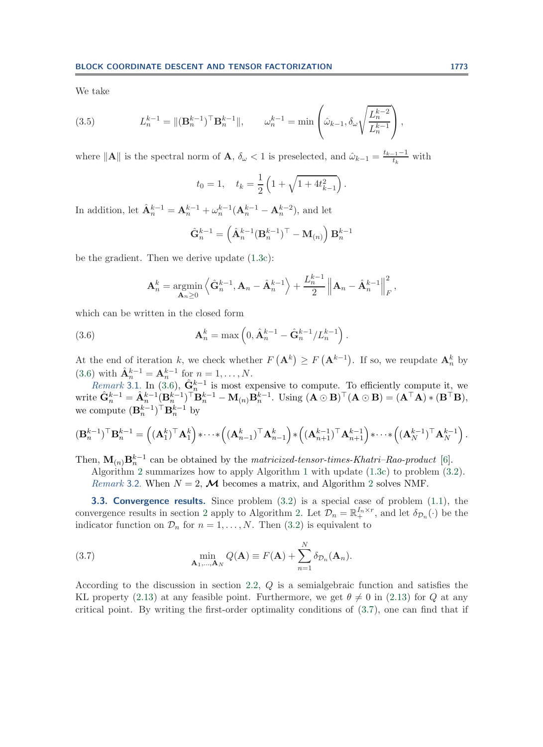We take

$$L_n^{k-1} = \|(\mathbf{B}_n^{k-1})^\top \mathbf{B}_n^{k-1}\|, \qquad \omega_n^{k-1} = \min\left(\hat{\omega}_{k-1}, \delta_\omega \sqrt{\frac{L_n^{k-2}}{L_n^{k-1}}}\right), \tag{3.5}$$

where $\|\mathbf{A}\|$ is the spectral norm of $\mathbf{A}$, $\delta_\omega < 1$ is preselected, and $\hat{\omega}_{k-1} = \frac{t_{k-1}-1}{t_k}$ with

$$t_0 = 1, \quad t_k = \frac{1}{2}\left(1 + \sqrt{1 + 4t_{k-1}^2}\right).$$

In addition, let $\hat{\mathbf{A}}_n^{k-1} = \mathbf{A}_n^{k-1} + \omega_n^{k-1}(\mathbf{A}_n^{k-1} - \mathbf{A}_n^{k-2})$, and let

$$\hat{\mathbf{G}}_n^{k-1} = \left(\hat{\mathbf{A}}_n^{k-1}(\mathbf{B}_n^{k-1})^\top - \mathbf{M}_{(n)}\right)\mathbf{B}_n^{k-1}$$

be the gradient. Then we derive update (1.3c):

$$\mathbf{A}_n^k = \operatorname*{argmin}_{\mathbf{A}_n \geq 0} \left\langle \hat{\mathbf{G}}_n^{k-1}, \mathbf{A}_n - \hat{\mathbf{A}}_n^{k-1} \right\rangle + \frac{L_n^{k-1}}{2}\left\|\mathbf{A}_n - \hat{\mathbf{A}}_n^{k-1}\right\|_F^2,$$

which can be written in the closed form

$$\mathbf{A}_n^k = \max\left(0, \hat{\mathbf{A}}_n^{k-1} - \hat{\mathbf{G}}_n^{k-1}/L_n^{k-1}\right). \tag{3.6}$$

At the end of iteration $k$, we check whether $F\left(\mathbf{A}^k\right) \geq F\left(\mathbf{A}^{k-1}\right)$. If so, we reupdate $\mathbf{A}_n^k$ by (3.6) with $\hat{\mathbf{A}}_n^{k-1} = \mathbf{A}_n^{k-1}$ for $n = 1, \ldots, N$.

*Remark* 3.1. In (3.6), $\hat{\mathbf{G}}_n^{k-1}$ is most expensive to compute. To efficiently compute it, we write $\hat{\mathbf{G}}_n^{k-1} = \hat{\mathbf{A}}_n^{k-1}(\mathbf{B}_n^{k-1})^\top \mathbf{B}_n^{k-1} - \mathbf{M}_{(n)}\mathbf{B}_n^{k-1}$. Using $(\mathbf{A}\odot\mathbf{B})^\top(\mathbf{A}\odot\mathbf{B}) = (\mathbf{A}^\top\mathbf{A}) * (\mathbf{B}^\top\mathbf{B})$, we compute $(\mathbf{B}_n^{k-1})^\top \mathbf{B}_n^{k-1}$ by

$$(\mathbf{B}_n^{k-1})^\top \mathbf{B}_n^{k-1} = \left((\mathbf{A}_1^k)^\top \mathbf{A}_1^k\right) * \cdots * \left((\mathbf{A}_{n-1}^k)^\top \mathbf{A}_{n-1}^k\right) * \left((\mathbf{A}_{n+1}^{k-1})^\top \mathbf{A}_{n+1}^{k-1}\right) * \cdots * \left((\mathbf{A}_N^{k-1})^\top \mathbf{A}_N^{k-1}\right).$$

Then, $\mathbf{M}_{(n)}\mathbf{B}_n^{k-1}$ can be obtained by the *matricized-tensor-times-Khatri–Rao-product* [6].

Algorithm 2 summarizes how to apply Algorithm 1 with update (1.3c) to problem (3.2).

*Remark* 3.2. When $N = 2$, $\boldsymbol{\mathcal{M}}$ becomes a matrix, and Algorithm 2 solves NMF.

**3.3. Convergence results.** Since problem (3.2) is a special case of problem (1.1), the convergence results in section 2 apply to Algorithm 2. Let $\mathcal{D}_n = \mathbb{R}_+^{I_n \times r}$, and let $\delta_{\mathcal{D}_n}(\cdot)$ be the indicator function on $\mathcal{D}_n$ for $n = 1, \ldots, N$. Then (3.2) is equivalent to

$$\min_{\mathbf{A}_1,\ldots,\mathbf{A}_N} Q(\mathbf{A}) \equiv F(\mathbf{A}) + \sum_{n=1}^N \delta_{\mathcal{D}_n}(\mathbf{A}_n). \tag{3.7}$$

According to the discussion in section 2.2, $Q$ is a semialgebraic function and satisfies the KL property (2.13) at any feasible point. Furthermore, we get $\theta \neq 0$ in (2.13) for $Q$ at any critical point. By writing the first-order optimality conditions of (3.7), one can find that if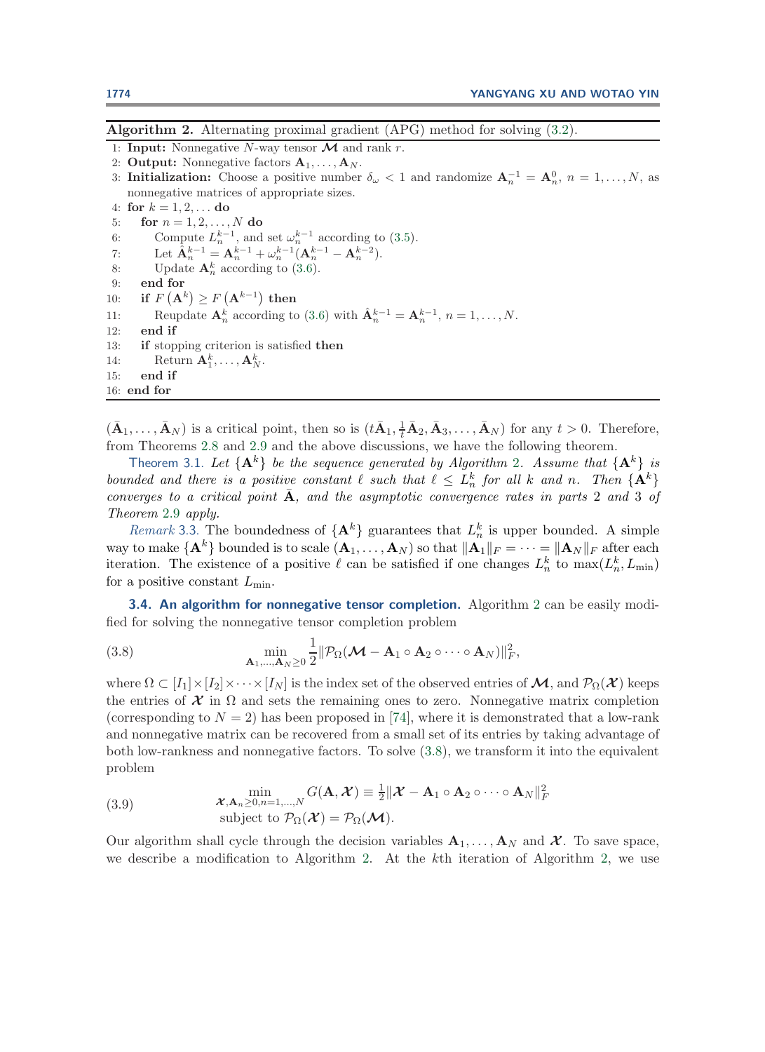**Algorithm 2.** Alternating proximal gradient (APG) method for solving (3.2).

```
1: Input: Nonnegative N-way tensor 𝓜 and rank r.
2: Output: Nonnegative factors A_1, ..., A_N.
3: Initialization: Choose a positive number δ_ω < 1 and randomize A_n^{-1} = A_n^0, n = 1, ..., N, as
   nonnegative matrices of appropriate sizes.
4: for k = 1, 2, ... do
5:     for n = 1, 2, ..., N do
6:         Compute L_n^{k-1}, and set ω_n^{k-1} according to (3.5).
7:         Let Â_n^{k-1} = A_n^{k-1} + ω_n^{k-1}(A_n^{k-1} − A_n^{k-2}).
8:         Update A_n^k according to (3.6).
9:     end for
10:    if F(A^k) ≥ F(A^{k-1}) then
11:        Reupdate A_n^k according to (3.6) with Â_n^{k-1} = A_n^{k-1}, n = 1, ..., N.
12:    end if
13:    if stopping criterion is satisfied then
14:        Return A_1^k, ..., A_N^k.
15:    end if
16: end for
```

$(\bar{\mathbf{A}}_1, \ldots, \bar{\mathbf{A}}_N)$ is a critical point, then so is $(t\bar{\mathbf{A}}_1, \frac{1}{t}\bar{\mathbf{A}}_2, \bar{\mathbf{A}}_3, \ldots, \bar{\mathbf{A}}_N)$ for any $t > 0$. Therefore, from Theorems 2.8 and 2.9 and the above discussions, we have the following theorem.

Theorem 3.1. *Let $\{\mathbf{A}^k\}$ be the sequence generated by Algorithm 2. Assume that $\{\mathbf{A}^k\}$ is bounded and there is a positive constant $\ell$ such that $\ell \leq L_n^k$ for all $k$ and $n$. Then $\{\mathbf{A}^k\}$ converges to a critical point $\bar{\mathbf{A}}$, and the asymptotic convergence rates in parts 2 and 3 of Theorem 2.9 apply.*

*Remark* 3.3. The boundedness of $\{\mathbf{A}^k\}$ guarantees that $L_n^k$ is upper bounded. A simple way to make $\{\mathbf{A}^k\}$ bounded is to scale $(\mathbf{A}_1, \ldots, \mathbf{A}_N)$ so that $\|\mathbf{A}_1\|_F = \cdots = \|\mathbf{A}_N\|_F$ after each iteration. The existence of a positive $\ell$ can be satisfied if one changes $L_n^k$ to $\max(L_n^k, L_{\min})$ for a positive constant $L_{\min}$.

### 3.4. An algorithm for nonnegative tensor completion.

Algorithm 2 can be easily modified for solving the nonnegative tensor completion problem

$$\min_{\mathbf{A}_1,\ldots,\mathbf{A}_N \geq 0} \frac{1}{2}\|\mathcal{P}_\Omega(\boldsymbol{\mathcal{M}} - \mathbf{A}_1 \circ \mathbf{A}_2 \circ \cdots \circ \mathbf{A}_N)\|_F^2, \tag{3.8}$$

where $\Omega \subset [I_1] \times [I_2] \times \cdots \times [I_N]$ is the index set of the observed entries of $\boldsymbol{\mathcal{M}}$, and $\mathcal{P}_\Omega(\boldsymbol{\mathcal{X}})$ keeps the entries of $\boldsymbol{\mathcal{X}}$ in $\Omega$ and sets the remaining ones to zero. Nonnegative matrix completion (corresponding to $N = 2$) has been proposed in [74], where it is demonstrated that a low-rank and nonnegative matrix can be recovered from a small set of its entries by taking advantage of both low-rankness and nonnegative factors. To solve (3.8), we transform it into the equivalent problem

$$\begin{aligned} \min_{\boldsymbol{\mathcal{X}}, \mathbf{A}_n \geq 0, n=1,\ldots,N} \; & G(\mathbf{A}, \boldsymbol{\mathcal{X}}) \equiv \tfrac{1}{2}\|\boldsymbol{\mathcal{X}} - \mathbf{A}_1 \circ \mathbf{A}_2 \circ \cdots \circ \mathbf{A}_N\|_F^2 \\ \text{subject to } & \mathcal{P}_\Omega(\boldsymbol{\mathcal{X}}) = \mathcal{P}_\Omega(\boldsymbol{\mathcal{M}}). \end{aligned} \tag{3.9}$$

Our algorithm shall cycle through the decision variables $\mathbf{A}_1, \ldots, \mathbf{A}_N$ and $\boldsymbol{\mathcal{X}}$. To save space, we describe a modification to Algorithm 2. At the $k$th iteration of Algorithm 2, we use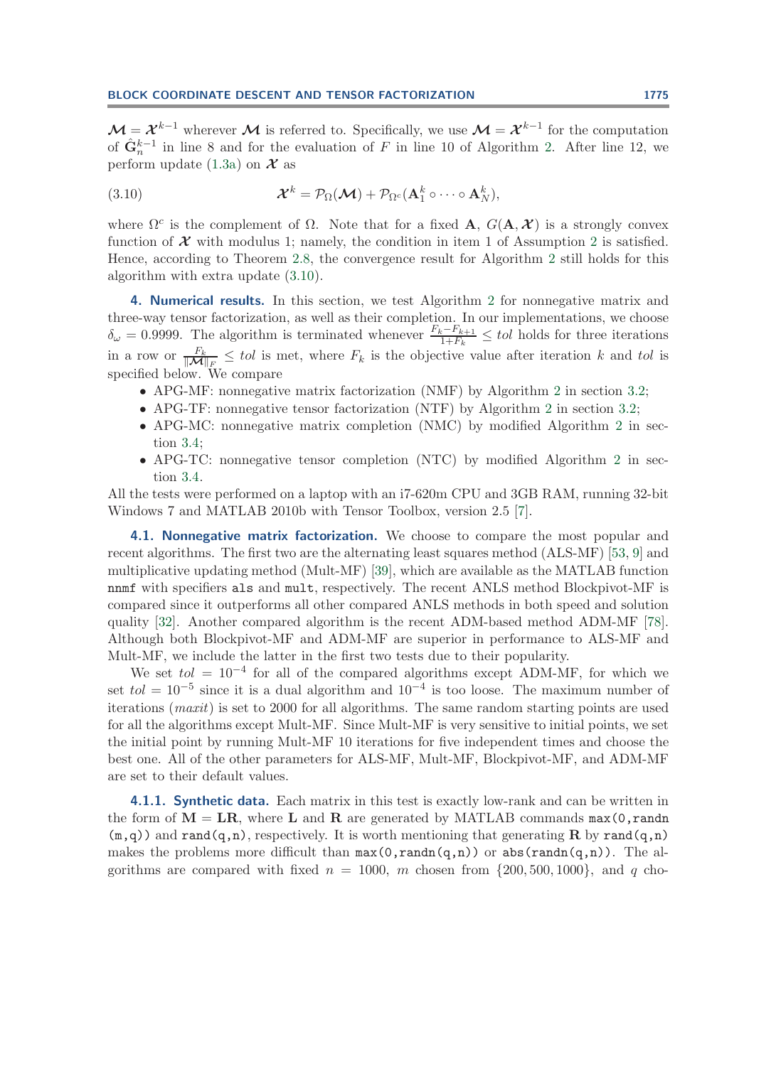$\boldsymbol{\mathcal{M}} = \boldsymbol{\mathcal{X}}^{k-1}$ wherever $\boldsymbol{\mathcal{M}}$ is referred to. Specifically, we use $\boldsymbol{\mathcal{M}} = \boldsymbol{\mathcal{X}}^{k-1}$ for the computation of $\hat{\mathbf{G}}_n^{k-1}$ in line 8 and for the evaluation of $F$ in line 10 of Algorithm 2. After line 12, we perform update (1.3a) on $\boldsymbol{\mathcal{X}}$ as

$$\boldsymbol{\mathcal{X}}^k = \mathcal{P}_\Omega(\boldsymbol{\mathcal{M}}) + \mathcal{P}_{\Omega^c}(\mathbf{A}_1^k \circ \cdots \circ \mathbf{A}_N^k), \tag{3.10}$$

where $\Omega^c$ is the complement of $\Omega$. Note that for a fixed $\mathbf{A}$, $G(\mathbf{A}, \boldsymbol{\mathcal{X}})$ is a strongly convex function of $\boldsymbol{\mathcal{X}}$ with modulus 1; namely, the condition in item 1 of Assumption 2 is satisfied. Hence, according to Theorem 2.8, the convergence result for Algorithm 2 still holds for this algorithm with extra update (3.10).

## 4. Numerical results.

In this section, we test Algorithm 2 for nonnegative matrix and three-way tensor factorization, as well as their completion. In our implementations, we choose $\delta_\omega = 0.9999$. The algorithm is terminated whenever $\frac{F_k - F_{k+1}}{1+F_k} \le tol$ holds for three iterations in a row or $\frac{F_k}{\|\boldsymbol{\mathcal{M}}\|_F} \le tol$ is met, where $F_k$ is the objective value after iteration $k$ and $tol$ is specified below. We compare

- APG-MF: nonnegative matrix factorization (NMF) by Algorithm 2 in section 3.2;
- APG-TF: nonnegative tensor factorization (NTF) by Algorithm 2 in section 3.2;
- APG-MC: nonnegative matrix completion (NMC) by modified Algorithm 2 in section 3.4;
- APG-TC: nonnegative tensor completion (NTC) by modified Algorithm 2 in section 3.4.

All the tests were performed on a laptop with an i7-620m CPU and 3GB RAM, running 32-bit Windows 7 and MATLAB 2010b with Tensor Toolbox, version 2.5 [7].

### 4.1. Nonnegative matrix factorization.

We choose to compare the most popular and recent algorithms. The first two are the alternating least squares method (ALS-MF) [53, 9] and multiplicative updating method (Mult-MF) [39], which are available as the MATLAB function `nnmf` with specifiers `als` and `mult`, respectively. The recent ANLS method Blockpivot-MF is compared since it outperforms all other compared ANLS methods in both speed and solution quality [32]. Another compared algorithm is the recent ADM-based method ADM-MF [78]. Although both Blockpivot-MF and ADM-MF are superior in performance to ALS-MF and Mult-MF, we include the latter in the first two tests due to their popularity.

We set $tol = 10^{-4}$ for all of the compared algorithms except ADM-MF, for which we set $tol = 10^{-5}$ since it is a dual algorithm and $10^{-4}$ is too loose. The maximum number of iterations ($maxit$) is set to 2000 for all algorithms. The same random starting points are used for all the algorithms except Mult-MF. Since Mult-MF is very sensitive to initial points, we set the initial point by running Mult-MF 10 iterations for five independent times and choose the best one. All of the other parameters for ALS-MF, Mult-MF, Blockpivot-MF, and ADM-MF are set to their default values.

#### 4.1.1. Synthetic data.

Each matrix in this test is exactly low-rank and can be written in the form of $\mathbf{M} = \mathbf{LR}$, where $\mathbf{L}$ and $\mathbf{R}$ are generated by MATLAB commands `max(0,randn(m,q))` and `rand(q,n)`, respectively. It is worth mentioning that generating $\mathbf{R}$ by `rand(q,n)` makes the problems more difficult than `max(0,randn(q,n))` or `abs(randn(q,n))`. The algorithms are compared with fixed $n = 1000$, $m$ chosen from $\{200, 500, 1000\}$, and $q$ cho-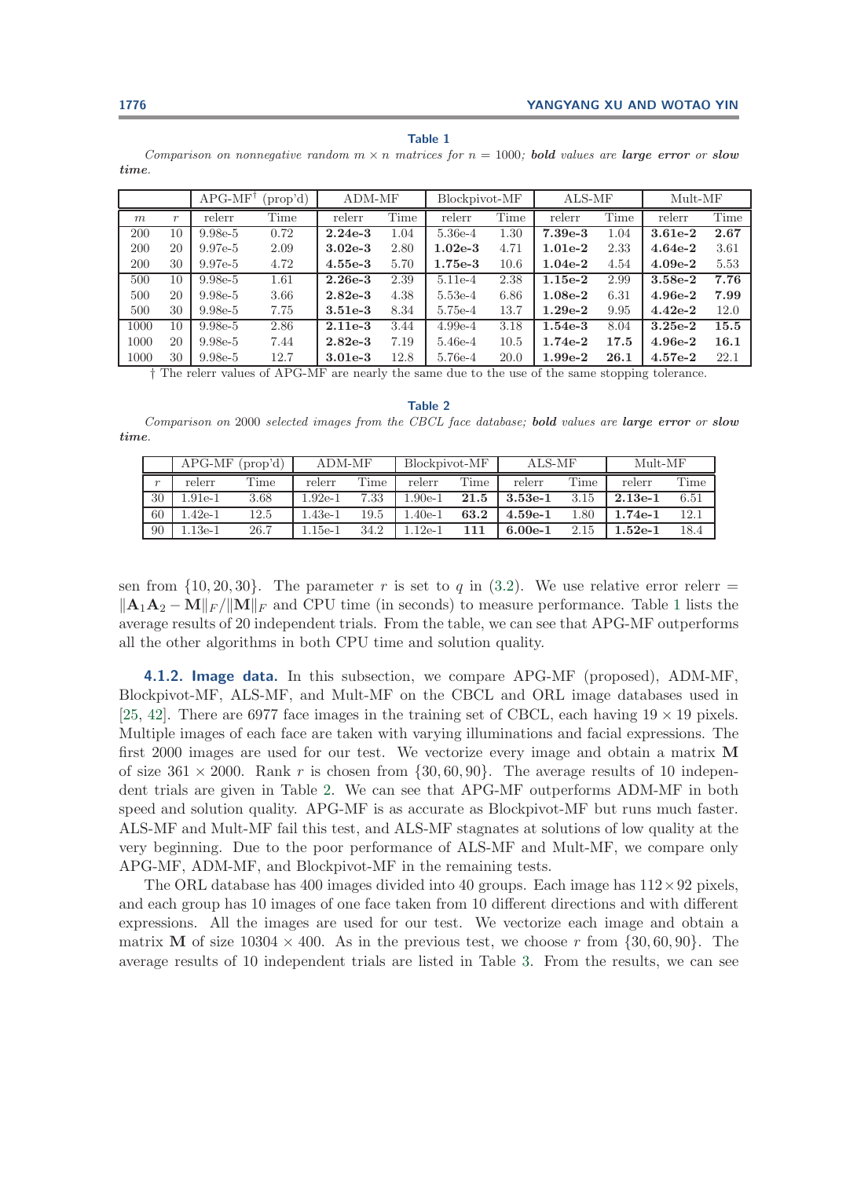**Table 1**

*Comparison on nonnegative random $m \times n$ matrices for $n = 1000$; **bold** values are **large error** or **slow time**.*

| | | APG-MF[†] (prop'd) | | ADM-MF | | Blockpivot-MF | | ALS-MF | | Mult-MF | |
|---|---|---|---|---|---|---|---|---|---|---|---|
| $m$ | $r$ | relerr | Time | relerr | Time | relerr | Time | relerr | Time | relerr | Time |
| 200 | 10 | 9.98e-5 | 0.72 | **2.24e-3** | 1.04 | 5.36e-4 | 1.30 | **7.39e-3** | 1.04 | **3.61e-2** | **2.67** |
| 200 | 20 | 9.97e-5 | 2.09 | **3.02e-3** | 2.80 | **1.02e-3** | 4.71 | **1.01e-2** | 2.33 | **4.64e-2** | 3.61 |
| 200 | 30 | 9.97e-5 | 4.72 | **4.55e-3** | 5.70 | **1.75e-3** | 10.6 | **1.04e-2** | 4.54 | **4.09e-2** | 5.53 |
| 500 | 10 | 9.98e-5 | 1.61 | **2.26e-3** | 2.39 | 5.11e-4 | 2.38 | **1.15e-2** | 2.99 | **3.58e-2** | **7.76** |
| 500 | 20 | 9.98e-5 | 3.66 | **2.82e-3** | 4.38 | 5.53e-4 | 6.86 | **1.08e-2** | 6.31 | **4.96e-2** | **7.99** |
| 500 | 30 | 9.98e-5 | 7.75 | **3.51e-3** | 8.34 | 5.75e-4 | 13.7 | **1.29e-2** | 9.95 | **4.42e-2** | 12.0 |
| 1000 | 10 | 9.98e-5 | 2.86 | **2.11e-3** | 3.44 | 4.99e-4 | 3.18 | **1.54e-3** | 8.04 | **3.25e-2** | **15.5** |
| 1000 | 20 | 9.98e-5 | 7.44 | **2.82e-3** | 7.19 | 5.46e-4 | 10.5 | **1.74e-2** | **17.5** | **4.96e-2** | **16.1** |
| 1000 | 30 | 9.98e-5 | 12.7 | **3.01e-3** | 12.8 | 5.76e-4 | 20.0 | **1.99e-2** | **26.1** | **4.57e-2** | 22.1 |

† The relerr values of APG-MF are nearly the same due to the use of the same stopping tolerance.

**Table 2**

*Comparison on* 2000 *selected images from the CBCL face database; **bold** values are **large error** or **slow time**.*

| | APG-MF (prop'd) | | ADM-MF | | Blockpivot-MF | | ALS-MF | | Mult-MF | |
|---|---|---|---|---|---|---|---|---|---|---|
| $r$ | relerr | Time | relerr | Time | relerr | Time | relerr | Time | relerr | Time |
| 30 | 1.91e-1 | 3.68 | 1.92e-1 | 7.33 | 1.90e-1 | **21.5** | **3.53e-1** | 3.15 | **2.13e-1** | 6.51 |
| 60 | 1.42e-1 | 12.5 | 1.43e-1 | 19.5 | 1.40e-1 | **63.2** | **4.59e-1** | 1.80 | **1.74e-1** | 12.1 |
| 90 | 1.13e-1 | 26.7 | 1.15e-1 | 34.2 | 1.12e-1 | **111** | **6.00e-1** | 2.15 | **1.52e-1** | 18.4 |

sen from $\{10, 20, 30\}$. The parameter $r$ is set to $q$ in (3.2). We use relative error relerr $= \|\mathbf{A}_1\mathbf{A}_2 - \mathbf{M}\|_F/\|\mathbf{M}\|_F$ and CPU time (in seconds) to measure performance. Table 1 lists the average results of 20 independent trials. From the table, we can see that APG-MF outperforms all the other algorithms in both CPU time and solution quality.

**4.1.2. Image data.** In this subsection, we compare APG-MF (proposed), ADM-MF, Blockpivot-MF, ALS-MF, and Mult-MF on the CBCL and ORL image databases used in [25, 42]. There are 6977 face images in the training set of CBCL, each having $19 \times 19$ pixels. Multiple images of each face are taken with varying illuminations and facial expressions. The first 2000 images are used for our test. We vectorize every image and obtain a matrix $\mathbf{M}$ of size $361 \times 2000$. Rank $r$ is chosen from $\{30, 60, 90\}$. The average results of 10 independent trials are given in Table 2. We can see that APG-MF outperforms ADM-MF in both speed and solution quality. APG-MF is as accurate as Blockpivot-MF but runs much faster. ALS-MF and Mult-MF fail this test, and ALS-MF stagnates at solutions of low quality at the very beginning. Due to the poor performance of ALS-MF and Mult-MF, we compare only APG-MF, ADM-MF, and Blockpivot-MF in the remaining tests.

The ORL database has 400 images divided into 40 groups. Each image has $112 \times 92$ pixels, and each group has 10 images of one face taken from 10 different directions and with different expressions. All the images are used for our test. We vectorize each image and obtain a matrix $\mathbf{M}$ of size $10304 \times 400$. As in the previous test, we choose $r$ from $\{30, 60, 90\}$. The average results of 10 independent trials are listed in Table 3. From the results, we can see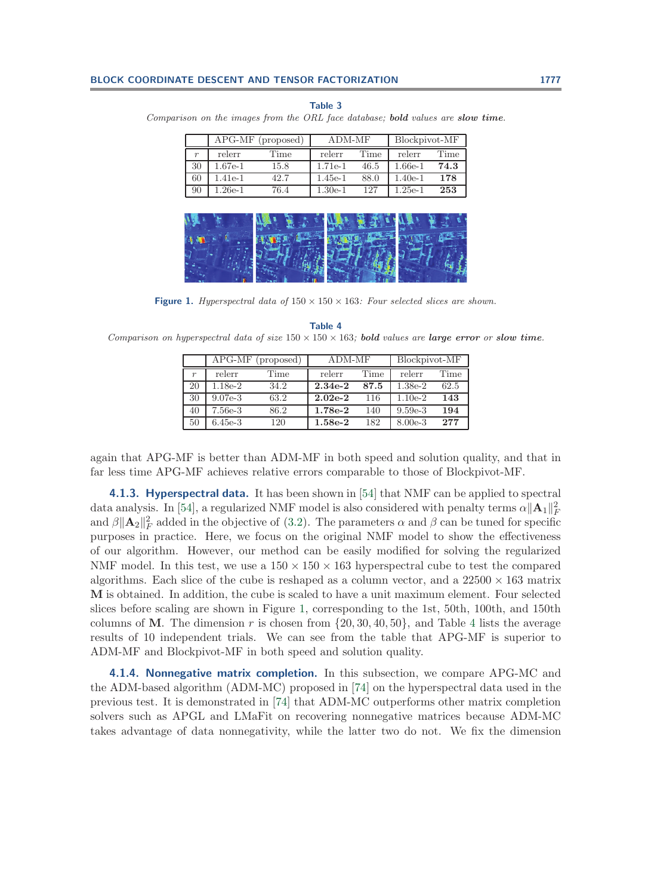**Table 3**

*Comparison on the images from the ORL face database;* ***bold*** *values are* ***slow time****.*

| | APG-MF (proposed) | | ADM-MF | | Blockpivot-MF | |
|---|---|---|---|---|---|---|
| $r$ | relerr | Time | relerr | Time | relerr | Time |
| 30 | 1.67e-1 | 15.8 | 1.71e-1 | 46.5 | 1.66e-1 | **74.3** |
| 60 | 1.41e-1 | 42.7 | 1.45e-1 | 88.0 | 1.40e-1 | **178** |
| 90 | 1.26e-1 | 76.4 | 1.30e-1 | 127 | 1.25e-1 | **253** |

**Figure 1.** *Hyperspectral data of* $150 \times 150 \times 163$*: Four selected slices are shown.*

**Table 4**

*Comparison on hyperspectral data of size* $150 \times 150 \times 163$*;* ***bold*** *values are* ***large error*** *or* ***slow time****.*

| | APG-MF (proposed) | | ADM-MF | | Blockpivot-MF | |
|---|---|---|---|---|---|---|
| $r$ | relerr | Time | relerr | Time | relerr | Time |
| 20 | 1.18e-2 | 34.2 | **2.34e-2** | **87.5** | 1.38e-2 | 62.5 |
| 30 | 9.07e-3 | 63.2 | **2.02e-2** | 116 | 1.10e-2 | **143** |
| 40 | 7.56e-3 | 86.2 | **1.78e-2** | 140 | 9.59e-3 | **194** |
| 50 | 6.45e-3 | 120 | **1.58e-2** | 182 | 8.00e-3 | **277** |

again that APG-MF is better than ADM-MF in both speed and solution quality, and that in far less time APG-MF achieves relative errors comparable to those of Blockpivot-MF.

**4.1.3. Hyperspectral data.** It has been shown in [54] that NMF can be applied to spectral data analysis. In [54], a regularized NMF model is also considered with penalty terms $\alpha\|\mathbf{A}_1\|_F^2$ and $\beta\|\mathbf{A}_2\|_F^2$ added in the objective of (3.2). The parameters $\alpha$ and $\beta$ can be tuned for specific purposes in practice. Here, we focus on the original NMF model to show the effectiveness of our algorithm. However, our method can be easily modified for solving the regularized NMF model. In this test, we use a $150 \times 150 \times 163$ hyperspectral cube to test the compared algorithms. Each slice of the cube is reshaped as a column vector, and a $22500 \times 163$ matrix $\mathbf{M}$ is obtained. In addition, the cube is scaled to have a unit maximum element. Four selected slices before scaling are shown in Figure 1, corresponding to the 1st, 50th, 100th, and 150th columns of $\mathbf{M}$. The dimension $r$ is chosen from $\{20, 30, 40, 50\}$, and Table 4 lists the average results of 10 independent trials. We can see from the table that APG-MF is superior to ADM-MF and Blockpivot-MF in both speed and solution quality.

**4.1.4. Nonnegative matrix completion.** In this subsection, we compare APG-MC and the ADM-based algorithm (ADM-MC) proposed in [74] on the hyperspectral data used in the previous test. It is demonstrated in [74] that ADM-MC outperforms other matrix completion solvers such as APGL and LMaFit on recovering nonnegative matrices because ADM-MC takes advantage of data nonnegativity, while the latter two do not. We fix the dimension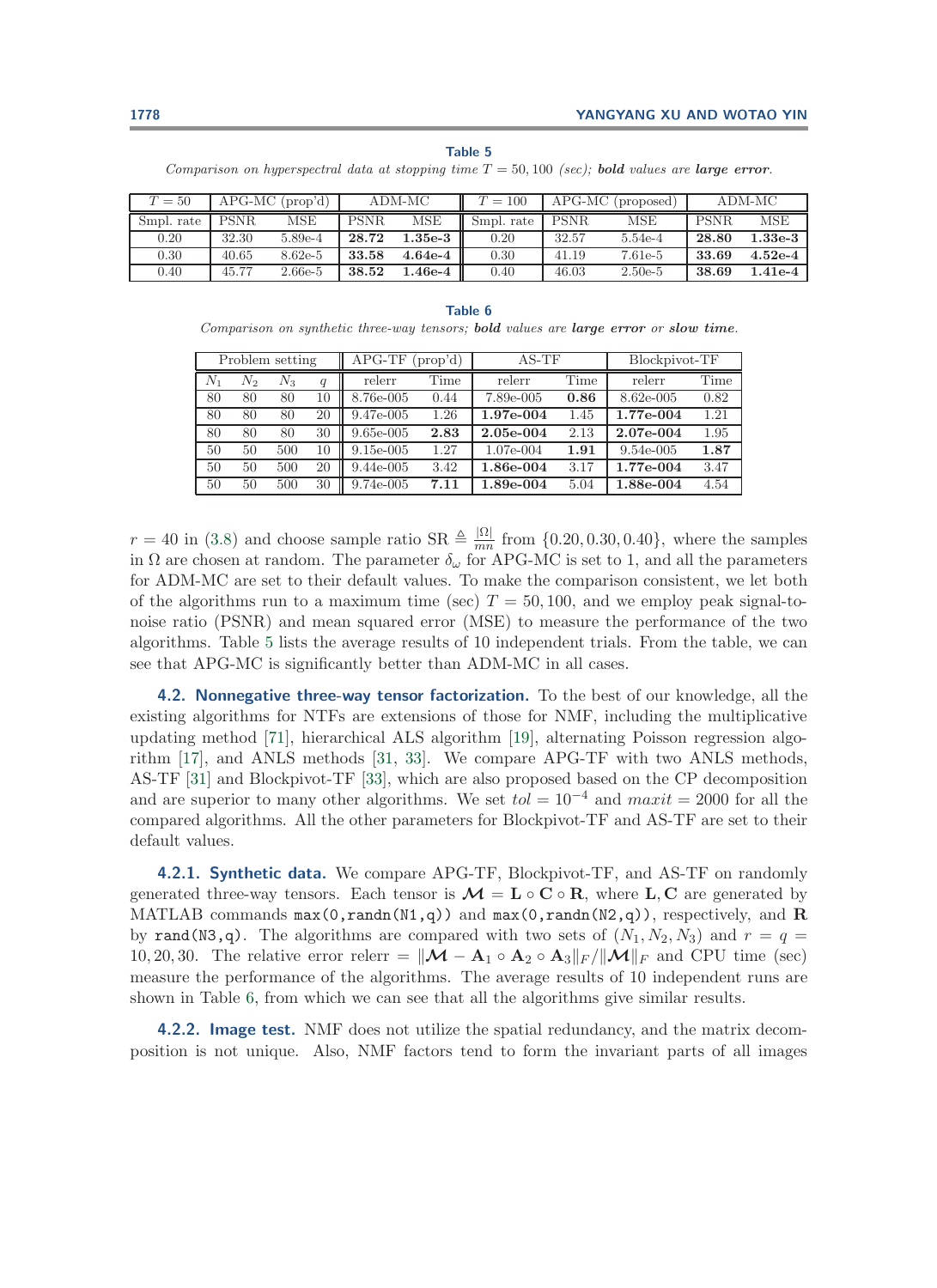**Table 5**

*Comparison on hyperspectral data at stopping time $T = 50, 100$ (sec); **bold** values are **large error**.*

| $T = 50$ | APG-MC (prop'd) | | ADM-MC | | $T = 100$ | APG-MC (proposed) | | ADM-MC | |
|---|---|---|---|---|---|---|---|---|---|
| Smpl. rate | PSNR | MSE | PSNR | MSE | Smpl. rate | PSNR | MSE | PSNR | MSE |
| 0.20 | 32.30 | 5.89e-4 | **28.72** | **1.35e-3** | 0.20 | 32.57 | 5.54e-4 | **28.80** | **1.33e-3** |
| 0.30 | 40.65 | 8.62e-5 | **33.58** | **4.64e-4** | 0.30 | 41.19 | 7.61e-5 | **33.69** | **4.52e-4** |
| 0.40 | 45.77 | 2.66e-5 | **38.52** | **1.46e-4** | 0.40 | 46.03 | 2.50e-5 | **38.69** | **1.41e-4** |

**Table 6**

*Comparison on synthetic three-way tensors; **bold** values are **large error** or **slow time**.*

| Problem setting | | | | APG-TF (prop'd) | | AS-TF | | Blockpivot-TF | |
|---|---|---|---|---|---|---|---|---|---|
| $N_1$ | $N_2$ | $N_3$ | $q$ | relerr | Time | relerr | Time | relerr | Time |
| 80 | 80 | 80 | 10 | 8.76e-005 | 0.44 | 7.89e-005 | **0.86** | 8.62e-005 | 0.82 |
| 80 | 80 | 80 | 20 | 9.47e-005 | 1.26 | **1.97e-004** | 1.45 | **1.77e-004** | 1.21 |
| 80 | 80 | 80 | 30 | 9.65e-005 | **2.83** | **2.05e-004** | 2.13 | **2.07e-004** | 1.95 |
| 50 | 50 | 500 | 10 | 9.15e-005 | 1.27 | 1.07e-004 | **1.91** | 9.54e-005 | **1.87** |
| 50 | 50 | 500 | 20 | 9.44e-005 | 3.42 | **1.86e-004** | 3.17 | **1.77e-004** | 3.47 |
| 50 | 50 | 500 | 30 | 9.74e-005 | **7.11** | **1.89e-004** | 5.04 | **1.88e-004** | 4.54 |

$r = 40$ in (3.8) and choose sample ratio $\text{SR} \triangleq \frac{|\Omega|}{mn}$ from $\{0.20, 0.30, 0.40\}$, where the samples in $\Omega$ are chosen at random. The parameter $\delta_\omega$ for APG-MC is set to 1, and all the parameters for ADM-MC are set to their default values. To make the comparison consistent, we let both of the algorithms run to a maximum time (sec) $T = 50, 100$, and we employ peak signal-to-noise ratio (PSNR) and mean squared error (MSE) to measure the performance of the two algorithms. Table 5 lists the average results of 10 independent trials. From the table, we can see that APG-MC is significantly better than ADM-MC in all cases.

### 4.2. Nonnegative three-way tensor factorization.

To the best of our knowledge, all the existing algorithms for NTFs are extensions of those for NMF, including the multiplicative updating method [71], hierarchical ALS algorithm [19], alternating Poisson regression algorithm [17], and ANLS methods [31, 33]. We compare APG-TF with two ANLS methods, AS-TF [31] and Blockpivot-TF [33], which are also proposed based on the CP decomposition and are superior to many other algorithms. We set $tol = 10^{-4}$ and $maxit = 2000$ for all the compared algorithms. All the other parameters for Blockpivot-TF and AS-TF are set to their default values.

#### 4.2.1. Synthetic data.

We compare APG-TF, Blockpivot-TF, and AS-TF on randomly generated three-way tensors. Each tensor is $\boldsymbol{\mathcal{M}} = \mathbf{L} \circ \mathbf{C} \circ \mathbf{R}$, where $\mathbf{L}, \mathbf{C}$ are generated by MATLAB commands `max(0,randn(N1,q))` and `max(0,randn(N2,q))`, respectively, and $\mathbf{R}$ by `rand(N3,q)`. The algorithms are compared with two sets of $(N_1, N_2, N_3)$ and $r = q = 10, 20, 30$. The relative error $\text{relerr} = \|\boldsymbol{\mathcal{M}} - \mathbf{A}_1 \circ \mathbf{A}_2 \circ \mathbf{A}_3\|_F / \|\boldsymbol{\mathcal{M}}\|_F$ and CPU time (sec) measure the performance of the algorithms. The average results of 10 independent runs are shown in Table 6, from which we can see that all the algorithms give similar results.

#### 4.2.2. Image test.

NMF does not utilize the spatial redundancy, and the matrix decomposition is not unique. Also, NMF factors tend to form the invariant parts of all images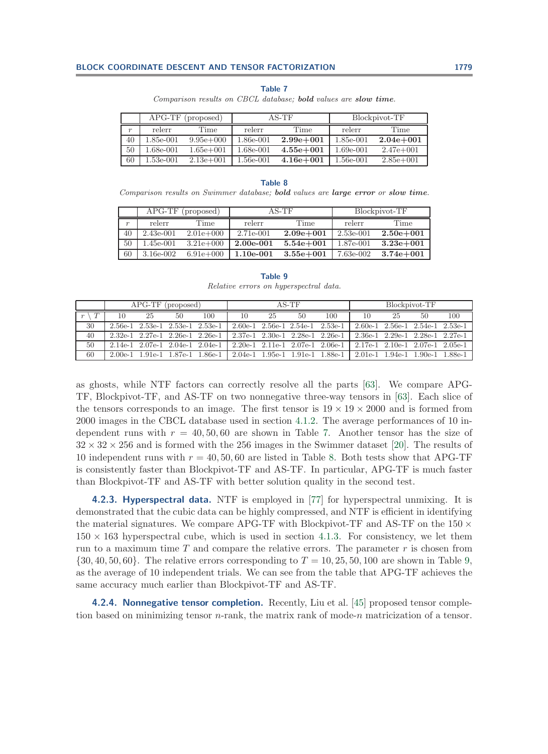**Table 7**

*Comparison results on CBCL database;* ***bold*** *values are* ***slow time****.*

| | APG-TF (proposed) | | AS-TF | | Blockpivot-TF | |
|---|---|---|---|---|---|---|
| $r$ | relerr | Time | relerr | Time | relerr | Time |
| 40 | 1.85e-001 | 9.95e+000 | 1.86e-001 | **2.99e+001** | 1.85e-001 | **2.04e+001** |
| 50 | 1.68e-001 | 1.65e+001 | 1.68e-001 | **4.55e+001** | 1.69e-001 | 2.47e+001 |
| 60 | 1.53e-001 | 2.13e+001 | 1.56e-001 | **4.16e+001** | 1.56e-001 | 2.85e+001 |

**Table 8**

*Comparison results on Swimmer database;* ***bold*** *values are* ***large error*** *or* ***slow time****.*

| | APG-TF (proposed) | | AS-TF | | Blockpivot-TF | |
|---|---|---|---|---|---|---|
| $r$ | relerr | Time | relerr | Time | relerr | Time |
| 40 | 2.43e-001 | 2.01e+000 | 2.71e-001 | **2.09e+001** | 2.53e-001 | **2.50e+001** |
| 50 | 1.45e-001 | 3.21e+000 | **2.00e-001** | **5.54e+001** | 1.87e-001 | **3.23e+001** |
| 60 | 3.16e-002 | 6.91e+000 | **1.10e-001** | **3.55e+001** | 7.63e-002 | **3.74e+001** |

**Table 9**

*Relative errors on hyperspectral data.*

| | APG-TF (proposed) | | | | AS-TF | | | | Blockpivot-TF | | | |
|---|---|---|---|---|---|---|---|---|---|---|---|---|
| $r \setminus T$ | 10 | 25 | 50 | 100 | 10 | 25 | 50 | 100 | 10 | 25 | 50 | 100 |
| 30 | 2.56e-1 | 2.53e-1 | 2.53e-1 | 2.53e-1 | 2.60e-1 | 2.56e-1 | 2.54e-1 | 2.53e-1 | 2.60e-1 | 2.56e-1 | 2.54e-1 | 2.53e-1 |
| 40 | 2.32e-1 | 2.27e-1 | 2.26e-1 | 2.26e-1 | 2.37e-1 | 2.30e-1 | 2.28e-1 | 2.26e-1 | 2.36e-1 | 2.29e-1 | 2.28e-1 | 2.27e-1 |
| 50 | 2.14e-1 | 2.07e-1 | 2.04e-1 | 2.04e-1 | 2.20e-1 | 2.11e-1 | 2.07e-1 | 2.06e-1 | 2.17e-1 | 2.10e-1 | 2.07e-1 | 2.05e-1 |
| 60 | 2.00e-1 | 1.91e-1 | 1.87e-1 | 1.86e-1 | 2.04e-1 | 1.95e-1 | 1.91e-1 | 1.88e-1 | 2.01e-1 | 1.94e-1 | 1.90e-1 | 1.88e-1 |

as ghosts, while NTF factors can correctly resolve all the parts [63]. We compare APG-TF, Blockpivot-TF, and AS-TF on two nonnegative three-way tensors in [63]. Each slice of the tensors corresponds to an image. The first tensor is $19 \times 19 \times 2000$ and is formed from 2000 images in the CBCL database used in section 4.1.2. The average performances of 10 independent runs with $r = 40, 50, 60$ are shown in Table 7. Another tensor has the size of $32 \times 32 \times 256$ and is formed with the 256 images in the Swimmer dataset [20]. The results of 10 independent runs with $r = 40, 50, 60$ are listed in Table 8. Both tests show that APG-TF is consistently faster than Blockpivot-TF and AS-TF. In particular, APG-TF is much faster than Blockpivot-TF and AS-TF with better solution quality in the second test.

**4.2.3. Hyperspectral data.** NTF is employed in [77] for hyperspectral unmixing. It is demonstrated that the cubic data can be highly compressed, and NTF is efficient in identifying the material signatures. We compare APG-TF with Blockpivot-TF and AS-TF on the $150 \times 150 \times 163$ hyperspectral cube, which is used in section 4.1.3. For consistency, we let them run to a maximum time $T$ and compare the relative errors. The parameter $r$ is chosen from $\{30, 40, 50, 60\}$. The relative errors corresponding to $T = 10, 25, 50, 100$ are shown in Table 9, as the average of 10 independent trials. We can see from the table that APG-TF achieves the same accuracy much earlier than Blockpivot-TF and AS-TF.

**4.2.4. Nonnegative tensor completion.** Recently, Liu et al. [45] proposed tensor completion based on minimizing tensor $n$-rank, the matrix rank of mode-$n$ matricization of a tensor.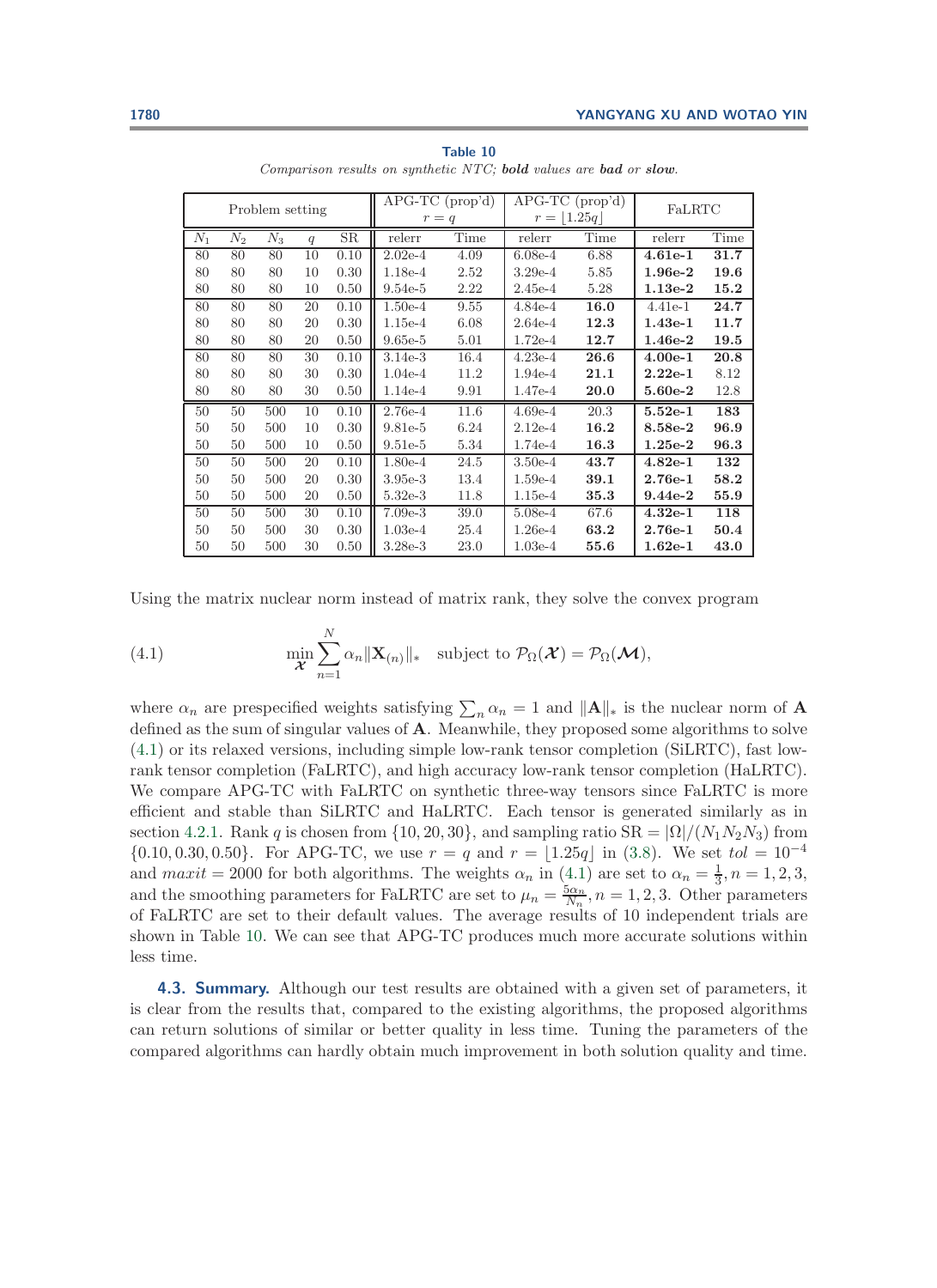**Table 10**

*Comparison results on synthetic NTC;* ***bold*** *values are* ***bad*** *or* ***slow****.*

| Problem setting | | | | | APG-TC (prop'd) $r = q$ | | APG-TC (prop'd) $r = \lfloor 1.25q \rfloor$ | | FaLRTC | |
|---|---|---|---|---|---|---|---|---|---|---|
| $N_1$ | $N_2$ | $N_3$ | $q$ | SR | relerr | Time | relerr | Time | relerr | Time |
| 80 | 80 | 80 | 10 | 0.10 | 2.02e-4 | 4.09 | 6.08e-4 | 6.88 | **4.61e-1** | **31.7** |
| 80 | 80 | 80 | 10 | 0.30 | 1.18e-4 | 2.52 | 3.29e-4 | 5.85 | **1.96e-2** | **19.6** |
| 80 | 80 | 80 | 10 | 0.50 | 9.54e-5 | 2.22 | 2.45e-4 | 5.28 | **1.13e-2** | **15.2** |
| 80 | 80 | 80 | 20 | 0.10 | 1.50e-4 | 9.55 | 4.84e-4 | **16.0** | 4.41e-1 | **24.7** |
| 80 | 80 | 80 | 20 | 0.30 | 1.15e-4 | 6.08 | 2.64e-4 | **12.3** | **1.43e-1** | **11.7** |
| 80 | 80 | 80 | 20 | 0.50 | 9.65e-5 | 5.01 | 1.72e-4 | **12.7** | **1.46e-2** | **19.5** |
| 80 | 80 | 80 | 30 | 0.10 | 3.14e-3 | 16.4 | 4.23e-4 | **26.6** | **4.00e-1** | **20.8** |
| 80 | 80 | 80 | 30 | 0.30 | 1.04e-4 | 11.2 | 1.94e-4 | **21.1** | **2.22e-1** | 8.12 |
| 80 | 80 | 80 | 30 | 0.50 | 1.14e-4 | 9.91 | 1.47e-4 | **20.0** | **5.60e-2** | 12.8 |
| 50 | 50 | 500 | 10 | 0.10 | 2.76e-4 | 11.6 | 4.69e-4 | 20.3 | **5.52e-1** | **183** |
| 50 | 50 | 500 | 10 | 0.30 | 9.81e-5 | 6.24 | 2.12e-4 | **16.2** | **8.58e-2** | **96.9** |
| 50 | 50 | 500 | 10 | 0.50 | 9.51e-5 | 5.34 | 1.74e-4 | **16.3** | **1.25e-2** | **96.3** |
| 50 | 50 | 500 | 20 | 0.10 | 1.80e-4 | 24.5 | 3.50e-4 | **43.7** | **4.82e-1** | **132** |
| 50 | 50 | 500 | 20 | 0.30 | 3.95e-3 | 13.4 | 1.59e-4 | **39.1** | **2.76e-1** | **58.2** |
| 50 | 50 | 500 | 20 | 0.50 | 5.32e-3 | 11.8 | 1.15e-4 | **35.3** | **9.44e-2** | **55.9** |
| 50 | 50 | 500 | 30 | 0.10 | 7.09e-3 | 39.0 | 5.08e-4 | 67.6 | **4.32e-1** | **118** |
| 50 | 50 | 500 | 30 | 0.30 | 1.03e-4 | 25.4 | 1.26e-4 | **63.2** | **2.76e-1** | **50.4** |
| 50 | 50 | 500 | 30 | 0.50 | 3.28e-3 | 23.0 | 1.03e-4 | **55.6** | **1.62e-1** | **43.0** |

Using the matrix nuclear norm instead of matrix rank, they solve the convex program

$$\min_{\boldsymbol{\mathcal{X}}} \sum_{n=1}^{N} \alpha_n \|\mathbf{X}_{(n)}\|_* \quad \text{subject to } \mathcal{P}_\Omega(\boldsymbol{\mathcal{X}}) = \mathcal{P}_\Omega(\boldsymbol{\mathcal{M}}), \tag{4.1}$$

where $\alpha_n$ are prespecified weights satisfying $\sum_n \alpha_n = 1$ and $\|\mathbf{A}\|_*$ is the nuclear norm of $\mathbf{A}$ defined as the sum of singular values of $\mathbf{A}$. Meanwhile, they proposed some algorithms to solve (4.1) or its relaxed versions, including simple low-rank tensor completion (SiLRTC), fast low-rank tensor completion (FaLRTC), and high accuracy low-rank tensor completion (HaLRTC). We compare APG-TC with FaLRTC on synthetic three-way tensors since FaLRTC is more efficient and stable than SiLRTC and HaLRTC. Each tensor is generated similarly as in section 4.2.1. Rank $q$ is chosen from $\{10, 20, 30\}$, and sampling ratio $\text{SR} = |\Omega|/(N_1N_2N_3)$ from $\{0.10, 0.30, 0.50\}$. For APG-TC, we use $r = q$ and $r = \lfloor 1.25q \rfloor$ in (3.8). We set $tol = 10^{-4}$ and $maxit = 2000$ for both algorithms. The weights $\alpha_n$ in (4.1) are set to $\alpha_n = \frac{1}{3}, n = 1, 2, 3,$ and the smoothing parameters for FaLRTC are set to $\mu_n = \frac{5\alpha_n}{N_n}, n = 1, 2, 3$. Other parameters of FaLRTC are set to their default values. The average results of 10 independent trials are shown in Table 10. We can see that APG-TC produces much more accurate solutions within less time.

**4.3. Summary.** Although our test results are obtained with a given set of parameters, it is clear from the results that, compared to the existing algorithms, the proposed algorithms can return solutions of similar or better quality in less time. Tuning the parameters of the compared algorithms can hardly obtain much improvement in both solution quality and time.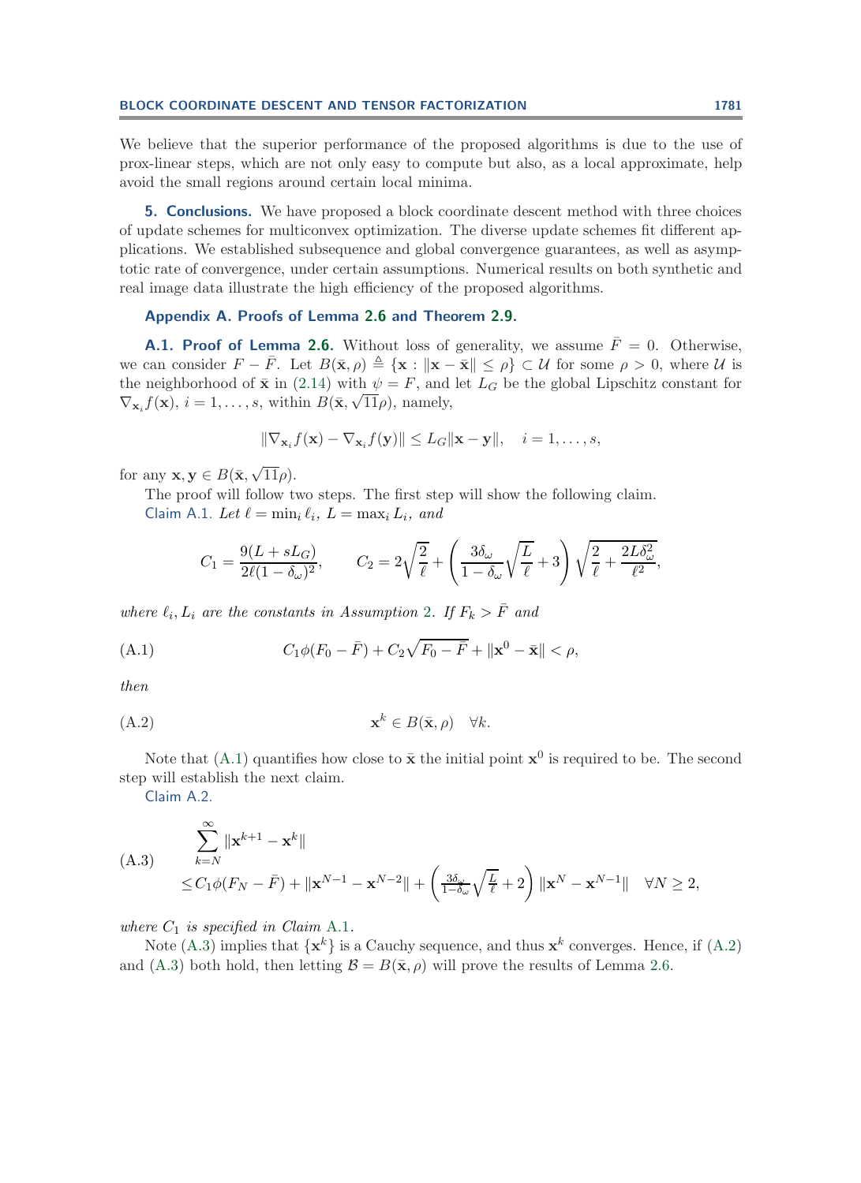We believe that the superior performance of the proposed algorithms is due to the use of prox-linear steps, which are not only easy to compute but also, as a local approximate, help avoid the small regions around certain local minima.

## 5. Conclusions.

We have proposed a block coordinate descent method with three choices of update schemes for multiconvex optimization. The diverse update schemes fit different applications. We established subsequence and global convergence guarantees, as well as asymptotic rate of convergence, under certain assumptions. Numerical results on both synthetic and real image data illustrate the high efficiency of the proposed algorithms.

## Appendix A. Proofs of Lemma 2.6 and Theorem 2.9.

### A.1. Proof of Lemma 2.6.

Without loss of generality, we assume $\bar{F} = 0$. Otherwise, we can consider $F - \bar{F}$. Let $B(\bar{\mathbf{x}}, \rho) \triangleq \{\mathbf{x} : \|\mathbf{x} - \bar{\mathbf{x}}\| \leq \rho\} \subset \mathcal{U}$ for some $\rho > 0$, where $\mathcal{U}$ is the neighborhood of $\bar{\mathbf{x}}$ in (2.14) with $\psi = F$, and let $L_G$ be the global Lipschitz constant for $\nabla_{\mathbf{x}_i} f(\mathbf{x})$, $i = 1, \ldots, s$, within $B(\bar{\mathbf{x}}, \sqrt{11}\rho)$, namely,

$$\|\nabla_{\mathbf{x}_i} f(\mathbf{x}) - \nabla_{\mathbf{x}_i} f(\mathbf{y})\| \leq L_G \|\mathbf{x} - \mathbf{y}\|, \quad i = 1, \ldots, s,$$

for any $\mathbf{x}, \mathbf{y} \in B(\bar{\mathbf{x}}, \sqrt{11}\rho)$.

The proof will follow two steps. The first step will show the following claim.

Claim A.1. *Let* $\ell = \min_i \ell_i$, $L = \max_i L_i$, *and*

$$C_1 = \frac{9(L + sL_G)}{2\ell(1 - \delta_\omega)^2}, \qquad C_2 = 2\sqrt{\frac{2}{\ell}} + \left(\frac{3\delta_\omega}{1 - \delta_\omega}\sqrt{\frac{L}{\ell}} + 3\right)\sqrt{\frac{2}{\ell} + \frac{2L\delta_\omega^2}{\ell^2}},$$

*where* $\ell_i, L_i$ *are the constants in Assumption 2. If* $F_k > \bar{F}$ *and*

$$C_1 \phi(F_0 - \bar{F}) + C_2 \sqrt{F_0 - \bar{F}} + \|\mathbf{x}^0 - \bar{\mathbf{x}}\| < \rho, \tag{A.1}$$

*then*

$$\mathbf{x}^k \in B(\bar{\mathbf{x}}, \rho) \quad \forall k. \tag{A.2}$$

Note that (A.1) quantifies how close to $\bar{\mathbf{x}}$ the initial point $\mathbf{x}^0$ is required to be. The second step will establish the next claim.

Claim A.2.

$$\sum_{k=N}^{\infty} \|\mathbf{x}^{k+1} - \mathbf{x}^k\| \leq C_1 \phi(F_N - \bar{F}) + \|\mathbf{x}^{N-1} - \mathbf{x}^{N-2}\| + \left(\frac{3\delta_\omega}{1-\delta_\omega}\sqrt{\frac{L}{\ell}} + 2\right)\|\mathbf{x}^N - \mathbf{x}^{N-1}\| \quad \forall N \geq 2, \tag{A.3}$$

*where* $C_1$ *is specified in Claim A.1.*

Note (A.3) implies that $\{\mathbf{x}^k\}$ is a Cauchy sequence, and thus $\mathbf{x}^k$ converges. Hence, if (A.2) and (A.3) both hold, then letting $\mathcal{B} = B(\bar{\mathbf{x}}, \rho)$ will prove the results of Lemma 2.6.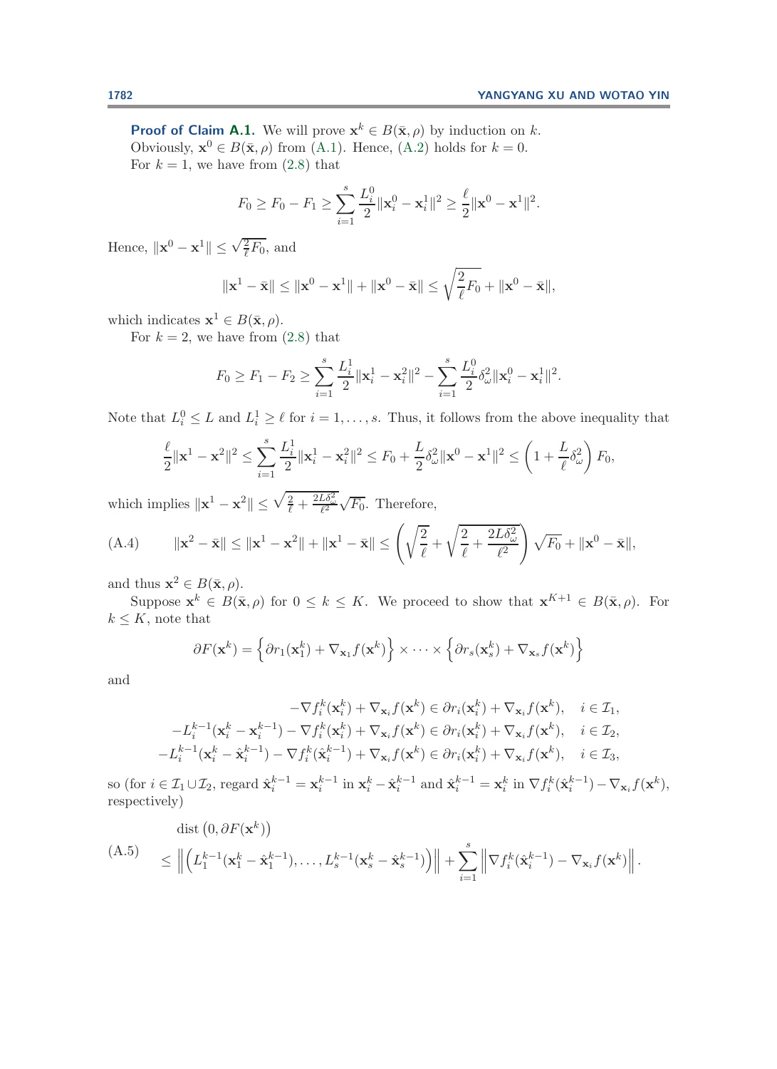**Proof of Claim A.1.** We will prove $\mathbf{x}^k \in B(\bar{\mathbf{x}}, \rho)$ by induction on $k$.

Obviously, $\mathbf{x}^0 \in B(\bar{\mathbf{x}}, \rho)$ from (A.1). Hence, (A.2) holds for $k = 0$.

For $k = 1$, we have from (2.8) that

$$F_0 \geq F_0 - F_1 \geq \sum_{i=1}^{s} \frac{L_i^0}{2} \|\mathbf{x}_i^0 - \mathbf{x}_i^1\|^2 \geq \frac{\ell}{2} \|\mathbf{x}^0 - \mathbf{x}^1\|^2.$$

Hence, $\|\mathbf{x}^0 - \mathbf{x}^1\| \leq \sqrt{\frac{2}{\ell} F_0}$, and

$$\|\mathbf{x}^1 - \bar{\mathbf{x}}\| \leq \|\mathbf{x}^0 - \mathbf{x}^1\| + \|\mathbf{x}^0 - \bar{\mathbf{x}}\| \leq \sqrt{\frac{2}{\ell} F_0} + \|\mathbf{x}^0 - \bar{\mathbf{x}}\|,$$

which indicates $\mathbf{x}^1 \in B(\bar{\mathbf{x}}, \rho)$.

For $k = 2$, we have from (2.8) that

$$F_0 \geq F_1 - F_2 \geq \sum_{i=1}^{s} \frac{L_i^1}{2} \|\mathbf{x}_i^1 - \mathbf{x}_i^2\|^2 - \sum_{i=1}^{s} \frac{L_i^0}{2} \delta_\omega^2 \|\mathbf{x}_i^0 - \mathbf{x}_i^1\|^2.$$

Note that $L_i^0 \leq L$ and $L_i^1 \geq \ell$ for $i = 1, \ldots, s$. Thus, it follows from the above inequality that

$$\frac{\ell}{2} \|\mathbf{x}^1 - \mathbf{x}^2\|^2 \leq \sum_{i=1}^{s} \frac{L_i^1}{2} \|\mathbf{x}_i^1 - \mathbf{x}_i^2\|^2 \leq F_0 + \frac{L}{2} \delta_\omega^2 \|\mathbf{x}^0 - \mathbf{x}^1\|^2 \leq \left(1 + \frac{L}{\ell} \delta_\omega^2\right) F_0,$$

which implies $\|\mathbf{x}^1 - \mathbf{x}^2\| \leq \sqrt{\frac{2}{\ell} + \frac{2L\delta_\omega^2}{\ell^2}} \sqrt{F_0}$. Therefore,

$$\|\mathbf{x}^2 - \bar{\mathbf{x}}\| \leq \|\mathbf{x}^1 - \mathbf{x}^2\| + \|\mathbf{x}^1 - \bar{\mathbf{x}}\| \leq \left(\sqrt{\frac{2}{\ell}} + \sqrt{\frac{2}{\ell} + \frac{2L\delta_\omega^2}{\ell^2}}\right) \sqrt{F_0} + \|\mathbf{x}^0 - \bar{\mathbf{x}}\|, \tag{A.4}$$

and thus $\mathbf{x}^2 \in B(\bar{\mathbf{x}}, \rho)$.

Suppose $\mathbf{x}^k \in B(\bar{\mathbf{x}}, \rho)$ for $0 \leq k \leq K$. We proceed to show that $\mathbf{x}^{K+1} \in B(\bar{\mathbf{x}}, \rho)$. For $k \leq K$, note that

$$\partial F(\mathbf{x}^k) = \left\{\partial r_1(\mathbf{x}_1^k) + \nabla_{\mathbf{x}_1} f(\mathbf{x}^k)\right\} \times \cdots \left\{\partial r_s(\mathbf{x}_s^k) + \nabla_{\mathbf{x}_s} f(\mathbf{x}^k)\right\}$$

and

$$\begin{aligned}
-\nabla f_i^k(\mathbf{x}_i^k) + \nabla_{\mathbf{x}_i} f(\mathbf{x}^k) &\in \partial r_i(\mathbf{x}_i^k) + \nabla_{\mathbf{x}_i} f(\mathbf{x}^k), \quad i \in \mathcal{I}_1,\\
-L_i^{k-1}(\mathbf{x}_i^k - \mathbf{x}_i^{k-1}) - \nabla f_i^k(\mathbf{x}_i^k) + \nabla_{\mathbf{x}_i} f(\mathbf{x}^k) &\in \partial r_i(\mathbf{x}_i^k) + \nabla_{\mathbf{x}_i} f(\mathbf{x}^k), \quad i \in \mathcal{I}_2,\\
-L_i^{k-1}(\mathbf{x}_i^k - \hat{\mathbf{x}}_i^{k-1}) - \nabla f_i^k(\hat{\mathbf{x}}_i^{k-1}) + \nabla_{\mathbf{x}_i} f(\mathbf{x}^k) &\in \partial r_i(\mathbf{x}_i^k) + \nabla_{\mathbf{x}_i} f(\mathbf{x}^k), \quad i \in \mathcal{I}_3,
\end{aligned}$$

so (for $i \in \mathcal{I}_1 \cup \mathcal{I}_2$, regard $\hat{\mathbf{x}}_i^{k-1} = \mathbf{x}_i^{k-1}$ in $\mathbf{x}_i^k - \hat{\mathbf{x}}_i^{k-1}$ and $\hat{\mathbf{x}}_i^{k-1} = \mathbf{x}_i^k$ in $\nabla f_i^k(\hat{\mathbf{x}}_i^{k-1}) - \nabla_{\mathbf{x}_i} f(\mathbf{x}^k)$, respectively)

$$\begin{aligned}
&\operatorname{dist}\left(0, \partial F(\mathbf{x}^k)\right)\\
&\leq \left\|\left(L_1^{k-1}(\mathbf{x}_1^k - \hat{\mathbf{x}}_1^{k-1}), \ldots, L_s^{k-1}(\mathbf{x}_s^k - \hat{\mathbf{x}}_s^{k-1})\right)\right\| + \sum_{i=1}^{s} \left\|\nabla f_i^k(\hat{\mathbf{x}}_i^{k-1}) - \nabla_{\mathbf{x}_i} f(\mathbf{x}^k)\right\|.
\end{aligned} \tag{A.5}$$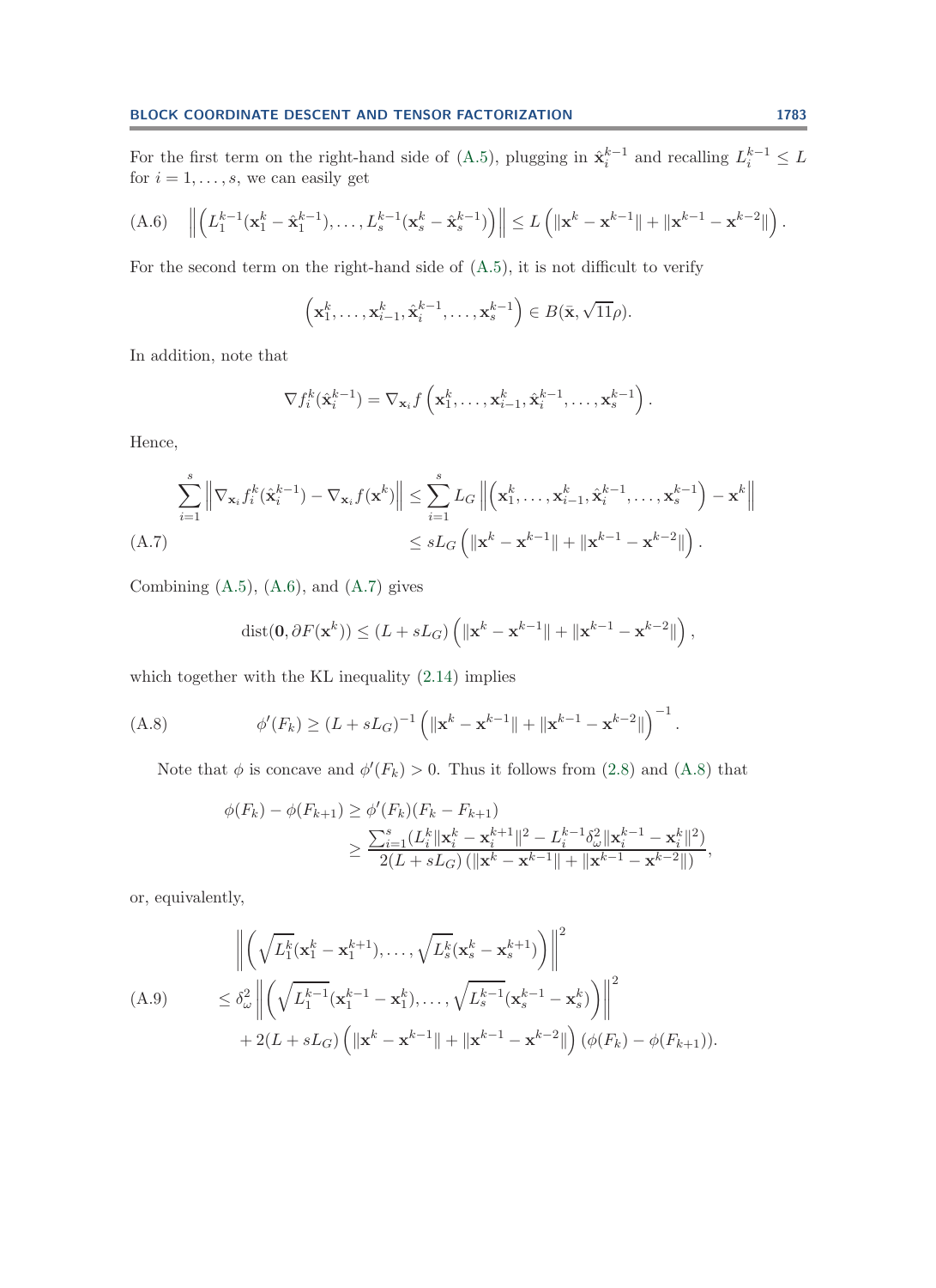For the first term on the right-hand side of (A.5), plugging in $\hat{\mathbf{x}}_i^{k-1}$ and recalling $L_i^{k-1} \le L$ for $i = 1, \ldots, s$, we can easily get

$$\left\| \left( L_1^{k-1}(\mathbf{x}_1^k - \hat{\mathbf{x}}_1^{k-1}), \ldots, L_s^{k-1}(\mathbf{x}_s^k - \hat{\mathbf{x}}_s^{k-1}) \right) \right\| \le L \left( \|\mathbf{x}^k - \mathbf{x}^{k-1}\| + \|\mathbf{x}^{k-1} - \mathbf{x}^{k-2}\| \right). \tag{A.6}$$

For the second term on the right-hand side of (A.5), it is not difficult to verify

$$\left( \mathbf{x}_1^k, \ldots, \mathbf{x}_{i-1}^k, \hat{\mathbf{x}}_i^{k-1}, \ldots, \mathbf{x}_s^{k-1} \right) \in B(\bar{\mathbf{x}}, \sqrt{11}\rho).$$

In addition, note that

$$\nabla f_i^k(\hat{\mathbf{x}}_i^{k-1}) = \nabla_{\mathbf{x}_i} f\left( \mathbf{x}_1^k, \ldots, \mathbf{x}_{i-1}^k, \hat{\mathbf{x}}_i^{k-1}, \ldots, \mathbf{x}_s^{k-1} \right).$$

Hence,

$$\begin{aligned}
\sum_{i=1}^s \left\| \nabla_{\mathbf{x}_i} f_i^k(\hat{\mathbf{x}}_i^{k-1}) - \nabla_{\mathbf{x}_i} f(\mathbf{x}^k) \right\| &\le \sum_{i=1}^s L_G \left\| \left( \mathbf{x}_1^k, \ldots, \mathbf{x}_{i-1}^k, \hat{\mathbf{x}}_i^{k-1}, \ldots, \mathbf{x}_s^{k-1} \right) - \mathbf{x}^k \right\| \\
&\le s L_G \left( \|\mathbf{x}^k - \mathbf{x}^{k-1}\| + \|\mathbf{x}^{k-1} - \mathbf{x}^{k-2}\| \right).
\end{aligned} \tag{A.7}$$

Combining (A.5), (A.6), and (A.7) gives

$$\mathrm{dist}(\mathbf{0}, \partial F(\mathbf{x}^k)) \le (L + sL_G) \left( \|\mathbf{x}^k - \mathbf{x}^{k-1}\| + \|\mathbf{x}^{k-1} - \mathbf{x}^{k-2}\| \right),$$

which together with the KL inequality (2.14) implies

$$\phi'(F_k) \ge (L + sL_G)^{-1} \left( \|\mathbf{x}^k - \mathbf{x}^{k-1}\| + \|\mathbf{x}^{k-1} - \mathbf{x}^{k-2}\| \right)^{-1}. \tag{A.8}$$

Note that $\phi$ is concave and $\phi'(F_k) > 0$. Thus it follows from (2.8) and (A.8) that

$$\begin{aligned}
\phi(F_k) - \phi(F_{k+1}) &\ge \phi'(F_k)(F_k - F_{k+1}) \\
&\ge \frac{\sum_{i=1}^s (L_i^k \|\mathbf{x}_i^k - \mathbf{x}_i^{k+1}\|^2 - L_i^{k-1} \delta_\omega^2 \|\mathbf{x}_i^{k-1} - \mathbf{x}_i^k\|^2)}{2(L + sL_G)\left(\|\mathbf{x}^k - \mathbf{x}^{k-1}\| + \|\mathbf{x}^{k-1} - \mathbf{x}^{k-2}\|\right)},
\end{aligned}$$

or, equivalently,

$$\begin{aligned}
&\left\| \left( \sqrt{L_1^k}(\mathbf{x}_1^k - \mathbf{x}_1^{k+1}), \ldots, \sqrt{L_s^k}(\mathbf{x}_s^k - \mathbf{x}_s^{k+1}) \right) \right\|^2 \\
&\le \delta_\omega^2 \left\| \left( \sqrt{L_1^{k-1}}(\mathbf{x}_1^{k-1} - \mathbf{x}_1^k), \ldots, \sqrt{L_s^{k-1}}(\mathbf{x}_s^{k-1} - \mathbf{x}_s^k) \right) \right\|^2 \\
&\quad + 2(L + sL_G) \left( \|\mathbf{x}^k - \mathbf{x}^{k-1}\| + \|\mathbf{x}^{k-1} - \mathbf{x}^{k-2}\| \right) (\phi(F_k) - \phi(F_{k+1})).
\end{aligned} \tag{A.9}$$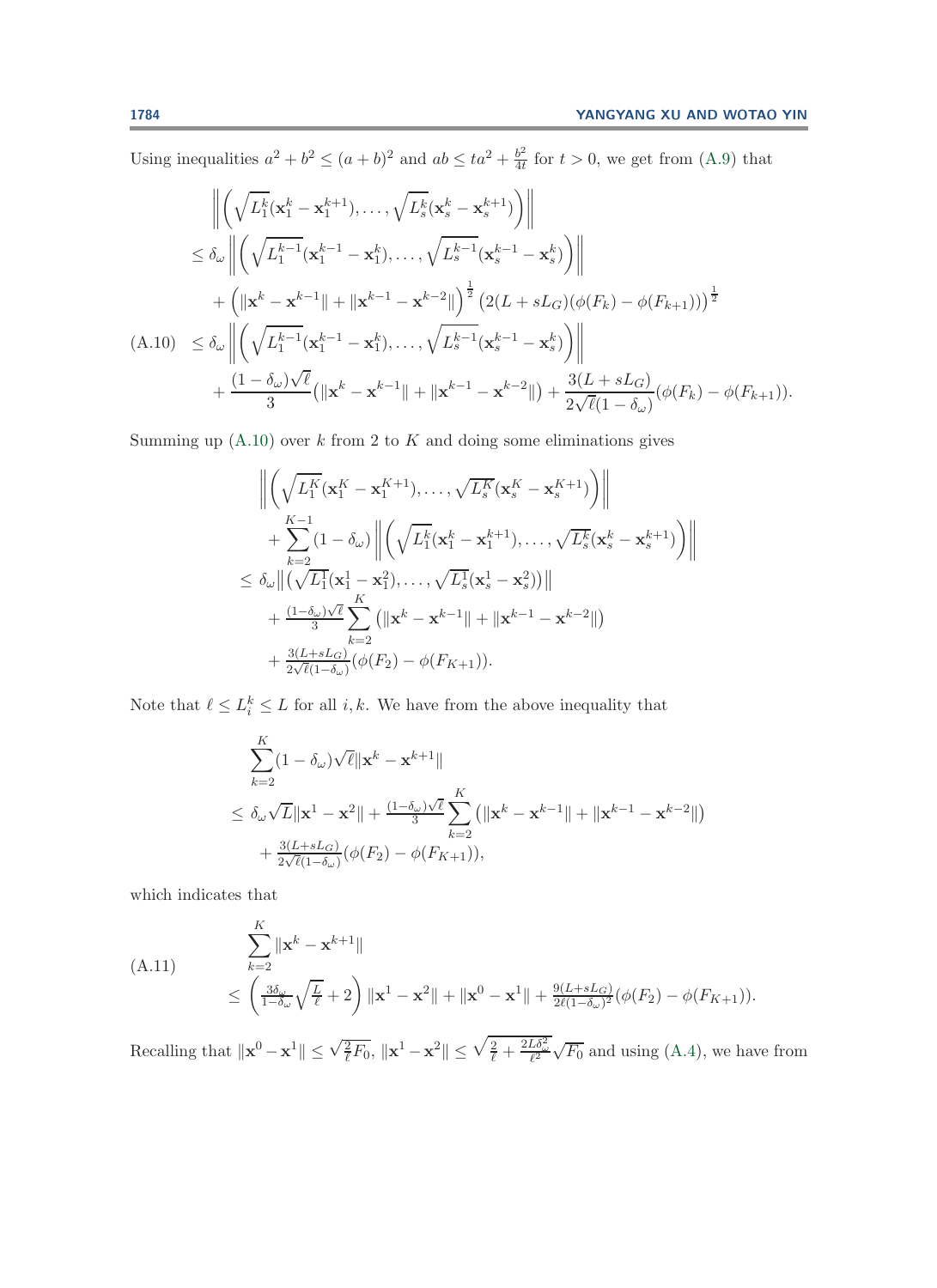Using inequalities $a^2 + b^2 \le (a+b)^2$ and $ab \le ta^2 + \frac{b^2}{4t}$ for $t > 0$, we get from (A.9) that

$$
\begin{aligned}
&\left\| \left( \sqrt{L_1^k}(\mathbf{x}_1^k - \mathbf{x}_1^{k+1}), \ldots, \sqrt{L_s^k}(\mathbf{x}_s^k - \mathbf{x}_s^{k+1}) \right) \right\| \\
&\le \delta_\omega \left\| \left( \sqrt{L_1^{k-1}}(\mathbf{x}_1^{k-1} - \mathbf{x}_1^{k}), \ldots, \sqrt{L_s^{k-1}}(\mathbf{x}_s^{k-1} - \mathbf{x}_s^{k}) \right) \right\| \\
&\quad + \left( \|\mathbf{x}^k - \mathbf{x}^{k-1}\| + \|\mathbf{x}^{k-1} - \mathbf{x}^{k-2}\| \right)^{\frac{1}{2}} \left( 2(L + sL_G)(\phi(F_k) - \phi(F_{k+1})) \right)^{\frac{1}{2}} \\
&\le \delta_\omega \left\| \left( \sqrt{L_1^{k-1}}(\mathbf{x}_1^{k-1} - \mathbf{x}_1^{k}), \ldots, \sqrt{L_s^{k-1}}(\mathbf{x}_s^{k-1} - \mathbf{x}_s^{k}) \right) \right\| \\
&\quad + \frac{(1-\delta_\omega)\sqrt{\ell}}{3} \left( \|\mathbf{x}^k - \mathbf{x}^{k-1}\| + \|\mathbf{x}^{k-1} - \mathbf{x}^{k-2}\| \right) + \frac{3(L + sL_G)}{2\sqrt{\ell}(1-\delta_\omega)} (\phi(F_k) - \phi(F_{k+1})).
\end{aligned} \tag{A.10}
$$

Summing up (A.10) over $k$ from 2 to $K$ and doing some eliminations gives

$$
\begin{aligned}
&\left\| \left( \sqrt{L_1^K}(\mathbf{x}_1^K - \mathbf{x}_1^{K+1}), \ldots, \sqrt{L_s^K}(\mathbf{x}_s^K - \mathbf{x}_s^{K+1}) \right) \right\| \\
&\quad + \sum_{k=2}^{K-1} (1-\delta_\omega) \left\| \left( \sqrt{L_1^k}(\mathbf{x}_1^k - \mathbf{x}_1^{k+1}), \ldots, \sqrt{L_s^k}(\mathbf{x}_s^k - \mathbf{x}_s^{k+1}) \right) \right\| \\
&\le \delta_\omega \left\| \left( \sqrt{L_1^1}(\mathbf{x}_1^1 - \mathbf{x}_1^2), \ldots, \sqrt{L_s^1}(\mathbf{x}_s^1 - \mathbf{x}_s^2) \right) \right\| \\
&\quad + \tfrac{(1-\delta_\omega)\sqrt{\ell}}{3} \sum_{k=2}^{K} \left( \|\mathbf{x}^k - \mathbf{x}^{k-1}\| + \|\mathbf{x}^{k-1} - \mathbf{x}^{k-2}\| \right) \\
&\quad + \tfrac{3(L+sL_G)}{2\sqrt{\ell}(1-\delta_\omega)} (\phi(F_2) - \phi(F_{K+1})).
\end{aligned}
$$

Note that $\ell \le L_i^k \le L$ for all $i, k$. We have from the above inequality that

$$
\begin{aligned}
&\sum_{k=2}^{K} (1-\delta_\omega)\sqrt{\ell} \|\mathbf{x}^k - \mathbf{x}^{k+1}\| \\
&\le \delta_\omega \sqrt{L} \|\mathbf{x}^1 - \mathbf{x}^2\| + \tfrac{(1-\delta_\omega)\sqrt{\ell}}{3} \sum_{k=2}^{K} \left( \|\mathbf{x}^k - \mathbf{x}^{k-1}\| + \|\mathbf{x}^{k-1} - \mathbf{x}^{k-2}\| \right) \\
&\quad + \tfrac{3(L+sL_G)}{2\sqrt{\ell}(1-\delta_\omega)} (\phi(F_2) - \phi(F_{K+1})),
\end{aligned}
$$

which indicates that

$$
\begin{aligned}
&\sum_{k=2}^{K} \|\mathbf{x}^k - \mathbf{x}^{k+1}\| \\
&\le \left( \tfrac{3\delta_\omega}{1-\delta_\omega} \sqrt{\tfrac{L}{\ell}} + 2 \right) \|\mathbf{x}^1 - \mathbf{x}^2\| + \|\mathbf{x}^0 - \mathbf{x}^1\| + \tfrac{9(L+sL_G)}{2\ell(1-\delta_\omega)^2} (\phi(F_2) - \phi(F_{K+1})).
\end{aligned} \tag{A.11}
$$

Recalling that $\|\mathbf{x}^0 - \mathbf{x}^1\| \le \sqrt{\frac{2}{\ell} F_0}$, $\|\mathbf{x}^1 - \mathbf{x}^2\| \le \sqrt{\frac{2}{\ell} + \frac{2L\delta_\omega^2}{\ell^2}} \sqrt{F_0}$ and using (A.4), we have from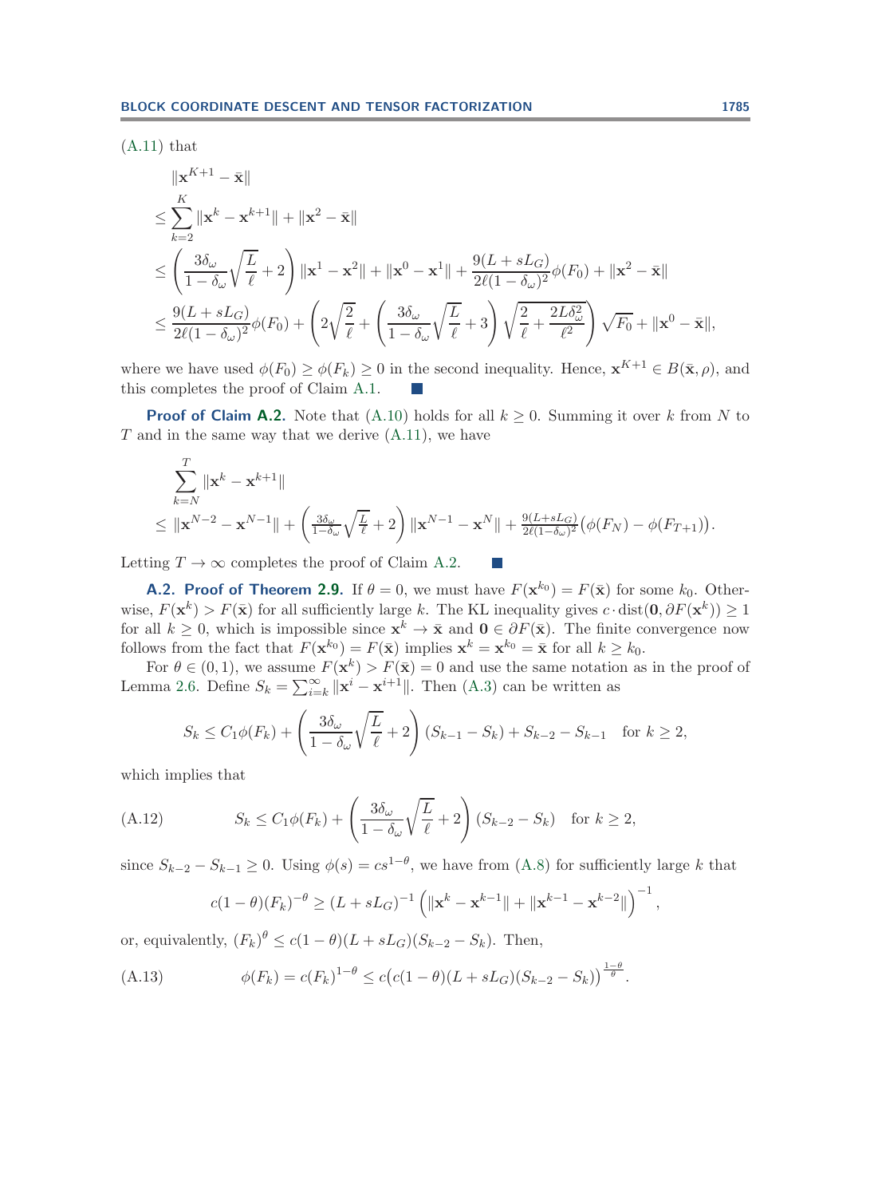(A.11) that

$$
\begin{aligned}
&\|\mathbf{x}^{K+1} - \bar{\mathbf{x}}\| \\
&\leq \sum_{k=2}^{K} \|\mathbf{x}^k - \mathbf{x}^{k+1}\| + \|\mathbf{x}^2 - \bar{\mathbf{x}}\| \\
&\leq \left(\frac{3\delta_\omega}{1-\delta_\omega}\sqrt{\frac{L}{\ell}} + 2\right)\|\mathbf{x}^1 - \mathbf{x}^2\| + \|\mathbf{x}^0 - \mathbf{x}^1\| + \frac{9(L+sL_G)}{2\ell(1-\delta_\omega)^2}\phi(F_0) + \|\mathbf{x}^2 - \bar{\mathbf{x}}\| \\
&\leq \frac{9(L+sL_G)}{2\ell(1-\delta_\omega)^2}\phi(F_0) + \left(2\sqrt{\frac{2}{\ell}} + \left(\frac{3\delta_\omega}{1-\delta_\omega}\sqrt{\frac{L}{\ell}} + 3\right)\sqrt{\frac{2}{\ell} + \frac{2L\delta_\omega^2}{\ell^2}}\right)\sqrt{F_0} + \|\mathbf{x}^0 - \bar{\mathbf{x}}\|,
\end{aligned}
$$

where we have used $\phi(F_0) \geq \phi(F_k) \geq 0$ in the second inequality. Hence, $\mathbf{x}^{K+1} \in B(\bar{\mathbf{x}}, \rho)$, and this completes the proof of Claim A.1. ■

**Proof of Claim A.2.** Note that (A.10) holds for all $k \geq 0$. Summing it over $k$ from $N$ to $T$ and in the same way that we derive (A.11), we have

$$
\begin{aligned}
&\sum_{k=N}^{T} \|\mathbf{x}^k - \mathbf{x}^{k+1}\| \\
&\leq \|\mathbf{x}^{N-2} - \mathbf{x}^{N-1}\| + \left(\tfrac{3\delta_\omega}{1-\delta_\omega}\sqrt{\tfrac{L}{\ell}} + 2\right)\|\mathbf{x}^{N-1} - \mathbf{x}^N\| + \tfrac{9(L+sL_G)}{2\ell(1-\delta_\omega)^2}\big(\phi(F_N) - \phi(F_{T+1})\big).
\end{aligned}
$$

Letting $T \to \infty$ completes the proof of Claim A.2. ■

**A.2. Proof of Theorem 2.9.** If $\theta = 0$, we must have $F(\mathbf{x}^{k_0}) = F(\bar{\mathbf{x}})$ for some $k_0$. Otherwise, $F(\mathbf{x}^k) > F(\bar{\mathbf{x}})$ for all sufficiently large $k$. The KL inequality gives $c \cdot \text{dist}(\mathbf{0}, \partial F(\mathbf{x}^k)) \geq 1$ for all $k \geq 0$, which is impossible since $\mathbf{x}^k \to \bar{\mathbf{x}}$ and $\mathbf{0} \in \partial F(\bar{\mathbf{x}})$. The finite convergence now follows from the fact that $F(\mathbf{x}^{k_0}) = F(\bar{\mathbf{x}})$ implies $\mathbf{x}^k = \mathbf{x}^{k_0} = \bar{\mathbf{x}}$ for all $k \geq k_0$.

For $\theta \in (0,1)$, we assume $F(\mathbf{x}^k) > F(\bar{\mathbf{x}}) = 0$ and use the same notation as in the proof of Lemma 2.6. Define $S_k = \sum_{i=k}^{\infty} \|\mathbf{x}^i - \mathbf{x}^{i+1}\|$. Then (A.3) can be written as

$$
S_k \leq C_1\phi(F_k) + \left(\frac{3\delta_\omega}{1-\delta_\omega}\sqrt{\frac{L}{\ell}} + 2\right)(S_{k-1} - S_k) + S_{k-2} - S_{k-1} \quad \text{for } k \geq 2,
$$

which implies that

$$
S_k \leq C_1\phi(F_k) + \left(\frac{3\delta_\omega}{1-\delta_\omega}\sqrt{\frac{L}{\ell}} + 2\right)(S_{k-2} - S_k) \quad \text{for } k \geq 2, \tag{A.12}
$$

since $S_{k-2} - S_{k-1} \geq 0$. Using $\phi(s) = cs^{1-\theta}$, we have from (A.8) for sufficiently large $k$ that

$$
c(1-\theta)(F_k)^{-\theta} \geq (L+sL_G)^{-1}\left(\|\mathbf{x}^k - \mathbf{x}^{k-1}\| + \|\mathbf{x}^{k-1} - \mathbf{x}^{k-2}\|\right)^{-1},
$$

or, equivalently, $(F_k)^\theta \leq c(1-\theta)(L+sL_G)(S_{k-2} - S_k)$. Then,

$$
\phi(F_k) = c(F_k)^{1-\theta} \leq c\big(c(1-\theta)(L+sL_G)(S_{k-2} - S_k)\big)^{\frac{1-\theta}{\theta}}. \tag{A.13}
$$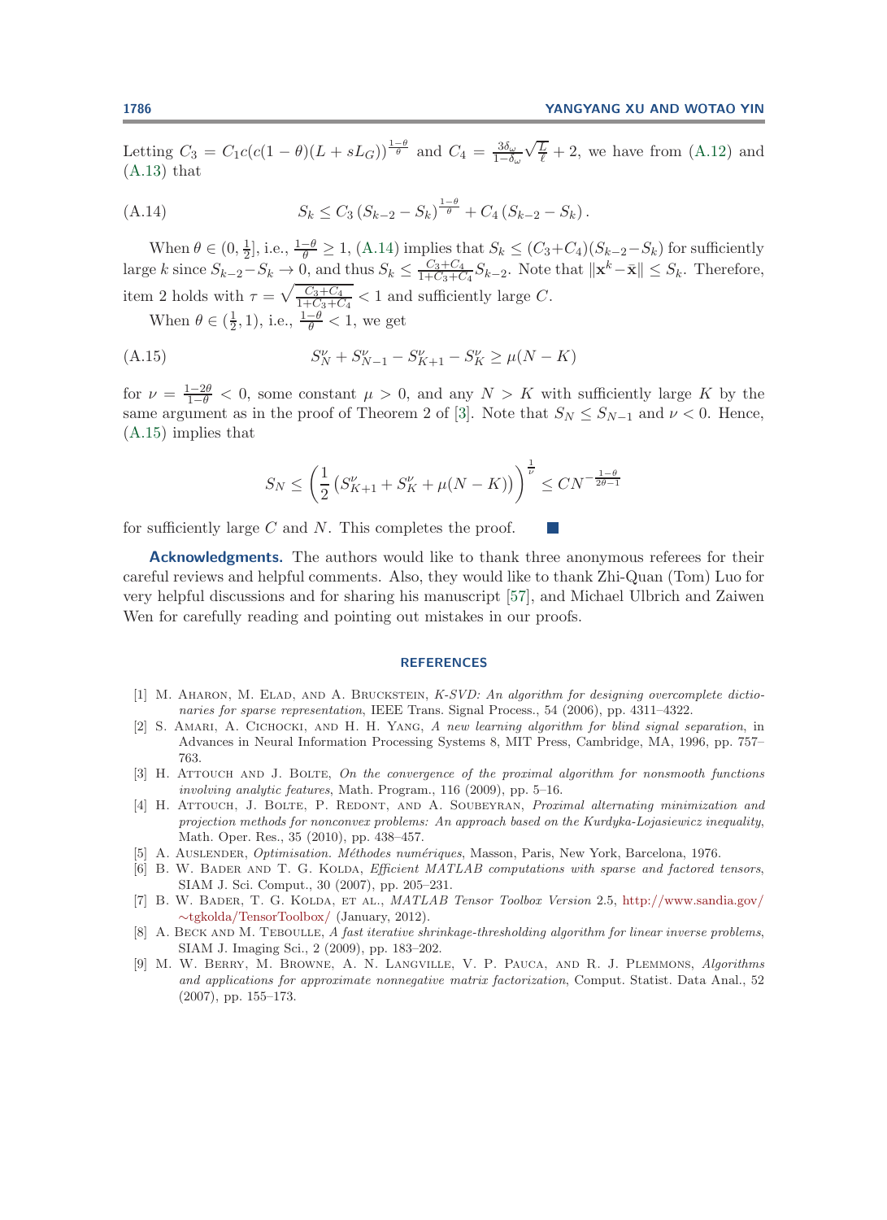Letting $C_3 = C_1 c(c(1-\theta)(L+sL_G))^{\frac{1-\theta}{\theta}}$ and $C_4 = \frac{3\delta_\omega}{1-\delta_\omega}\sqrt{\frac{L}{\ell}}+2$, we have from (A.12) and (A.13) that

$$S_k \le C_3 \left(S_{k-2} - S_k\right)^{\frac{1-\theta}{\theta}} + C_4 \left(S_{k-2} - S_k\right). \tag{A.14}$$

When $\theta \in (0, \frac{1}{2}]$, i.e., $\frac{1-\theta}{\theta} \ge 1$, (A.14) implies that $S_k \le (C_3+C_4)(S_{k-2}-S_k)$ for sufficiently large $k$ since $S_{k-2}-S_k \to 0$, and thus $S_k \le \frac{C_3+C_4}{1+C_3+C_4}S_{k-2}$. Note that $\|\mathbf{x}^k - \bar{\mathbf{x}}\| \le S_k$. Therefore, item 2 holds with $\tau = \sqrt{\frac{C_3+C_4}{1+C_3+C_4}} < 1$ and sufficiently large $C$.

When $\theta \in (\frac{1}{2}, 1)$, i.e., $\frac{1-\theta}{\theta} < 1$, we get

$$S_N^\nu + S_{N-1}^\nu - S_{K+1}^\nu - S_K^\nu \ge \mu(N-K) \tag{A.15}$$

for $\nu = \frac{1-2\theta}{1-\theta} < 0$, some constant $\mu > 0$, and any $N > K$ with sufficiently large $K$ by the same argument as in the proof of Theorem 2 of [3]. Note that $S_N \le S_{N-1}$ and $\nu < 0$. Hence, (A.15) implies that

$$S_N \le \left(\frac{1}{2}\left(S_{K+1}^\nu + S_K^\nu + \mu(N-K)\right)\right)^{\frac{1}{\nu}} \le C N^{-\frac{1-\theta}{2\theta-1}}$$

for sufficiently large $C$ and $N$. This completes the proof. ∎

**Acknowledgments.** The authors would like to thank three anonymous referees for their careful reviews and helpful comments. Also, they would like to thank Zhi-Quan (Tom) Luo for very helpful discussions and for sharing his manuscript [57], and Michael Ulbrich and Zaiwen Wen for carefully reading and pointing out mistakes in our proofs.

## REFERENCES

[1] M. Aharon, M. Elad, and A. Bruckstein, *K-SVD: An algorithm for designing overcomplete dictionaries for sparse representation*, IEEE Trans. Signal Process., 54 (2006), pp. 4311–4322.

[2] S. Amari, A. Cichocki, and H. H. Yang, *A new learning algorithm for blind signal separation*, in Advances in Neural Information Processing Systems 8, MIT Press, Cambridge, MA, 1996, pp. 757–763.

[3] H. Attouch and J. Bolte, *On the convergence of the proximal algorithm for nonsmooth functions involving analytic features*, Math. Program., 116 (2009), pp. 5–16.

[4] H. Attouch, J. Bolte, P. Redont, and A. Soubeyran, *Proximal alternating minimization and projection methods for nonconvex problems: An approach based on the Kurdyka-Lojasiewicz inequality*, Math. Oper. Res., 35 (2010), pp. 438–457.

[5] A. Auslender, *Optimisation. Méthodes numériques*, Masson, Paris, New York, Barcelona, 1976.

[6] B. W. Bader and T. G. Kolda, *Efficient MATLAB computations with sparse and factored tensors*, SIAM J. Sci. Comput., 30 (2007), pp. 205–231.

[7] B. W. Bader, T. G. Kolda, et al., *MATLAB Tensor Toolbox Version 2.5*, http://www.sandia.gov/~tgkolda/TensorToolbox/ (January, 2012).

[8] A. Beck and M. Teboulle, *A fast iterative shrinkage-thresholding algorithm for linear inverse problems*, SIAM J. Imaging Sci., 2 (2009), pp. 183–202.

[9] M. W. Berry, M. Browne, A. N. Langville, V. P. Pauca, and R. J. Plemmons, *Algorithms and applications for approximate nonnegative matrix factorization*, Comput. Statist. Data Anal., 52 (2007), pp. 155–173.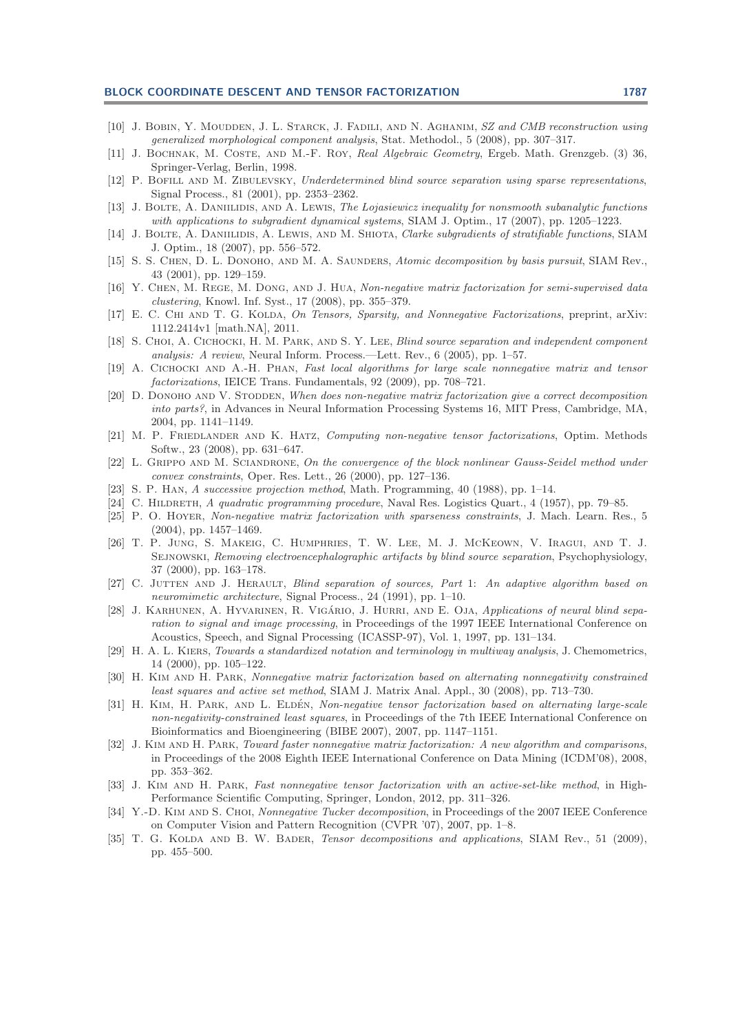[10] J. Bobin, Y. Moudden, J. L. Starck, J. Fadili, and N. Aghanim, *SZ and CMB reconstruction using generalized morphological component analysis*, Stat. Methodol., 5 (2008), pp. 307–317.

[11] J. Bochnak, M. Coste, and M.-F. Roy, *Real Algebraic Geometry*, Ergeb. Math. Grenzgeb. (3) 36, Springer-Verlag, Berlin, 1998.

[12] P. Bofill and M. Zibulevsky, *Underdetermined blind source separation using sparse representations*, Signal Process., 81 (2001), pp. 2353–2362.

[13] J. Bolte, A. Daniilidis, and A. Lewis, *The Lojasiewicz inequality for nonsmooth subanalytic functions with applications to subgradient dynamical systems*, SIAM J. Optim., 17 (2007), pp. 1205–1223.

[14] J. Bolte, A. Daniilidis, A. Lewis, and M. Shiota, *Clarke subgradients of stratifiable functions*, SIAM J. Optim., 18 (2007), pp. 556–572.

[15] S. S. Chen, D. L. Donoho, and M. A. Saunders, *Atomic decomposition by basis pursuit*, SIAM Rev., 43 (2001), pp. 129–159.

[16] Y. Chen, M. Rege, M. Dong, and J. Hua, *Non-negative matrix factorization for semi-supervised data clustering*, Knowl. Inf. Syst., 17 (2008), pp. 355–379.

[17] E. C. Chi and T. G. Kolda, *On Tensors, Sparsity, and Nonnegative Factorizations*, preprint, arXiv: 1112.2414v1 [math.NA], 2011.

[18] S. Choi, A. Cichocki, H. M. Park, and S. Y. Lee, *Blind source separation and independent component analysis: A review*, Neural Inform. Process.—Lett. Rev., 6 (2005), pp. 1–57.

[19] A. Cichocki and A.-H. Phan, *Fast local algorithms for large scale nonnegative matrix and tensor factorizations*, IEICE Trans. Fundamentals, 92 (2009), pp. 708–721.

[20] D. Donoho and V. Stodden, *When does non-negative matrix factorization give a correct decomposition into parts?*, in Advances in Neural Information Processing Systems 16, MIT Press, Cambridge, MA, 2004, pp. 1141–1149.

[21] M. P. Friedlander and K. Hatz, *Computing non-negative tensor factorizations*, Optim. Methods Softw., 23 (2008), pp. 631–647.

[22] L. Grippo and M. Sciandrone, *On the convergence of the block nonlinear Gauss-Seidel method under convex constraints*, Oper. Res. Lett., 26 (2000), pp. 127–136.

[23] S. P. Han, *A successive projection method*, Math. Programming, 40 (1988), pp. 1–14.

[24] C. Hildreth, *A quadratic programming procedure*, Naval Res. Logistics Quart., 4 (1957), pp. 79–85.

[25] P. O. Hoyer, *Non-negative matrix factorization with sparseness constraints*, J. Mach. Learn. Res., 5 (2004), pp. 1457–1469.

[26] T. P. Jung, S. Makeig, C. Humphries, T. W. Lee, M. J. McKeown, V. Iragui, and T. J. Sejnowski, *Removing electroencephalographic artifacts by blind source separation*, Psychophysiology, 37 (2000), pp. 163–178.

[27] C. Jutten and J. Herault, *Blind separation of sources, Part 1: An adaptive algorithm based on neuromimetic architecture*, Signal Process., 24 (1991), pp. 1–10.

[28] J. Karhunen, A. Hyvarinen, R. Vigário, J. Hurri, and E. Oja, *Applications of neural blind separation to signal and image processing*, in Proceedings of the 1997 IEEE International Conference on Acoustics, Speech, and Signal Processing (ICASSP-97), Vol. 1, 1997, pp. 131–134.

[29] H. A. L. Kiers, *Towards a standardized notation and terminology in multiway analysis*, J. Chemometrics, 14 (2000), pp. 105–122.

[30] H. Kim and H. Park, *Nonnegative matrix factorization based on alternating nonnegativity constrained least squares and active set method*, SIAM J. Matrix Anal. Appl., 30 (2008), pp. 713–730.

[31] H. Kim, H. Park, and L. Eldén, *Non-negative tensor factorization based on alternating large-scale non-negativity-constrained least squares*, in Proceedings of the 7th IEEE International Conference on Bioinformatics and Bioengineering (BIBE 2007), 2007, pp. 1147–1151.

[32] J. Kim and H. Park, *Toward faster nonnegative matrix factorization: A new algorithm and comparisons*, in Proceedings of the 2008 Eighth IEEE International Conference on Data Mining (ICDM'08), 2008, pp. 353–362.

[33] J. Kim and H. Park, *Fast nonnegative tensor factorization with an active-set-like method*, in High-Performance Scientific Computing, Springer, London, 2012, pp. 311–326.

[34] Y.-D. Kim and S. Choi, *Nonnegative Tucker decomposition*, in Proceedings of the 2007 IEEE Conference on Computer Vision and Pattern Recognition (CVPR '07), 2007, pp. 1–8.

[35] T. G. Kolda and B. W. Bader, *Tensor decompositions and applications*, SIAM Rev., 51 (2009), pp. 455–500.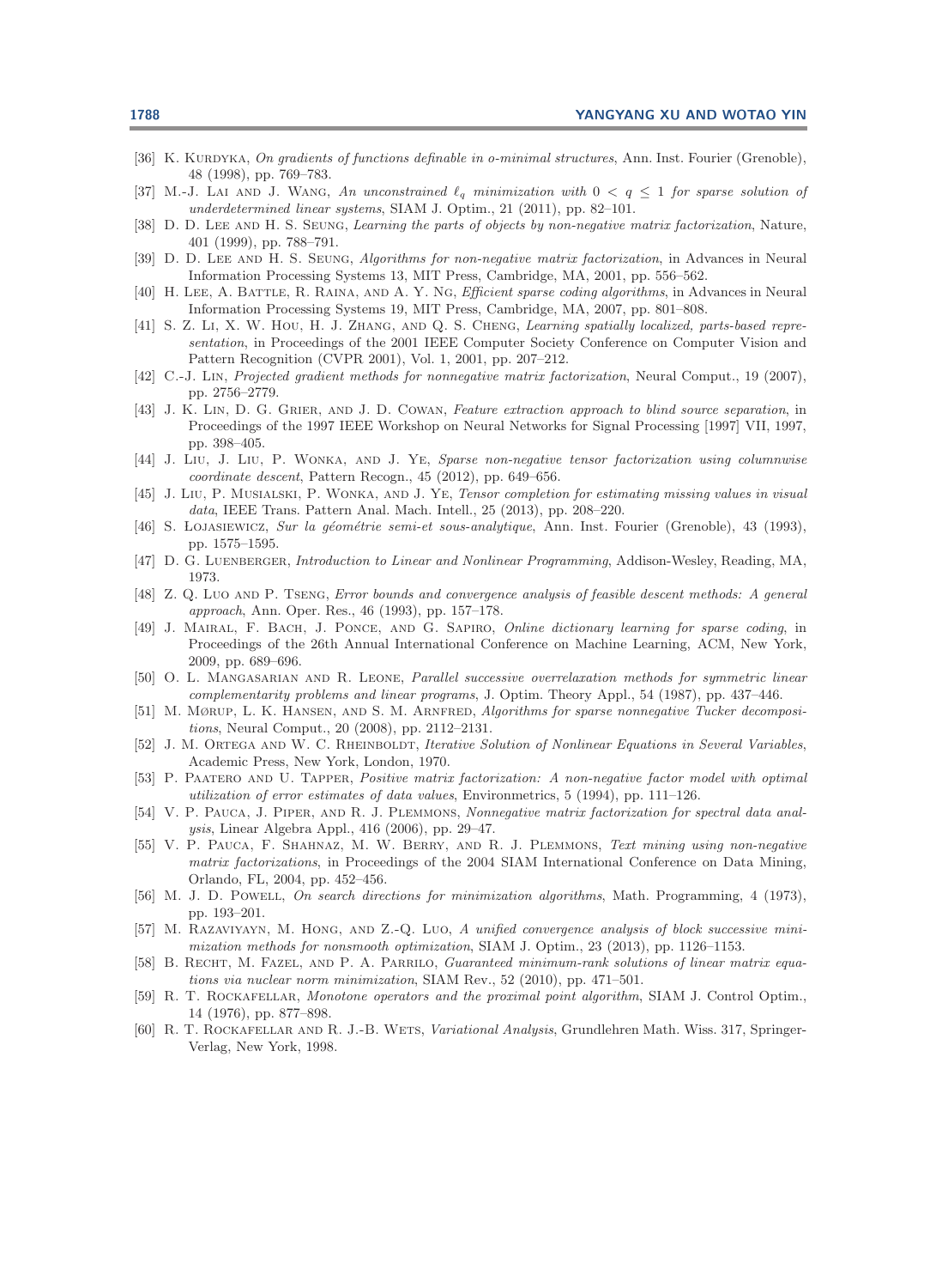[36] K. Kurdyka, *On gradients of functions definable in o-minimal structures*, Ann. Inst. Fourier (Grenoble), 48 (1998), pp. 769–783.

[37] M.-J. Lai and J. Wang, *An unconstrained $\ell_q$ minimization with $0 < q \leq 1$ for sparse solution of underdetermined linear systems*, SIAM J. Optim., 21 (2011), pp. 82–101.

[38] D. D. Lee and H. S. Seung, *Learning the parts of objects by non-negative matrix factorization*, Nature, 401 (1999), pp. 788–791.

[39] D. D. Lee and H. S. Seung, *Algorithms for non-negative matrix factorization*, in Advances in Neural Information Processing Systems 13, MIT Press, Cambridge, MA, 2001, pp. 556–562.

[40] H. Lee, A. Battle, R. Raina, and A. Y. Ng, *Efficient sparse coding algorithms*, in Advances in Neural Information Processing Systems 19, MIT Press, Cambridge, MA, 2007, pp. 801–808.

[41] S. Z. Li, X. W. Hou, H. J. Zhang, and Q. S. Cheng, *Learning spatially localized, parts-based representation*, in Proceedings of the 2001 IEEE Computer Society Conference on Computer Vision and Pattern Recognition (CVPR 2001), Vol. 1, 2001, pp. 207–212.

[42] C.-J. Lin, *Projected gradient methods for nonnegative matrix factorization*, Neural Comput., 19 (2007), pp. 2756–2779.

[43] J. K. Lin, D. G. Grier, and J. D. Cowan, *Feature extraction approach to blind source separation*, in Proceedings of the 1997 IEEE Workshop on Neural Networks for Signal Processing [1997] VII, 1997, pp. 398–405.

[44] J. Liu, J. Liu, P. Wonka, and J. Ye, *Sparse non-negative tensor factorization using columnwise coordinate descent*, Pattern Recogn., 45 (2012), pp. 649–656.

[45] J. Liu, P. Musialski, P. Wonka, and J. Ye, *Tensor completion for estimating missing values in visual data*, IEEE Trans. Pattern Anal. Mach. Intell., 25 (2013), pp. 208–220.

[46] S. Lojasiewicz, *Sur la géométrie semi-et sous-analytique*, Ann. Inst. Fourier (Grenoble), 43 (1993), pp. 1575–1595.

[47] D. G. Luenberger, *Introduction to Linear and Nonlinear Programming*, Addison-Wesley, Reading, MA, 1973.

[48] Z. Q. Luo and P. Tseng, *Error bounds and convergence analysis of feasible descent methods: A general approach*, Ann. Oper. Res., 46 (1993), pp. 157–178.

[49] J. Mairal, F. Bach, J. Ponce, and G. Sapiro, *Online dictionary learning for sparse coding*, in Proceedings of the 26th Annual International Conference on Machine Learning, ACM, New York, 2009, pp. 689–696.

[50] O. L. Mangasarian and R. Leone, *Parallel successive overrelaxation methods for symmetric linear complementarity problems and linear programs*, J. Optim. Theory Appl., 54 (1987), pp. 437–446.

[51] M. Mørup, L. K. Hansen, and S. M. Arnfred, *Algorithms for sparse nonnegative Tucker decompositions*, Neural Comput., 20 (2008), pp. 2112–2131.

[52] J. M. Ortega and W. C. Rheinboldt, *Iterative Solution of Nonlinear Equations in Several Variables*, Academic Press, New York, London, 1970.

[53] P. Paatero and U. Tapper, *Positive matrix factorization: A non-negative factor model with optimal utilization of error estimates of data values*, Environmetrics, 5 (1994), pp. 111–126.

[54] V. P. Pauca, J. Piper, and R. J. Plemmons, *Nonnegative matrix factorization for spectral data analysis*, Linear Algebra Appl., 416 (2006), pp. 29–47.

[55] V. P. Pauca, F. Shahnaz, M. W. Berry, and R. J. Plemmons, *Text mining using non-negative matrix factorizations*, in Proceedings of the 2004 SIAM International Conference on Data Mining, Orlando, FL, 2004, pp. 452–456.

[56] M. J. D. Powell, *On search directions for minimization algorithms*, Math. Programming, 4 (1973), pp. 193–201.

[57] M. Razaviyayn, M. Hong, and Z.-Q. Luo, *A unified convergence analysis of block successive minimization methods for nonsmooth optimization*, SIAM J. Optim., 23 (2013), pp. 1126–1153.

[58] B. Recht, M. Fazel, and P. A. Parrilo, *Guaranteed minimum-rank solutions of linear matrix equations via nuclear norm minimization*, SIAM Rev., 52 (2010), pp. 471–501.

[59] R. T. Rockafellar, *Monotone operators and the proximal point algorithm*, SIAM J. Control Optim., 14 (1976), pp. 877–898.

[60] R. T. Rockafellar and R. J.-B. Wets, *Variational Analysis*, Grundlehren Math. Wiss. 317, Springer-Verlag, New York, 1998.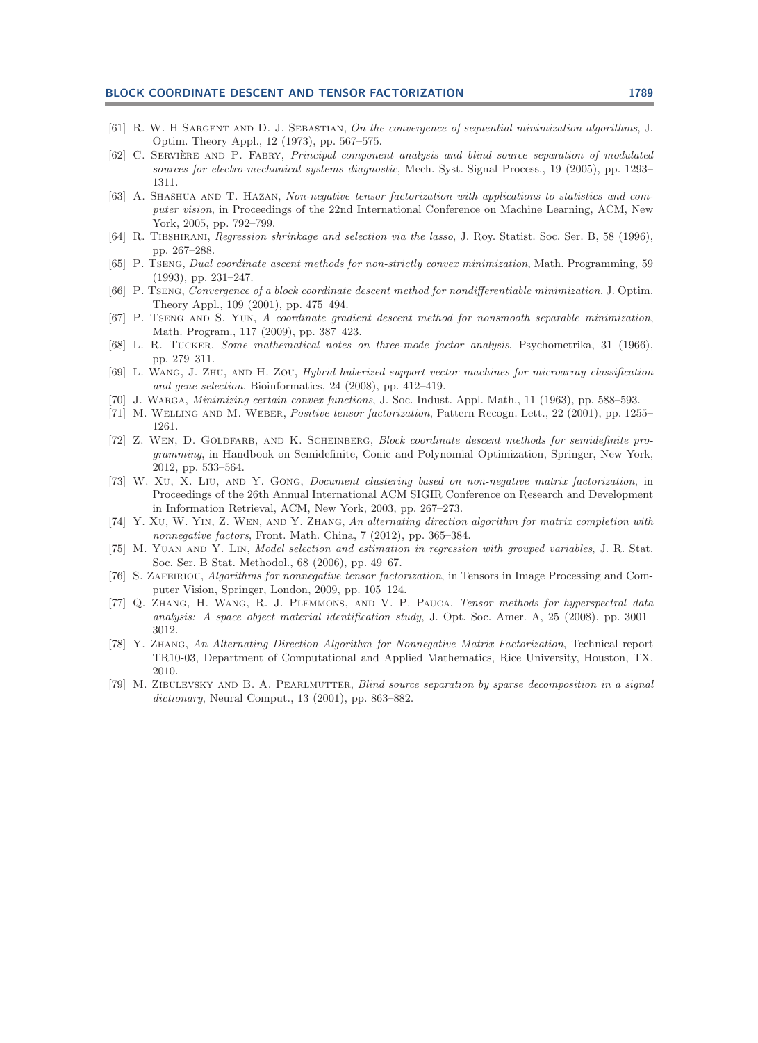[61] R. W. H Sargent and D. J. Sebastian, *On the convergence of sequential minimization algorithms*, J. Optim. Theory Appl., 12 (1973), pp. 567–575.

[62] C. Servière and P. Fabry, *Principal component analysis and blind source separation of modulated sources for electro-mechanical systems diagnostic*, Mech. Syst. Signal Process., 19 (2005), pp. 1293–1311.

[63] A. Shashua and T. Hazan, *Non-negative tensor factorization with applications to statistics and computer vision*, in Proceedings of the 22nd International Conference on Machine Learning, ACM, New York, 2005, pp. 792–799.

[64] R. Tibshirani, *Regression shrinkage and selection via the lasso*, J. Roy. Statist. Soc. Ser. B, 58 (1996), pp. 267–288.

[65] P. Tseng, *Dual coordinate ascent methods for non-strictly convex minimization*, Math. Programming, 59 (1993), pp. 231–247.

[66] P. Tseng, *Convergence of a block coordinate descent method for nondifferentiable minimization*, J. Optim. Theory Appl., 109 (2001), pp. 475–494.

[67] P. Tseng and S. Yun, *A coordinate gradient descent method for nonsmooth separable minimization*, Math. Program., 117 (2009), pp. 387–423.

[68] L. R. Tucker, *Some mathematical notes on three-mode factor analysis*, Psychometrika, 31 (1966), pp. 279–311.

[69] L. Wang, J. Zhu, and H. Zou, *Hybrid huberized support vector machines for microarray classification and gene selection*, Bioinformatics, 24 (2008), pp. 412–419.

[70] J. Warga, *Minimizing certain convex functions*, J. Soc. Indust. Appl. Math., 11 (1963), pp. 588–593.

[71] M. Welling and M. Weber, *Positive tensor factorization*, Pattern Recogn. Lett., 22 (2001), pp. 1255–1261.

[72] Z. Wen, D. Goldfarb, and K. Scheinberg, *Block coordinate descent methods for semidefinite programming*, in Handbook on Semidefinite, Conic and Polynomial Optimization, Springer, New York, 2012, pp. 533–564.

[73] W. Xu, X. Liu, and Y. Gong, *Document clustering based on non-negative matrix factorization*, in Proceedings of the 26th Annual International ACM SIGIR Conference on Research and Development in Information Retrieval, ACM, New York, 2003, pp. 267–273.

[74] Y. Xu, W. Yin, Z. Wen, and Y. Zhang, *An alternating direction algorithm for matrix completion with nonnegative factors*, Front. Math. China, 7 (2012), pp. 365–384.

[75] M. Yuan and Y. Lin, *Model selection and estimation in regression with grouped variables*, J. R. Stat. Soc. Ser. B Stat. Methodol., 68 (2006), pp. 49–67.

[76] S. Zafeiriou, *Algorithms for nonnegative tensor factorization*, in Tensors in Image Processing and Computer Vision, Springer, London, 2009, pp. 105–124.

[77] Q. Zhang, H. Wang, R. J. Plemmons, and V. P. Pauca, *Tensor methods for hyperspectral data analysis: A space object material identification study*, J. Opt. Soc. Amer. A, 25 (2008), pp. 3001–3012.

[78] Y. Zhang, *An Alternating Direction Algorithm for Nonnegative Matrix Factorization*, Technical report TR10-03, Department of Computational and Applied Mathematics, Rice University, Houston, TX, 2010.

[79] M. Zibulevsky and B. A. Pearlmutter, *Blind source separation by sparse decomposition in a signal dictionary*, Neural Comput., 13 (2001), pp. 863–882.